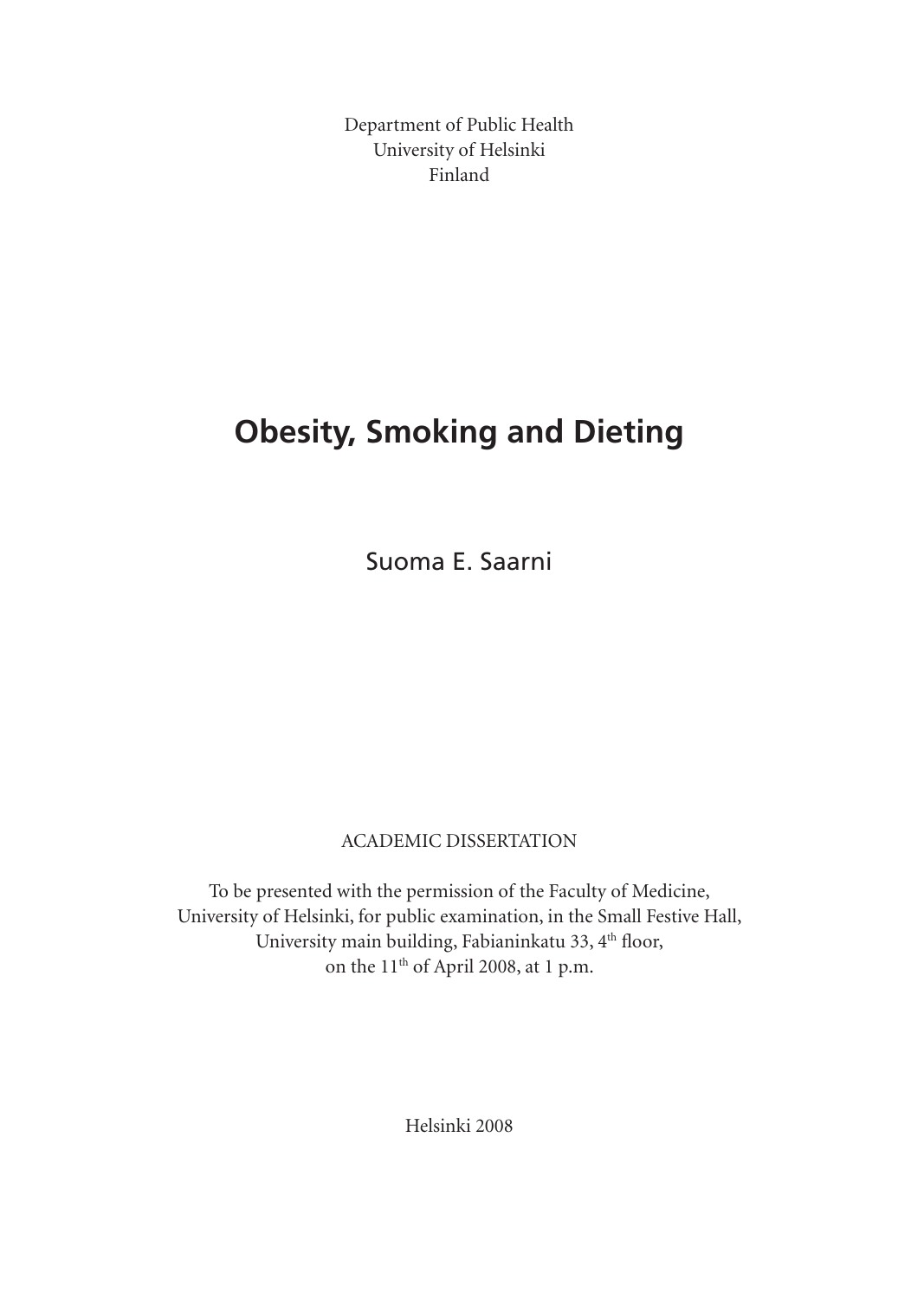Department of Public Health
University of Helsinki
Finland

# Obesity, Smoking and Dieting

Suoma E. Saarni

ACADEMIC DISSERTATION

To be presented with the permission of the Faculty of Medicine,
University of Helsinki, for public examination, in the Small Festive Hall,
University main building, Fabianinkatu 33, 4th floor,
on the 11th of April 2008, at 1 p.m.

Helsinki 2008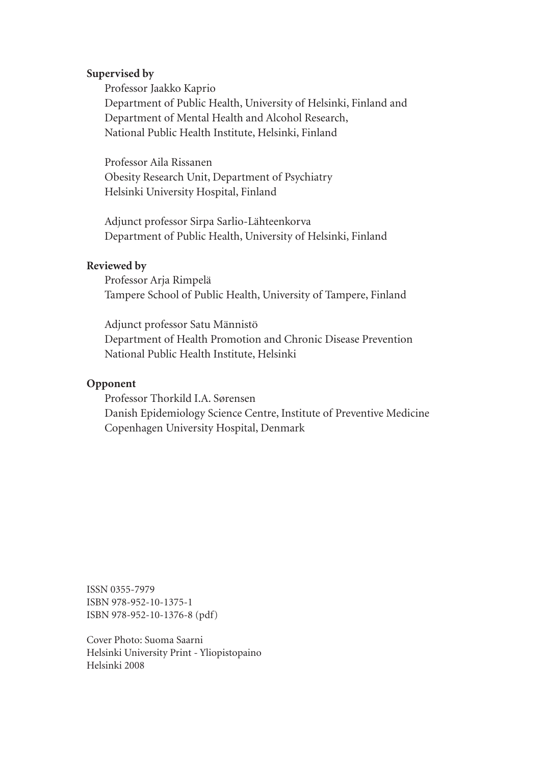**Supervised by**

Professor Jaakko Kaprio
Department of Public Health, University of Helsinki, Finland and
Department of Mental Health and Alcohol Research,
National Public Health Institute, Helsinki, Finland

Professor Aila Rissanen
Obesity Research Unit, Department of Psychiatry
Helsinki University Hospital, Finland

Adjunct professor Sirpa Sarlio-Lähteenkorva
Department of Public Health, University of Helsinki, Finland

**Reviewed by**

Professor Arja Rimpelä
Tampere School of Public Health, University of Tampere, Finland

Adjunct professor Satu Männistö
Department of Health Promotion and Chronic Disease Prevention
National Public Health Institute, Helsinki

**Opponent**

Professor Thorkild I.A. Sørensen
Danish Epidemiology Science Centre, Institute of Preventive Medicine
Copenhagen University Hospital, Denmark

ISSN 0355-7979
ISBN 978-952-10-1375-1
ISBN 978-952-10-1376-8 (pdf)

Cover Photo: Suoma Saarni
Helsinki University Print - Yliopistopaino
Helsinki 2008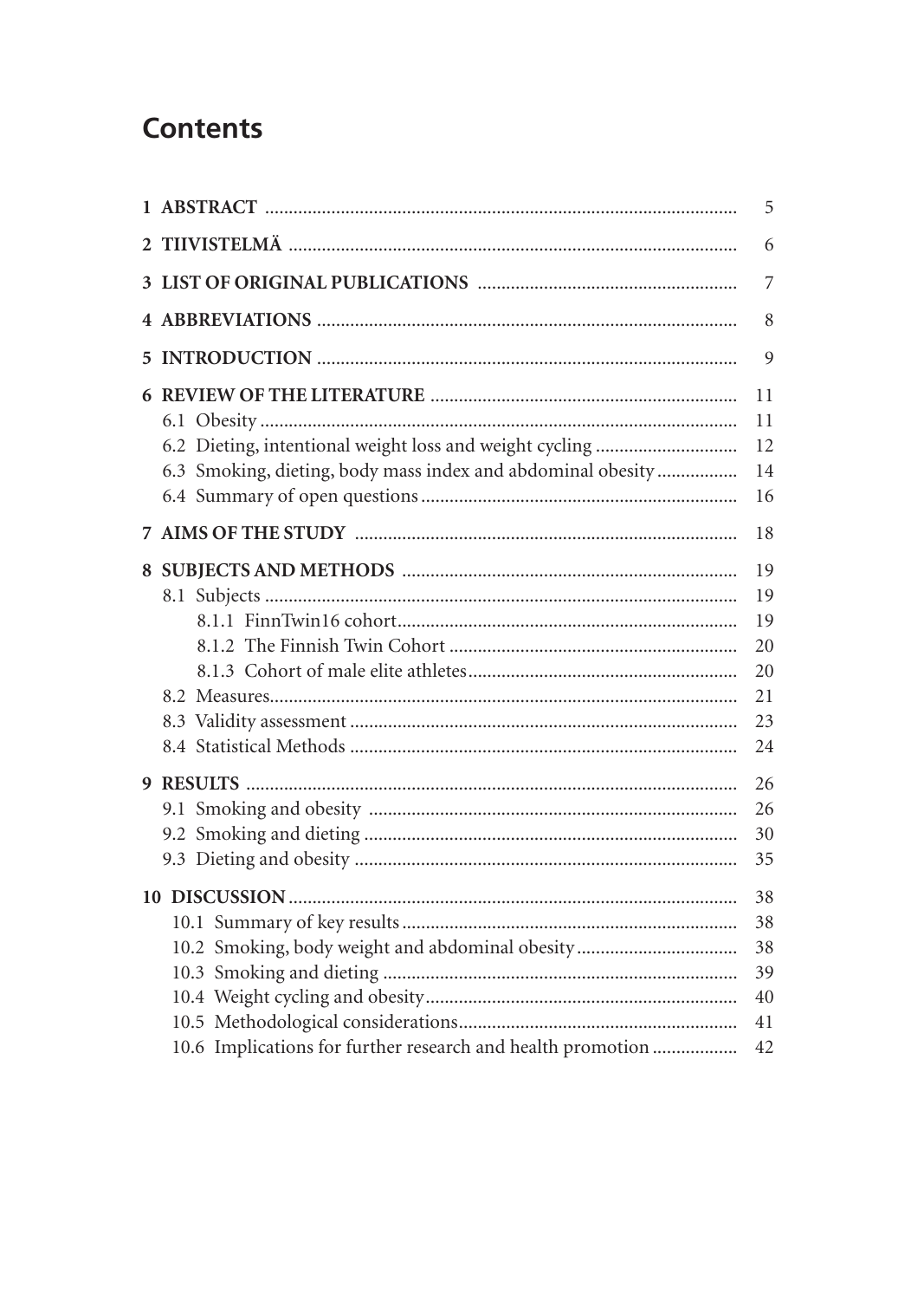# Contents

| | | |
|---|---|---|
| **1 ABSTRACT** | | 5 |
| **2 TIIVISTELMÄ** | | 6 |
| **3 LIST OF ORIGINAL PUBLICATIONS** | | 7 |
| **4 ABBREVIATIONS** | | 8 |
| **5 INTRODUCTION** | | 9 |
| **6 REVIEW OF THE LITERATURE** | | 11 |
| | 6.1 Obesity | 11 |
| | 6.2 Dieting, intentional weight loss and weight cycling | 12 |
| | 6.3 Smoking, dieting, body mass index and abdominal obesity | 14 |
| | 6.4 Summary of open questions | 16 |
| **7 AIMS OF THE STUDY** | | 18 |
| **8 SUBJECTS AND METHODS** | | 19 |
| | 8.1 Subjects | 19 |
| | 8.1.1 FinnTwin16 cohort | 19 |
| | 8.1.2 The Finnish Twin Cohort | 20 |
| | 8.1.3 Cohort of male elite athletes | 20 |
| | 8.2 Measures | 21 |
| | 8.3 Validity assessment | 23 |
| | 8.4 Statistical Methods | 24 |
| **9 RESULTS** | | 26 |
| | 9.1 Smoking and obesity | 26 |
| | 9.2 Smoking and dieting | 30 |
| | 9.3 Dieting and obesity | 35 |
| **10 DISCUSSION** | | 38 |
| | 10.1 Summary of key results | 38 |
| | 10.2 Smoking, body weight and abdominal obesity | 38 |
| | 10.3 Smoking and dieting | 39 |
| | 10.4 Weight cycling and obesity | 40 |
| | 10.5 Methodological considerations | 41 |
| | 10.6 Implications for further research and health promotion | 42 |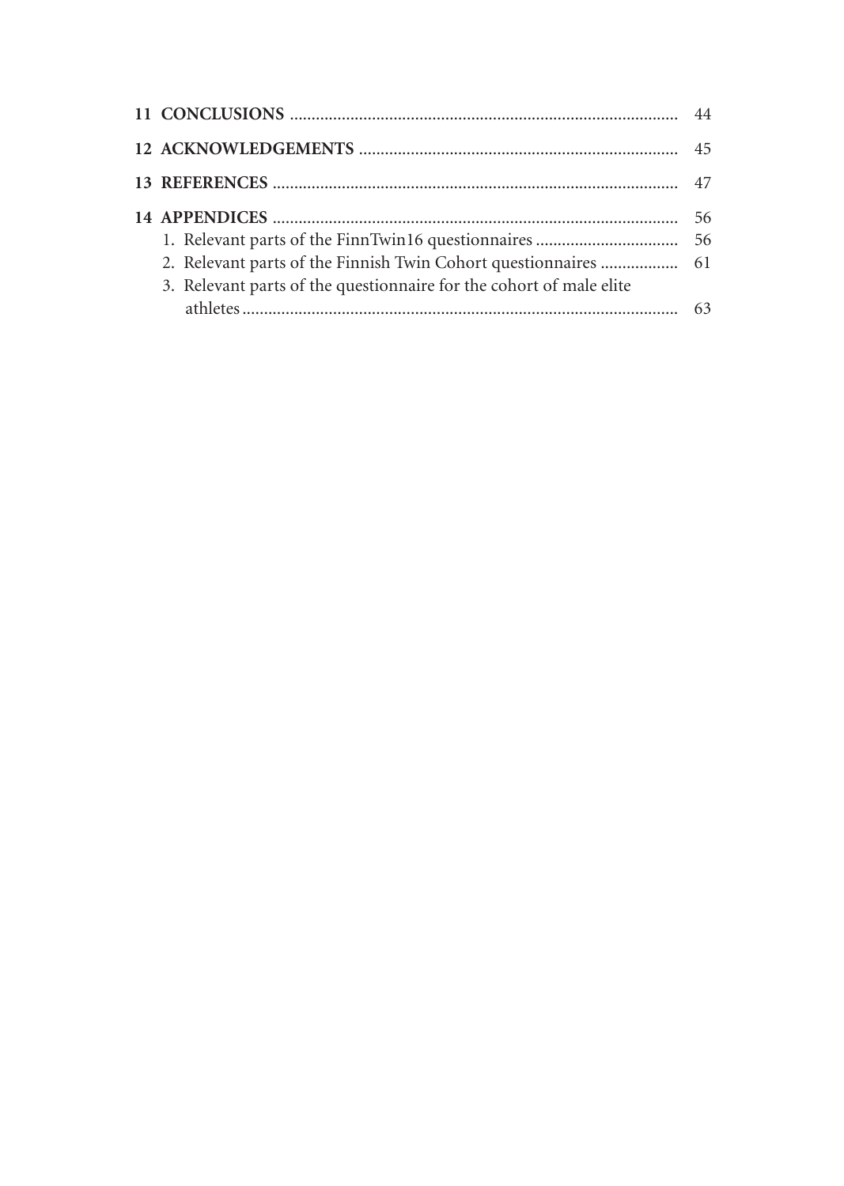**11 CONCLUSIONS** ........................................................................................ 44

**12 ACKNOWLEDGEMENTS** ........................................................................ 45

**13 REFERENCES** ............................................................................................ 47

**14 APPENDICES** ............................................................................................ 56

1. Relevant parts of the FinnTwin16 questionnaires ................................ 56
2. Relevant parts of the Finnish Twin Cohort questionnaires ................. 61
3. Relevant parts of the questionnaire for the cohort of male elite athletes .................................................................................................. 63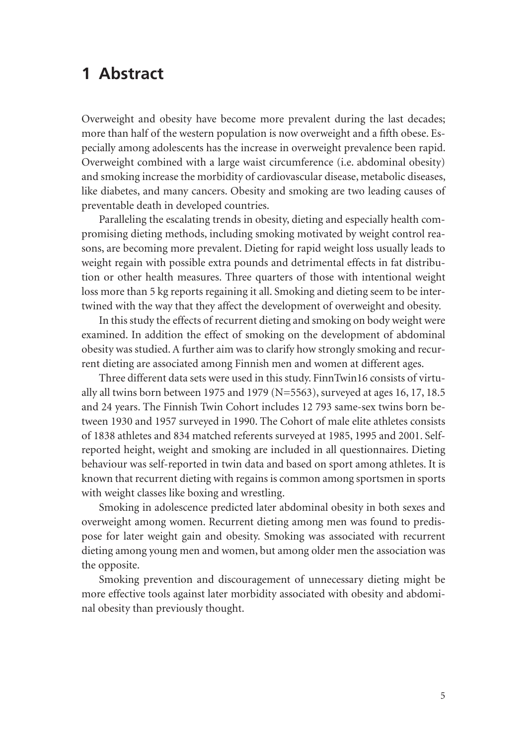# 1 Abstract

Overweight and obesity have become more prevalent during the last decades; more than half of the western population is now overweight and a fifth obese. Especially among adolescents has the increase in overweight prevalence been rapid. Overweight combined with a large waist circumference (i.e. abdominal obesity) and smoking increase the morbidity of cardiovascular disease, metabolic diseases, like diabetes, and many cancers. Obesity and smoking are two leading causes of preventable death in developed countries.

Paralleling the escalating trends in obesity, dieting and especially health compromising dieting methods, including smoking motivated by weight control reasons, are becoming more prevalent. Dieting for rapid weight loss usually leads to weight regain with possible extra pounds and detrimental effects in fat distribution or other health measures. Three quarters of those with intentional weight loss more than 5 kg reports regaining it all. Smoking and dieting seem to be intertwined with the way that they affect the development of overweight and obesity.

In this study the effects of recurrent dieting and smoking on body weight were examined. In addition the effect of smoking on the development of abdominal obesity was studied. A further aim was to clarify how strongly smoking and recurrent dieting are associated among Finnish men and women at different ages.

Three different data sets were used in this study. FinnTwin16 consists of virtually all twins born between 1975 and 1979 (N=5563), surveyed at ages 16, 17, 18.5 and 24 years. The Finnish Twin Cohort includes 12 793 same-sex twins born between 1930 and 1957 surveyed in 1990. The Cohort of male elite athletes consists of 1838 athletes and 834 matched referents surveyed at 1985, 1995 and 2001. Self-reported height, weight and smoking are included in all questionnaires. Dieting behaviour was self-reported in twin data and based on sport among athletes. It is known that recurrent dieting with regains is common among sportsmen in sports with weight classes like boxing and wrestling.

Smoking in adolescence predicted later abdominal obesity in both sexes and overweight among women. Recurrent dieting among men was found to predispose for later weight gain and obesity. Smoking was associated with recurrent dieting among young men and women, but among older men the association was the opposite.

Smoking prevention and discouragement of unnecessary dieting might be more effective tools against later morbidity associated with obesity and abdominal obesity than previously thought.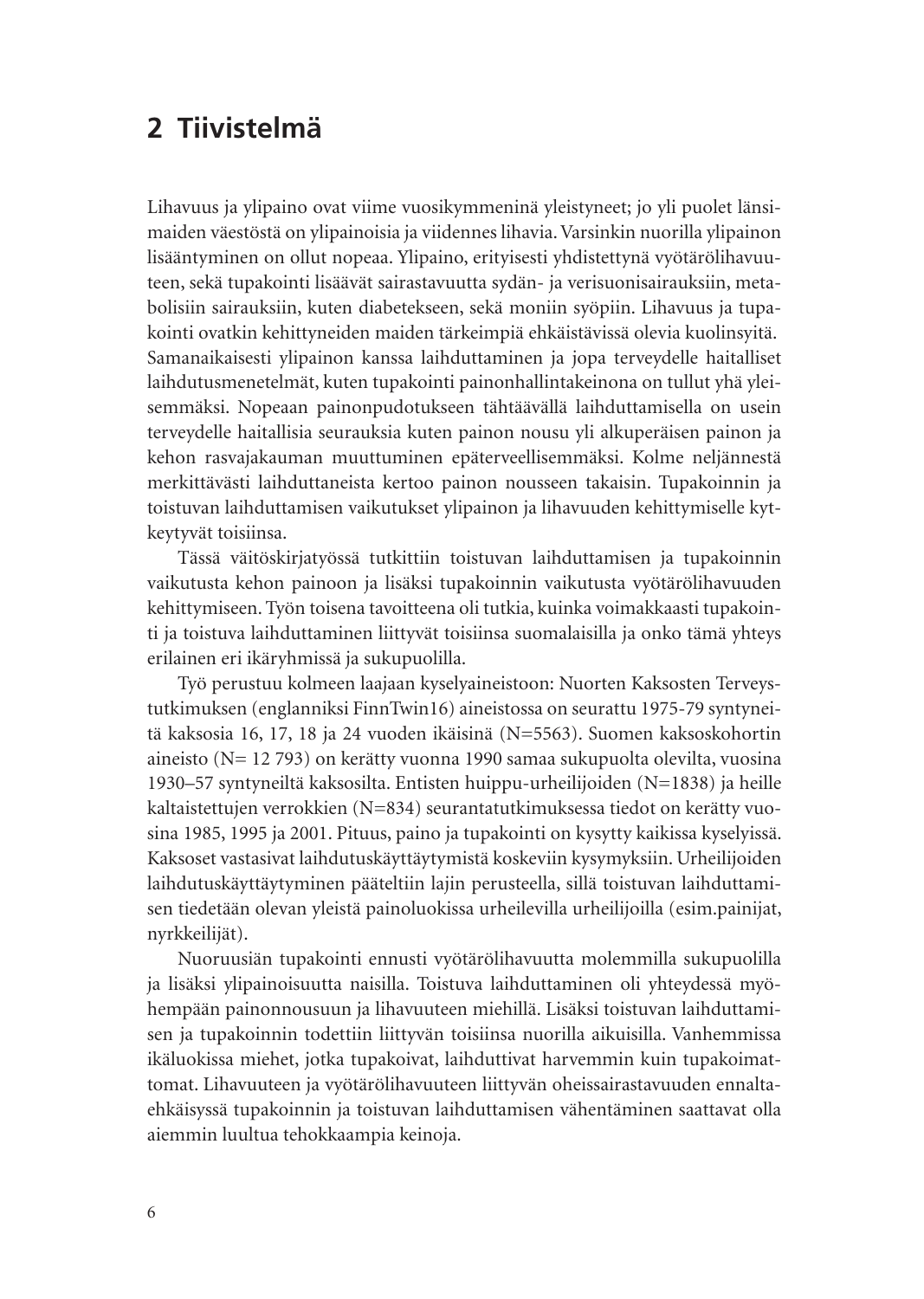# 2 Tiivistelmä

Lihavuus ja ylipaino ovat viime vuosikymmeninä yleistyneet; jo yli puolet länsimaiden väestöstä on ylipainoisia ja viidennes lihavia. Varsinkin nuorilla ylipainon lisääntyminen on ollut nopeaa. Ylipaino, erityisesti yhdistettynä vyötärölihavuuteen, sekä tupakointi lisäävät sairastavuutta sydän- ja verisuonisairauksiin, metabolisiin sairauksiin, kuten diabetekseen, sekä moniin syöpiin. Lihavuus ja tupakointi ovatkin kehittyneiden maiden tärkeimpiä ehkäistävissä olevia kuolinsyitä. Samanaikaisesti ylipainon kanssa laihduttaminen ja jopa terveydelle haitalliset laihdutusmenetelmät, kuten tupakointi painonhallintakeinona on tullut yhä yleisemmäksi. Nopeaan painonpudotukseen tähtäävällä laihduttamisella on usein terveydelle haitallisia seurauksia kuten painon nousu yli alkuperäisen painon ja kehon rasvajakauman muuttuminen epäterveellisemmäksi. Kolme neljännestä merkittävästi laihduttaneista kertoo painon nousseen takaisin. Tupakoinnin ja toistuvan laihduttamisen vaikutukset ylipainon ja lihavuuden kehittymiselle kytkeytyvät toisiinsa.

Tässä väitöskirjatyössä tutkittiin toistuvan laihduttamisen ja tupakoinnin vaikutusta kehon painoon ja lisäksi tupakoinnin vaikutusta vyötärölihavuuden kehittymiseen. Työn toisena tavoitteena oli tutkia, kuinka voimakkaasti tupakointi ja toistuva laihduttaminen liittyvät toisiinsa suomalaisilla ja onko tämä yhteys erilainen eri ikäryhmissä ja sukupuolilla.

Työ perustuu kolmeen laajaan kyselyaineistoon: Nuorten Kaksosten Terveystutkimuksen (englanniksi FinnTwin16) aineistossa on seurattu 1975-79 syntyneitä kaksosia 16, 17, 18 ja 24 vuoden ikäisinä (N=5563). Suomen kaksoskohortin aineisto (N= 12 793) on kerätty vuonna 1990 samaa sukupuolta olevilta, vuosina 1930–57 syntyneiltä kaksosilta. Entisten huippu-urheilijoiden (N=1838) ja heille kaltaistettujen verrokkien (N=834) seurantatutkimuksessa tiedot on kerätty vuosina 1985, 1995 ja 2001. Pituus, paino ja tupakointi on kysytty kaikissa kyselyissä. Kaksoset vastasivat laihdutuskäyttäytymistä koskeviin kysymyksiin. Urheilijoiden laihdutuskäyttäytyminen pääteltiin lajin perusteella, sillä toistuvan laihduttamisen tiedetään olevan yleistä painoluokissa urheilevilla urheilijoilla (esim.painijat, nyrkkeilijät).

Nuoruusiän tupakointi ennusti vyötärölihavuutta molemmilla sukupuolilla ja lisäksi ylipainoisuutta naisilla. Toistuva laihduttaminen oli yhteydessä myöhempään painonnousuun ja lihavuuteen miehillä. Lisäksi toistuvan laihduttamisen ja tupakoinnin todettiin liittyvän toisiinsa nuorilla aikuisilla. Vanhemmissa ikäluokissa miehet, jotka tupakoivat, laihduttivat harvemmin kuin tupakoimattomat. Lihavuuteen ja vyötärölihavuuteen liittyvän oheissairastavuuden ennaltaehkäisyssä tupakoinnin ja toistuvan laihduttamisen vähentäminen saattavat olla aiemmin luultua tehokkaampia keinoja.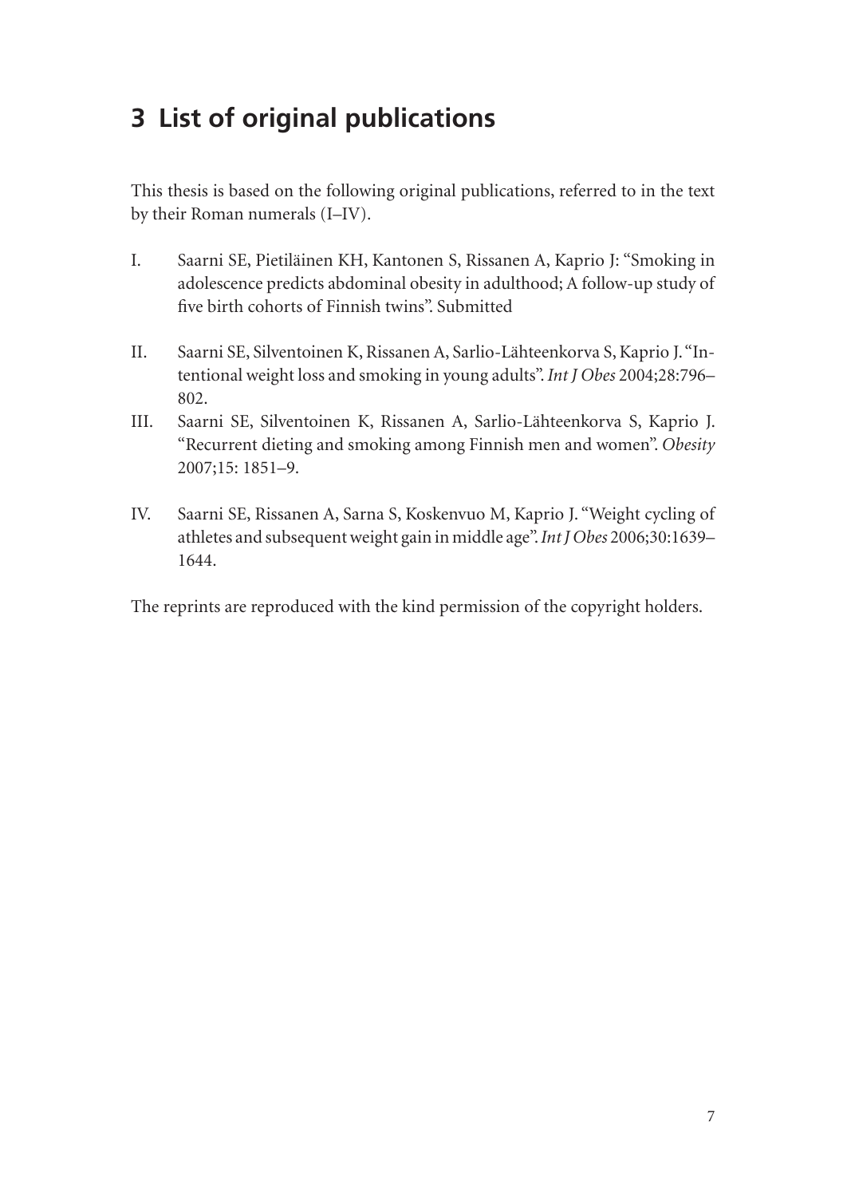# 3 List of original publications

This thesis is based on the following original publications, referred to in the text by their Roman numerals (I–IV).

I. Saarni SE, Pietiläinen KH, Kantonen S, Rissanen A, Kaprio J: "Smoking in adolescence predicts abdominal obesity in adulthood; A follow-up study of five birth cohorts of Finnish twins". Submitted

II. Saarni SE, Silventoinen K, Rissanen A, Sarlio-Lähteenkorva S, Kaprio J. "Intentional weight loss and smoking in young adults". *Int J Obes* 2004;28:796–802.

III. Saarni SE, Silventoinen K, Rissanen A, Sarlio-Lähteenkorva S, Kaprio J. "Recurrent dieting and smoking among Finnish men and women". *Obesity* 2007;15: 1851–9.

IV. Saarni SE, Rissanen A, Sarna S, Koskenvuo M, Kaprio J. "Weight cycling of athletes and subsequent weight gain in middle age". *Int J Obes* 2006;30:1639–1644.

The reprints are reproduced with the kind permission of the copyright holders.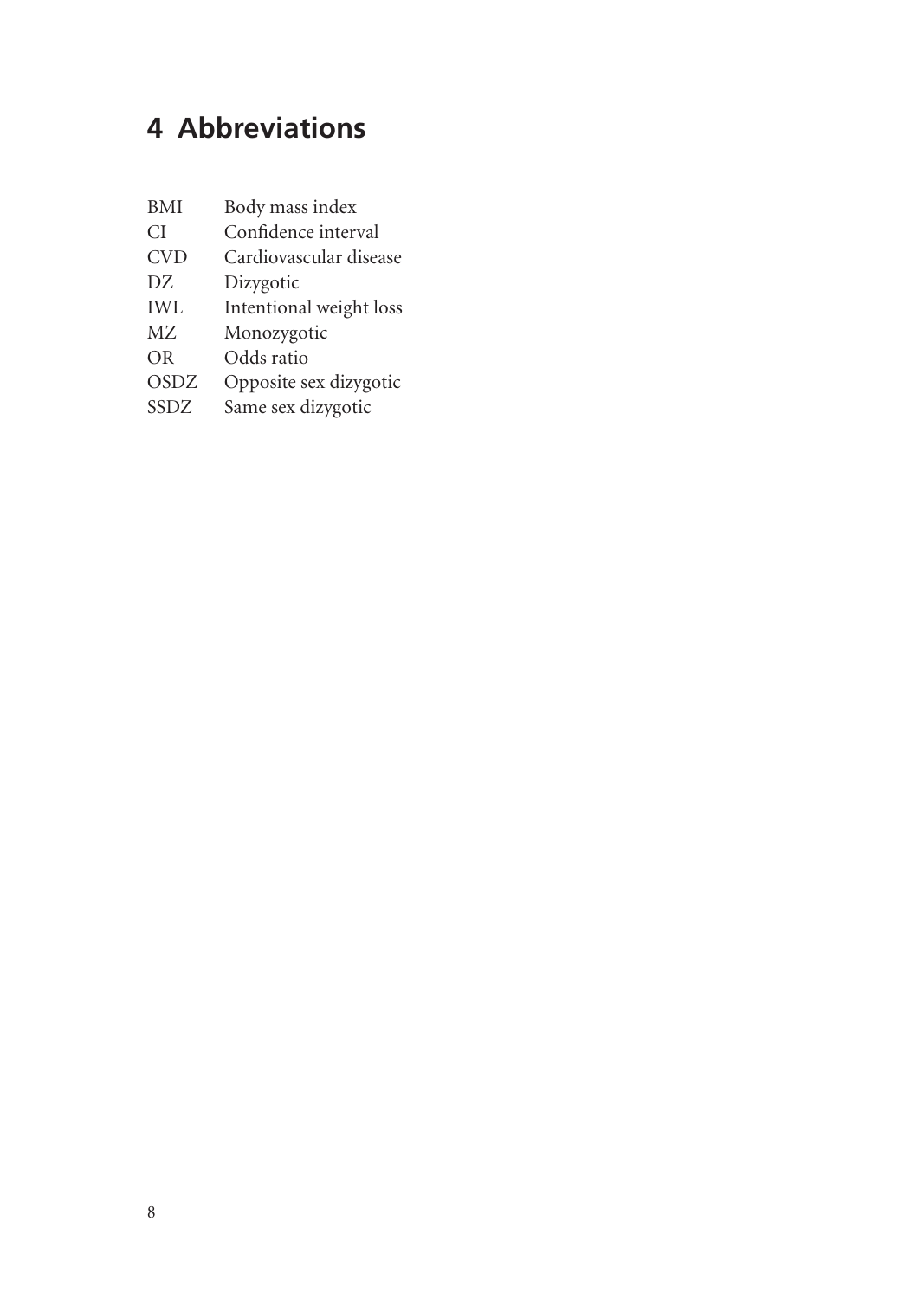# 4 Abbreviations

| | |
|---|---|
| BMI | Body mass index |
| CI | Confidence interval |
| CVD | Cardiovascular disease |
| DZ | Dizygotic |
| IWL | Intentional weight loss |
| MZ | Monozygotic |
| OR | Odds ratio |
| OSDZ | Opposite sex dizygotic |
| SSDZ | Same sex dizygotic |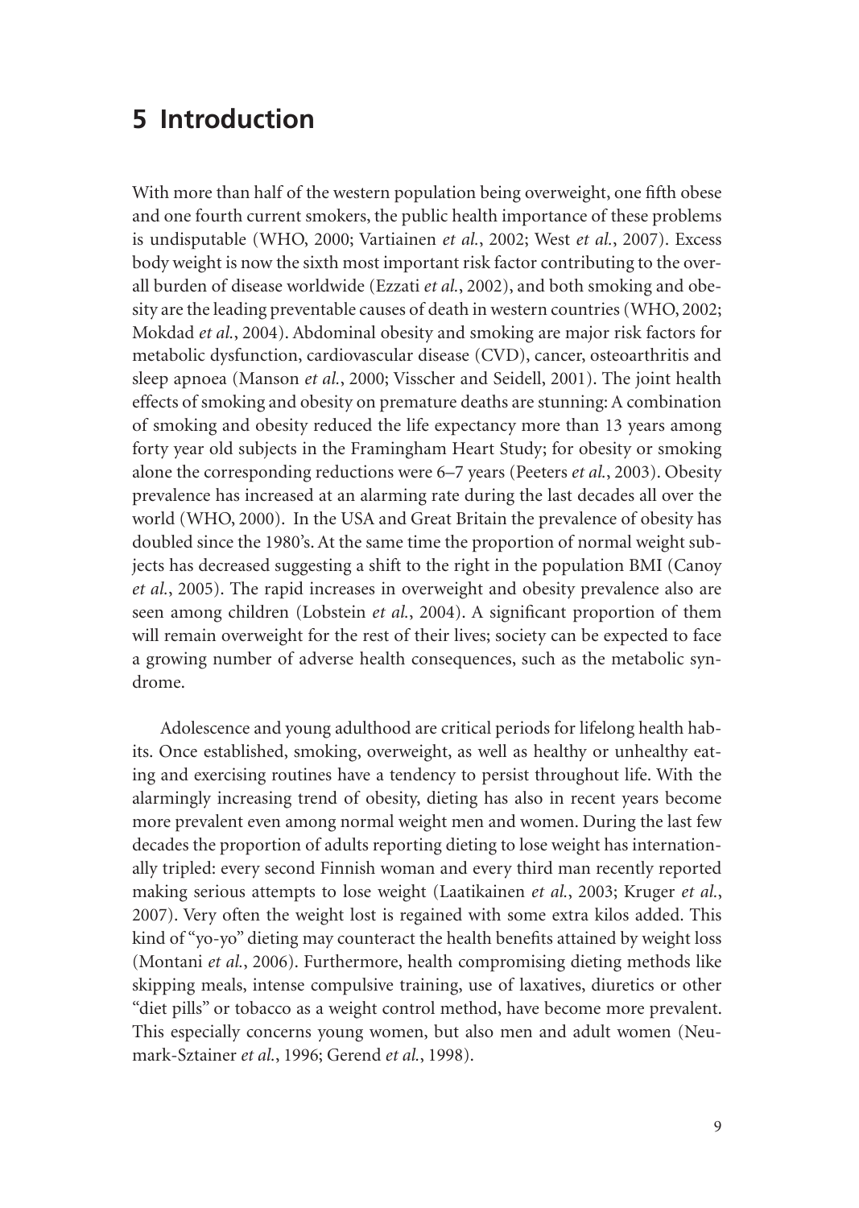# 5 Introduction

With more than half of the western population being overweight, one fifth obese and one fourth current smokers, the public health importance of these problems is undisputable (WHO, 2000; Vartiainen *et al.*, 2002; West *et al.*, 2007). Excess body weight is now the sixth most important risk factor contributing to the overall burden of disease worldwide (Ezzati *et al.*, 2002), and both smoking and obesity are the leading preventable causes of death in western countries (WHO, 2002; Mokdad *et al.*, 2004). Abdominal obesity and smoking are major risk factors for metabolic dysfunction, cardiovascular disease (CVD), cancer, osteoarthritis and sleep apnoea (Manson *et al.*, 2000; Visscher and Seidell, 2001). The joint health effects of smoking and obesity on premature deaths are stunning: A combination of smoking and obesity reduced the life expectancy more than 13 years among forty year old subjects in the Framingham Heart Study; for obesity or smoking alone the corresponding reductions were 6–7 years (Peeters *et al.*, 2003). Obesity prevalence has increased at an alarming rate during the last decades all over the world (WHO, 2000). In the USA and Great Britain the prevalence of obesity has doubled since the 1980's. At the same time the proportion of normal weight subjects has decreased suggesting a shift to the right in the population BMI (Canoy *et al.*, 2005). The rapid increases in overweight and obesity prevalence also are seen among children (Lobstein *et al.*, 2004). A significant proportion of them will remain overweight for the rest of their lives; society can be expected to face a growing number of adverse health consequences, such as the metabolic syndrome.

Adolescence and young adulthood are critical periods for lifelong health habits. Once established, smoking, overweight, as well as healthy or unhealthy eating and exercising routines have a tendency to persist throughout life. With the alarmingly increasing trend of obesity, dieting has also in recent years become more prevalent even among normal weight men and women. During the last few decades the proportion of adults reporting dieting to lose weight has internationally tripled: every second Finnish woman and every third man recently reported making serious attempts to lose weight (Laatikainen *et al.*, 2003; Kruger *et al.*, 2007). Very often the weight lost is regained with some extra kilos added. This kind of "yo-yo" dieting may counteract the health benefits attained by weight loss (Montani *et al.*, 2006). Furthermore, health compromising dieting methods like skipping meals, intense compulsive training, use of laxatives, diuretics or other "diet pills" or tobacco as a weight control method, have become more prevalent. This especially concerns young women, but also men and adult women (Neumark-Sztainer *et al.*, 1996; Gerend *et al.*, 1998).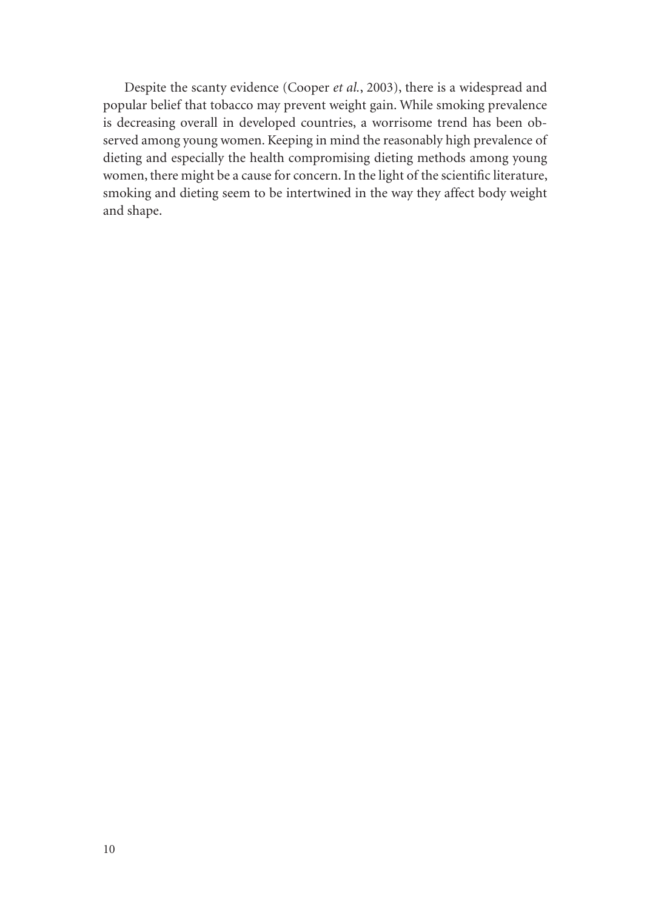Despite the scanty evidence (Cooper *et al.*, 2003), there is a widespread and popular belief that tobacco may prevent weight gain. While smoking prevalence is decreasing overall in developed countries, a worrisome trend has been observed among young women. Keeping in mind the reasonably high prevalence of dieting and especially the health compromising dieting methods among young women, there might be a cause for concern. In the light of the scientific literature, smoking and dieting seem to be intertwined in the way they affect body weight and shape.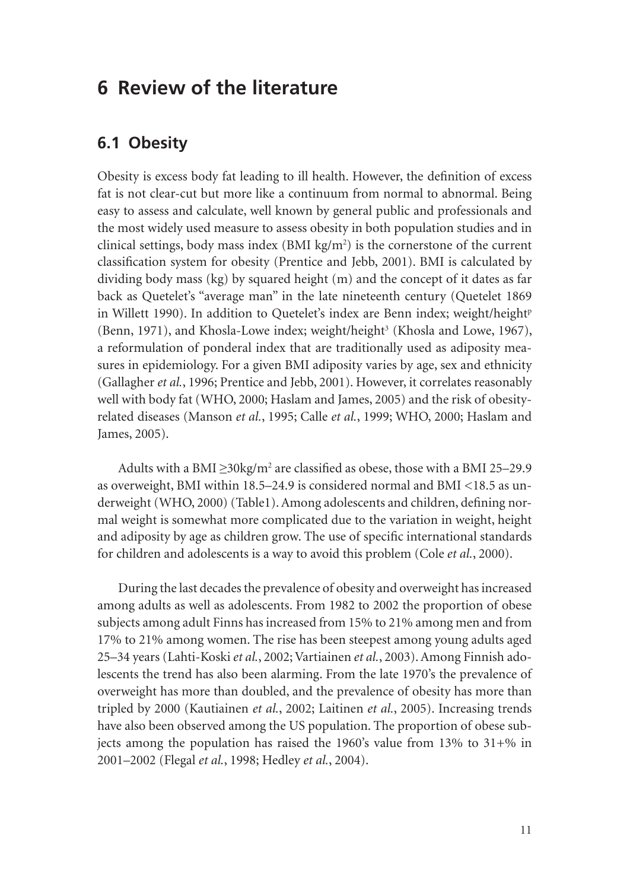# 6 Review of the literature

## 6.1 Obesity

Obesity is excess body fat leading to ill health. However, the definition of excess fat is not clear-cut but more like a continuum from normal to abnormal. Being easy to assess and calculate, well known by general public and professionals and the most widely used measure to assess obesity in both population studies and in clinical settings, body mass index (BMI $kg/m^2$) is the cornerstone of the current classification system for obesity (Prentice and Jebb, 2001). BMI is calculated by dividing body mass (kg) by squared height (m) and the concept of it dates as far back as Quetelet's "average man" in the late nineteenth century (Quetelet 1869 in Willett 1990). In addition to Quetelet's index are Benn index; weight/height$^p$ (Benn, 1971), and Khosla-Lowe index; weight/height$^3$ (Khosla and Lowe, 1967), a reformulation of ponderal index that are traditionally used as adiposity measures in epidemiology. For a given BMI adiposity varies by age, sex and ethnicity (Gallagher *et al.*, 1996; Prentice and Jebb, 2001). However, it correlates reasonably well with body fat (WHO, 2000; Haslam and James, 2005) and the risk of obesity-related diseases (Manson *et al.*, 1995; Calle *et al.*, 1999; WHO, 2000; Haslam and James, 2005).

Adults with a BMI $\geq 30 kg/m^2$ are classified as obese, those with a BMI 25–29.9 as overweight, BMI within 18.5–24.9 is considered normal and BMI <18.5 as underweight (WHO, 2000) (Table1). Among adolescents and children, defining normal weight is somewhat more complicated due to the variation in weight, height and adiposity by age as children grow. The use of specific international standards for children and adolescents is a way to avoid this problem (Cole *et al.*, 2000).

During the last decades the prevalence of obesity and overweight has increased among adults as well as adolescents. From 1982 to 2002 the proportion of obese subjects among adult Finns has increased from 15% to 21% among men and from 17% to 21% among women. The rise has been steepest among young adults aged 25–34 years (Lahti-Koski *et al.*, 2002; Vartiainen *et al.*, 2003). Among Finnish adolescents the trend has also been alarming. From the late 1970's the prevalence of overweight has more than doubled, and the prevalence of obesity has more than tripled by 2000 (Kautiainen *et al.*, 2002; Laitinen *et al.*, 2005). Increasing trends have also been observed among the US population. The proportion of obese subjects among the population has raised the 1960's value from 13% to 31+% in 2001–2002 (Flegal *et al.*, 1998; Hedley *et al.*, 2004).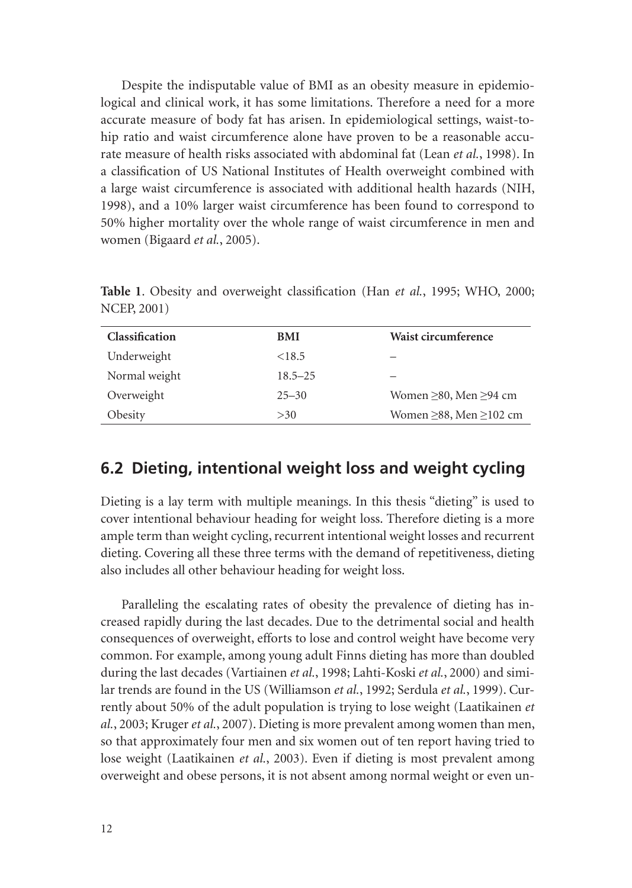Despite the indisputable value of BMI as an obesity measure in epidemiological and clinical work, it has some limitations. Therefore a need for a more accurate measure of body fat has arisen. In epidemiological settings, waist-to-hip ratio and waist circumference alone have proven to be a reasonable accurate measure of health risks associated with abdominal fat (Lean *et al.*, 1998). In a classification of US National Institutes of Health overweight combined with a large waist circumference is associated with additional health hazards (NIH, 1998), and a 10% larger waist circumference has been found to correspond to 50% higher mortality over the whole range of waist circumference in men and women (Bigaard *et al.*, 2005).

**Table 1**. Obesity and overweight classification (Han *et al.*, 1995; WHO, 2000; NCEP, 2001)

| Classification | BMI | Waist circumference |
|---|---|---|
| Underweight | <18.5 | – |
| Normal weight | 18.5–25 | – |
| Overweight | 25–30 | Women ≥80, Men ≥94 cm |
| Obesity | >30 | Women ≥88, Men ≥102 cm |

## 6.2 Dieting, intentional weight loss and weight cycling

Dieting is a lay term with multiple meanings. In this thesis "dieting" is used to cover intentional behaviour heading for weight loss. Therefore dieting is a more ample term than weight cycling, recurrent intentional weight losses and recurrent dieting. Covering all these three terms with the demand of repetitiveness, dieting also includes all other behaviour heading for weight loss.

Paralleling the escalating rates of obesity the prevalence of dieting has increased rapidly during the last decades. Due to the detrimental social and health consequences of overweight, efforts to lose and control weight have become very common. For example, among young adult Finns dieting has more than doubled during the last decades (Vartiainen *et al.*, 1998; Lahti-Koski *et al.*, 2000) and similar trends are found in the US (Williamson *et al.*, 1992; Serdula *et al.*, 1999). Currently about 50% of the adult population is trying to lose weight (Laatikainen *et al.*, 2003; Kruger *et al.*, 2007). Dieting is more prevalent among women than men, so that approximately four men and six women out of ten report having tried to lose weight (Laatikainen *et al.*, 2003). Even if dieting is most prevalent among overweight and obese persons, it is not absent among normal weight or even un-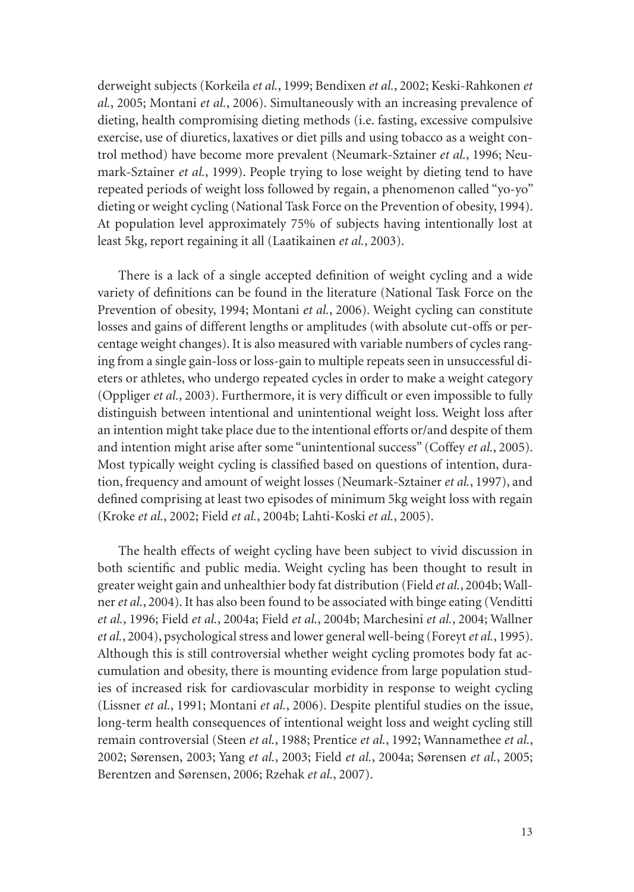derweight subjects (Korkeila *et al.*, 1999; Bendixen *et al.*, 2002; Keski-Rahkonen *et al.*, 2005; Montani *et al.*, 2006). Simultaneously with an increasing prevalence of dieting, health compromising dieting methods (i.e. fasting, excessive compulsive exercise, use of diuretics, laxatives or diet pills and using tobacco as a weight control method) have become more prevalent (Neumark-Sztainer *et al.*, 1996; Neumark-Sztainer *et al.*, 1999). People trying to lose weight by dieting tend to have repeated periods of weight loss followed by regain, a phenomenon called "yo-yo" dieting or weight cycling (National Task Force on the Prevention of obesity, 1994). At population level approximately 75% of subjects having intentionally lost at least 5kg, report regaining it all (Laatikainen *et al.*, 2003).

There is a lack of a single accepted definition of weight cycling and a wide variety of definitions can be found in the literature (National Task Force on the Prevention of obesity, 1994; Montani *et al.*, 2006). Weight cycling can constitute losses and gains of different lengths or amplitudes (with absolute cut-offs or percentage weight changes). It is also measured with variable numbers of cycles ranging from a single gain-loss or loss-gain to multiple repeats seen in unsuccessful dieters or athletes, who undergo repeated cycles in order to make a weight category (Oppliger *et al.*, 2003). Furthermore, it is very difficult or even impossible to fully distinguish between intentional and unintentional weight loss. Weight loss after an intention might take place due to the intentional efforts or/and despite of them and intention might arise after some "unintentional success" (Coffey *et al.*, 2005). Most typically weight cycling is classified based on questions of intention, duration, frequency and amount of weight losses (Neumark-Sztainer *et al.*, 1997), and defined comprising at least two episodes of minimum 5kg weight loss with regain (Kroke *et al.*, 2002; Field *et al.*, 2004b; Lahti-Koski *et al.*, 2005).

The health effects of weight cycling have been subject to vivid discussion in both scientific and public media. Weight cycling has been thought to result in greater weight gain and unhealthier body fat distribution (Field *et al.*, 2004b; Wallner *et al.*, 2004). It has also been found to be associated with binge eating (Venditti *et al.*, 1996; Field *et al.*, 2004a; Field *et al.*, 2004b; Marchesini *et al.*, 2004; Wallner *et al.*, 2004), psychological stress and lower general well-being (Foreyt *et al.*, 1995). Although this is still controversial whether weight cycling promotes body fat accumulation and obesity, there is mounting evidence from large population studies of increased risk for cardiovascular morbidity in response to weight cycling (Lissner *et al.*, 1991; Montani *et al.*, 2006). Despite plentiful studies on the issue, long-term health consequences of intentional weight loss and weight cycling still remain controversial (Steen *et al.*, 1988; Prentice *et al.*, 1992; Wannamethee *et al.*, 2002; Sørensen, 2003; Yang *et al.*, 2003; Field *et al.*, 2004a; Sørensen *et al.*, 2005; Berentzen and Sørensen, 2006; Rzehak *et al.*, 2007).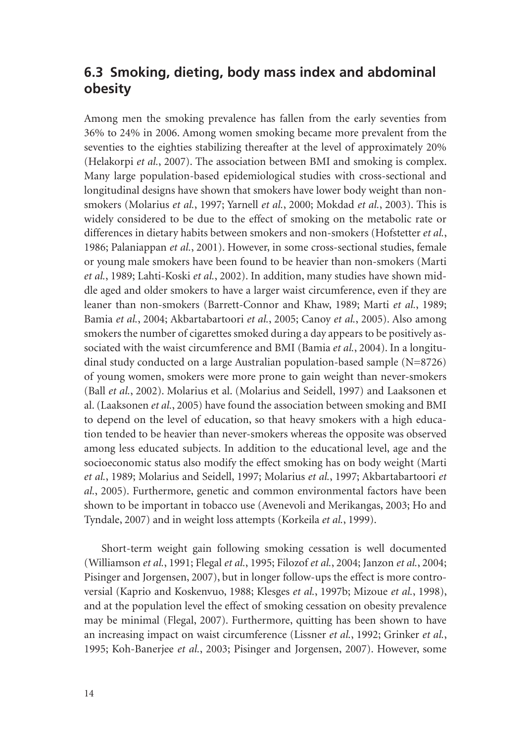## 6.3 Smoking, dieting, body mass index and abdominal obesity

Among men the smoking prevalence has fallen from the early seventies from 36% to 24% in 2006. Among women smoking became more prevalent from the seventies to the eighties stabilizing thereafter at the level of approximately 20% (Helakorpi *et al.*, 2007). The association between BMI and smoking is complex. Many large population-based epidemiological studies with cross-sectional and longitudinal designs have shown that smokers have lower body weight than non-smokers (Molarius *et al.*, 1997; Yarnell *et al.*, 2000; Mokdad *et al.*, 2003). This is widely considered to be due to the effect of smoking on the metabolic rate or differences in dietary habits between smokers and non-smokers (Hofstetter *et al.*, 1986; Palaniappan *et al.*, 2001). However, in some cross-sectional studies, female or young male smokers have been found to be heavier than non-smokers (Marti *et al.*, 1989; Lahti-Koski *et al.*, 2002). In addition, many studies have shown middle aged and older smokers to have a larger waist circumference, even if they are leaner than non-smokers (Barrett-Connor and Khaw, 1989; Marti *et al.*, 1989; Bamia *et al.*, 2004; Akbartabartoori *et al.*, 2005; Canoy *et al.*, 2005). Also among smokers the number of cigarettes smoked during a day appears to be positively associated with the waist circumference and BMI (Bamia *et al.*, 2004). In a longitudinal study conducted on a large Australian population-based sample (N=8726) of young women, smokers were more prone to gain weight than never-smokers (Ball *et al.*, 2002). Molarius et al. (Molarius and Seidell, 1997) and Laaksonen et al. (Laaksonen *et al.*, 2005) have found the association between smoking and BMI to depend on the level of education, so that heavy smokers with a high education tended to be heavier than never-smokers whereas the opposite was observed among less educated subjects. In addition to the educational level, age and the socioeconomic status also modify the effect smoking has on body weight (Marti *et al.*, 1989; Molarius and Seidell, 1997; Molarius *et al.*, 1997; Akbartabartoori *et al.*, 2005). Furthermore, genetic and common environmental factors have been shown to be important in tobacco use (Avenevoli and Merikangas, 2003; Ho and Tyndale, 2007) and in weight loss attempts (Korkeila *et al.*, 1999).

Short-term weight gain following smoking cessation is well documented (Williamson *et al.*, 1991; Flegal *et al.*, 1995; Filozof *et al.*, 2004; Janzon *et al.*, 2004; Pisinger and Jorgensen, 2007), but in longer follow-ups the effect is more controversial (Kaprio and Koskenvuo, 1988; Klesges *et al.*, 1997b; Mizoue *et al.*, 1998), and at the population level the effect of smoking cessation on obesity prevalence may be minimal (Flegal, 2007). Furthermore, quitting has been shown to have an increasing impact on waist circumference (Lissner *et al.*, 1992; Grinker *et al.*, 1995; Koh-Banerjee *et al.*, 2003; Pisinger and Jorgensen, 2007). However, some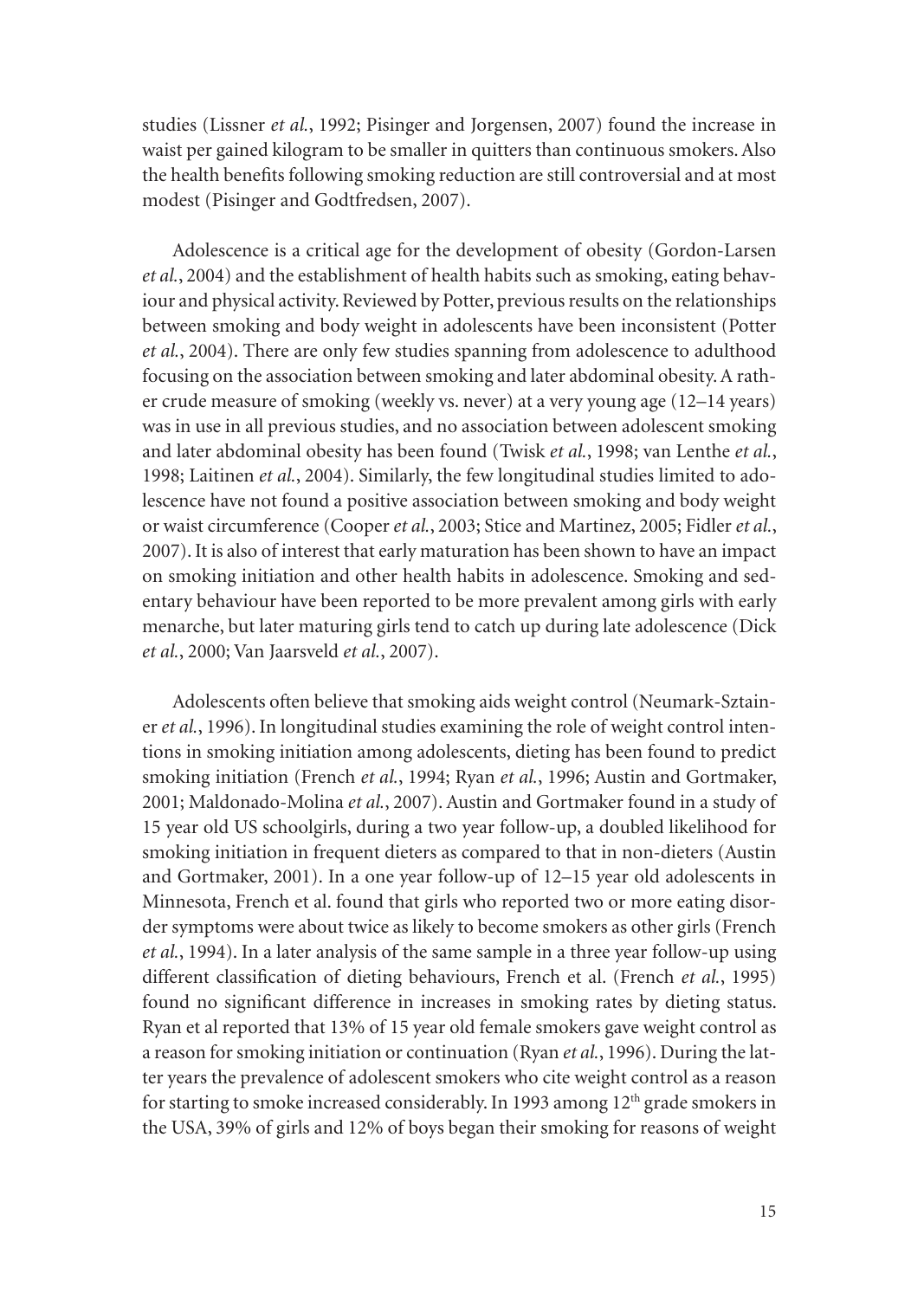studies (Lissner *et al.*, 1992; Pisinger and Jorgensen, 2007) found the increase in waist per gained kilogram to be smaller in quitters than continuous smokers. Also the health benefits following smoking reduction are still controversial and at most modest (Pisinger and Godtfredsen, 2007).

Adolescence is a critical age for the development of obesity (Gordon-Larsen *et al.*, 2004) and the establishment of health habits such as smoking, eating behaviour and physical activity. Reviewed by Potter, previous results on the relationships between smoking and body weight in adolescents have been inconsistent (Potter *et al.*, 2004). There are only few studies spanning from adolescence to adulthood focusing on the association between smoking and later abdominal obesity. A rather crude measure of smoking (weekly vs. never) at a very young age (12–14 years) was in use in all previous studies, and no association between adolescent smoking and later abdominal obesity has been found (Twisk *et al.*, 1998; van Lenthe *et al.*, 1998; Laitinen *et al.*, 2004). Similarly, the few longitudinal studies limited to adolescence have not found a positive association between smoking and body weight or waist circumference (Cooper *et al.*, 2003; Stice and Martinez, 2005; Fidler *et al.*, 2007). It is also of interest that early maturation has been shown to have an impact on smoking initiation and other health habits in adolescence. Smoking and sedentary behaviour have been reported to be more prevalent among girls with early menarche, but later maturing girls tend to catch up during late adolescence (Dick *et al.*, 2000; Van Jaarsveld *et al.*, 2007).

Adolescents often believe that smoking aids weight control (Neumark-Sztainer *et al.*, 1996). In longitudinal studies examining the role of weight control intentions in smoking initiation among adolescents, dieting has been found to predict smoking initiation (French *et al.*, 1994; Ryan *et al.*, 1996; Austin and Gortmaker, 2001; Maldonado-Molina *et al.*, 2007). Austin and Gortmaker found in a study of 15 year old US schoolgirls, during a two year follow-up, a doubled likelihood for smoking initiation in frequent dieters as compared to that in non-dieters (Austin and Gortmaker, 2001). In a one year follow-up of 12–15 year old adolescents in Minnesota, French et al. found that girls who reported two or more eating disorder symptoms were about twice as likely to become smokers as other girls (French *et al.*, 1994). In a later analysis of the same sample in a three year follow-up using different classification of dieting behaviours, French et al. (French *et al.*, 1995) found no significant difference in increases in smoking rates by dieting status. Ryan et al reported that 13% of 15 year old female smokers gave weight control as a reason for smoking initiation or continuation (Ryan *et al.*, 1996). During the latter years the prevalence of adolescent smokers who cite weight control as a reason for starting to smoke increased considerably. In 1993 among 12th grade smokers in the USA, 39% of girls and 12% of boys began their smoking for reasons of weight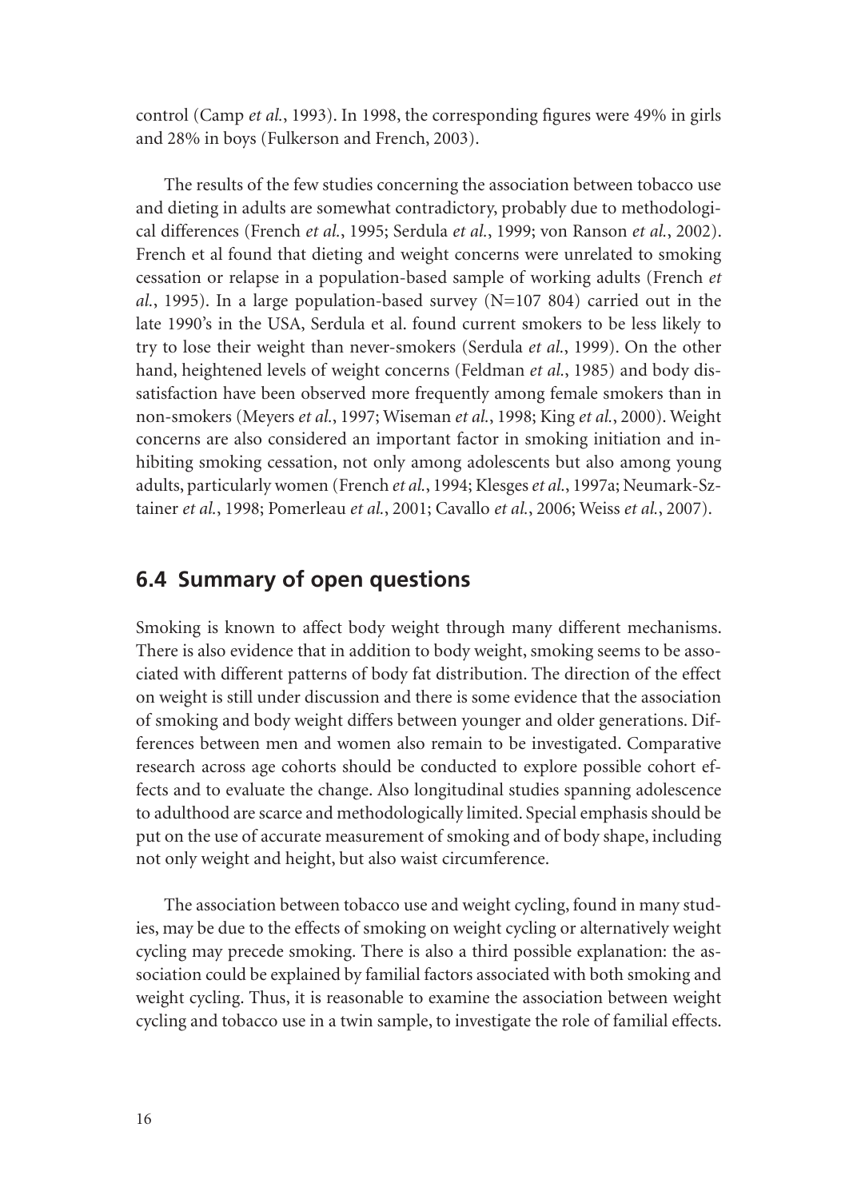control (Camp *et al.*, 1993). In 1998, the corresponding figures were 49% in girls and 28% in boys (Fulkerson and French, 2003).

The results of the few studies concerning the association between tobacco use and dieting in adults are somewhat contradictory, probably due to methodological differences (French *et al.*, 1995; Serdula *et al.*, 1999; von Ranson *et al.*, 2002). French et al found that dieting and weight concerns were unrelated to smoking cessation or relapse in a population-based sample of working adults (French *et al.*, 1995). In a large population-based survey (N=107 804) carried out in the late 1990's in the USA, Serdula et al. found current smokers to be less likely to try to lose their weight than never-smokers (Serdula *et al.*, 1999). On the other hand, heightened levels of weight concerns (Feldman *et al.*, 1985) and body dissatisfaction have been observed more frequently among female smokers than in non-smokers (Meyers *et al.*, 1997; Wiseman *et al.*, 1998; King *et al.*, 2000). Weight concerns are also considered an important factor in smoking initiation and inhibiting smoking cessation, not only among adolescents but also among young adults, particularly women (French *et al.*, 1994; Klesges *et al.*, 1997a; Neumark-Sztainer *et al.*, 1998; Pomerleau *et al.*, 2001; Cavallo *et al.*, 2006; Weiss *et al.*, 2007).

## 6.4 Summary of open questions

Smoking is known to affect body weight through many different mechanisms. There is also evidence that in addition to body weight, smoking seems to be associated with different patterns of body fat distribution. The direction of the effect on weight is still under discussion and there is some evidence that the association of smoking and body weight differs between younger and older generations. Differences between men and women also remain to be investigated. Comparative research across age cohorts should be conducted to explore possible cohort effects and to evaluate the change. Also longitudinal studies spanning adolescence to adulthood are scarce and methodologically limited. Special emphasis should be put on the use of accurate measurement of smoking and of body shape, including not only weight and height, but also waist circumference.

The association between tobacco use and weight cycling, found in many studies, may be due to the effects of smoking on weight cycling or alternatively weight cycling may precede smoking. There is also a third possible explanation: the association could be explained by familial factors associated with both smoking and weight cycling. Thus, it is reasonable to examine the association between weight cycling and tobacco use in a twin sample, to investigate the role of familial effects.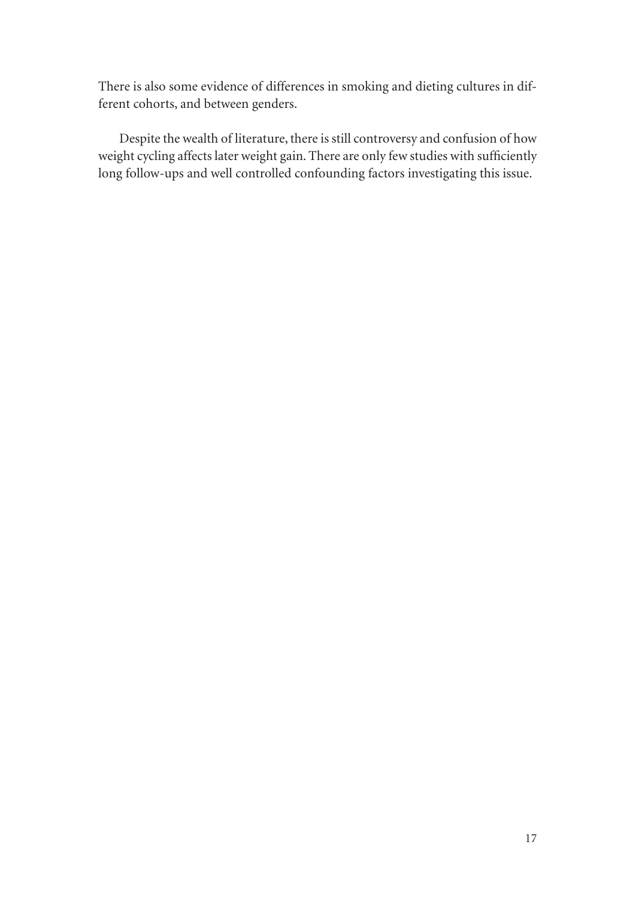There is also some evidence of differences in smoking and dieting cultures in different cohorts, and between genders.

Despite the wealth of literature, there is still controversy and confusion of how weight cycling affects later weight gain. There are only few studies with sufficiently long follow-ups and well controlled confounding factors investigating this issue.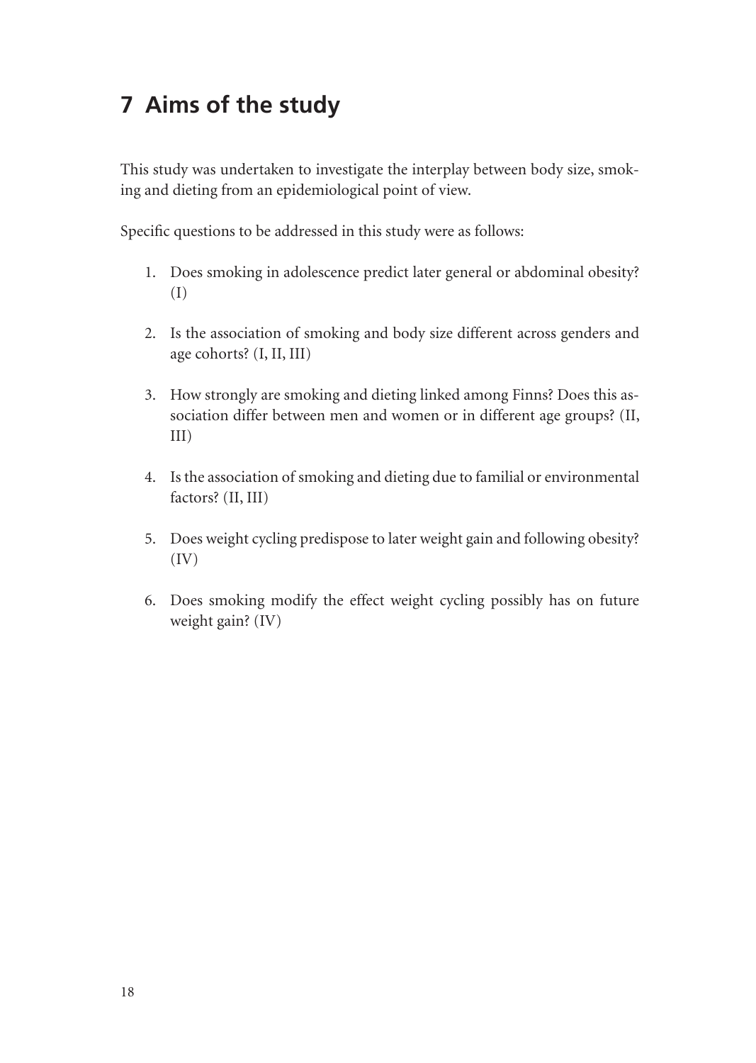# 7 Aims of the study

This study was undertaken to investigate the interplay between body size, smoking and dieting from an epidemiological point of view.

Specific questions to be addressed in this study were as follows:

1. Does smoking in adolescence predict later general or abdominal obesity? (I)

2. Is the association of smoking and body size different across genders and age cohorts? (I, II, III)

3. How strongly are smoking and dieting linked among Finns? Does this association differ between men and women or in different age groups? (II, III)

4. Is the association of smoking and dieting due to familial or environmental factors? (II, III)

5. Does weight cycling predispose to later weight gain and following obesity? (IV)

6. Does smoking modify the effect weight cycling possibly has on future weight gain? (IV)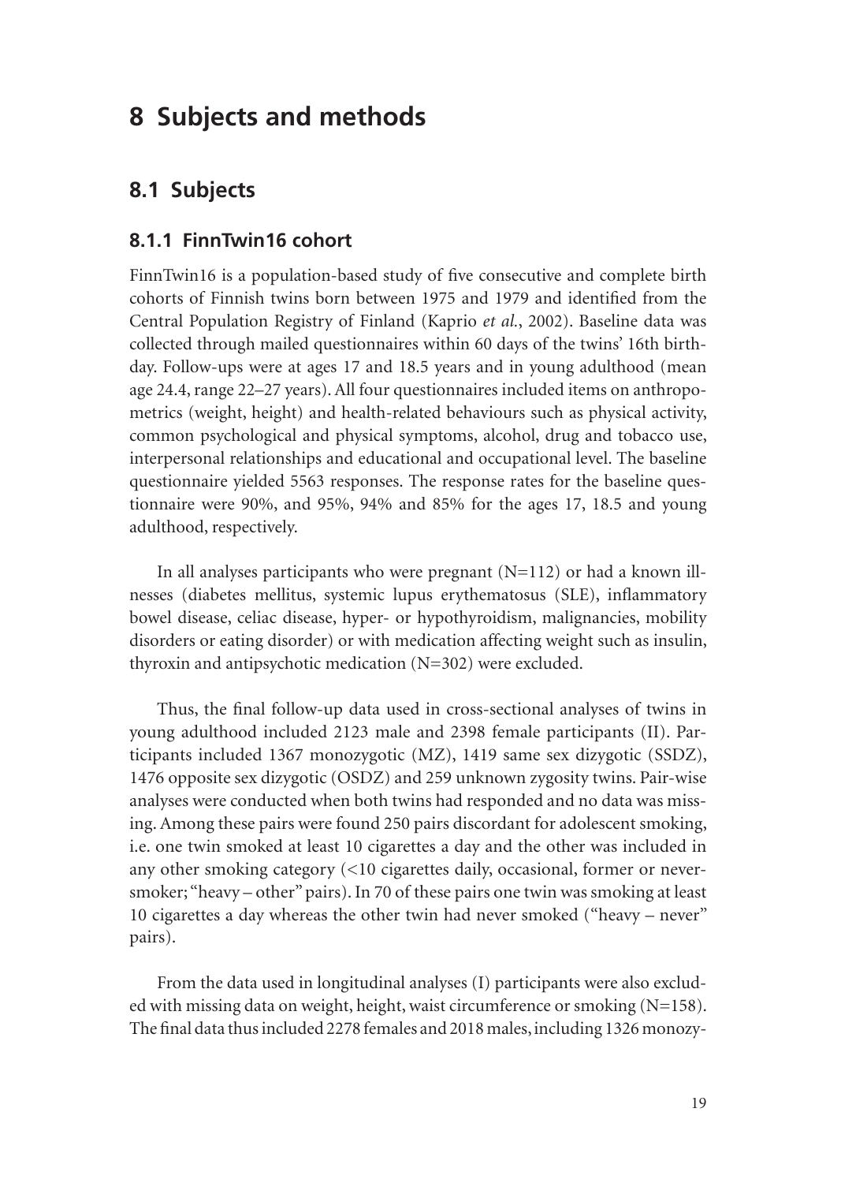# 8 Subjects and methods

## 8.1 Subjects

### 8.1.1 FinnTwin16 cohort

FinnTwin16 is a population-based study of five consecutive and complete birth cohorts of Finnish twins born between 1975 and 1979 and identified from the Central Population Registry of Finland (Kaprio *et al.*, 2002). Baseline data was collected through mailed questionnaires within 60 days of the twins' 16th birthday. Follow-ups were at ages 17 and 18.5 years and in young adulthood (mean age 24.4, range 22–27 years). All four questionnaires included items on anthropometrics (weight, height) and health-related behaviours such as physical activity, common psychological and physical symptoms, alcohol, drug and tobacco use, interpersonal relationships and educational and occupational level. The baseline questionnaire yielded 5563 responses. The response rates for the baseline questionnaire were 90%, and 95%, 94% and 85% for the ages 17, 18.5 and young adulthood, respectively.

In all analyses participants who were pregnant (N=112) or had a known illnesses (diabetes mellitus, systemic lupus erythematosus (SLE), inflammatory bowel disease, celiac disease, hyper- or hypothyroidism, malignancies, mobility disorders or eating disorder) or with medication affecting weight such as insulin, thyroxin and antipsychotic medication (N=302) were excluded.

Thus, the final follow-up data used in cross-sectional analyses of twins in young adulthood included 2123 male and 2398 female participants (II). Participants included 1367 monozygotic (MZ), 1419 same sex dizygotic (SSDZ), 1476 opposite sex dizygotic (OSDZ) and 259 unknown zygosity twins. Pair-wise analyses were conducted when both twins had responded and no data was missing. Among these pairs were found 250 pairs discordant for adolescent smoking, i.e. one twin smoked at least 10 cigarettes a day and the other was included in any other smoking category (<10 cigarettes daily, occasional, former or never-smoker; "heavy – other" pairs). In 70 of these pairs one twin was smoking at least 10 cigarettes a day whereas the other twin had never smoked ("heavy – never" pairs).

From the data used in longitudinal analyses (I) participants were also excluded with missing data on weight, height, waist circumference or smoking (N=158). The final data thus included 2278 females and 2018 males, including 1326 monozy-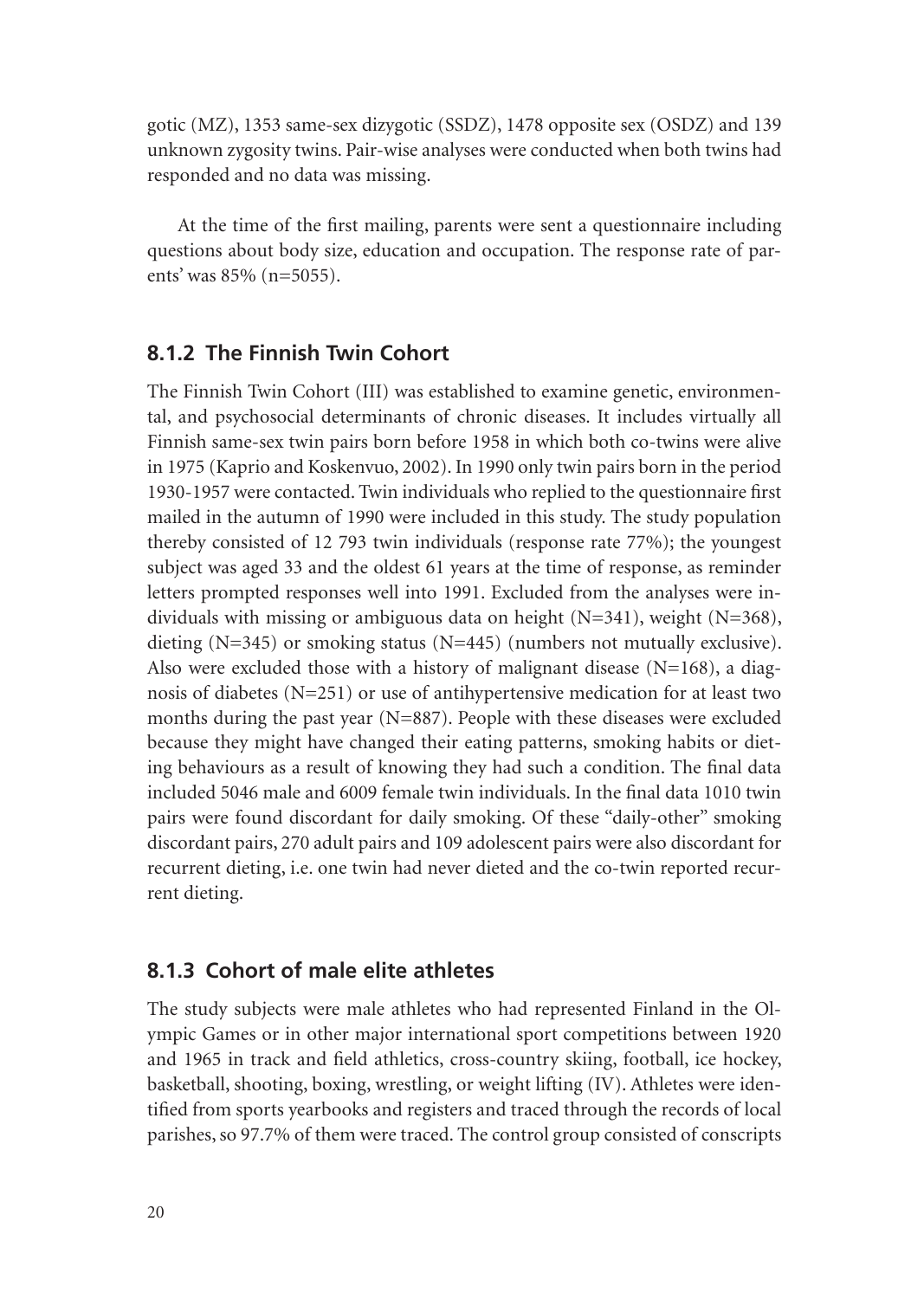gotic (MZ), 1353 same-sex dizygotic (SSDZ), 1478 opposite sex (OSDZ) and 139 unknown zygosity twins. Pair-wise analyses were conducted when both twins had responded and no data was missing.

At the time of the first mailing, parents were sent a questionnaire including questions about body size, education and occupation. The response rate of parents' was 85% (n=5055).

### 8.1.2 The Finnish Twin Cohort

The Finnish Twin Cohort (III) was established to examine genetic, environmental, and psychosocial determinants of chronic diseases. It includes virtually all Finnish same-sex twin pairs born before 1958 in which both co-twins were alive in 1975 (Kaprio and Koskenvuo, 2002). In 1990 only twin pairs born in the period 1930-1957 were contacted. Twin individuals who replied to the questionnaire first mailed in the autumn of 1990 were included in this study. The study population thereby consisted of 12 793 twin individuals (response rate 77%); the youngest subject was aged 33 and the oldest 61 years at the time of response, as reminder letters prompted responses well into 1991. Excluded from the analyses were individuals with missing or ambiguous data on height (N=341), weight (N=368), dieting (N=345) or smoking status (N=445) (numbers not mutually exclusive). Also were excluded those with a history of malignant disease (N=168), a diagnosis of diabetes (N=251) or use of antihypertensive medication for at least two months during the past year (N=887). People with these diseases were excluded because they might have changed their eating patterns, smoking habits or dieting behaviours as a result of knowing they had such a condition. The final data included 5046 male and 6009 female twin individuals. In the final data 1010 twin pairs were found discordant for daily smoking. Of these "daily-other" smoking discordant pairs, 270 adult pairs and 109 adolescent pairs were also discordant for recurrent dieting, i.e. one twin had never dieted and the co-twin reported recurrent dieting.

### 8.1.3 Cohort of male elite athletes

The study subjects were male athletes who had represented Finland in the Olympic Games or in other major international sport competitions between 1920 and 1965 in track and field athletics, cross-country skiing, football, ice hockey, basketball, shooting, boxing, wrestling, or weight lifting (IV). Athletes were identified from sports yearbooks and registers and traced through the records of local parishes, so 97.7% of them were traced. The control group consisted of conscripts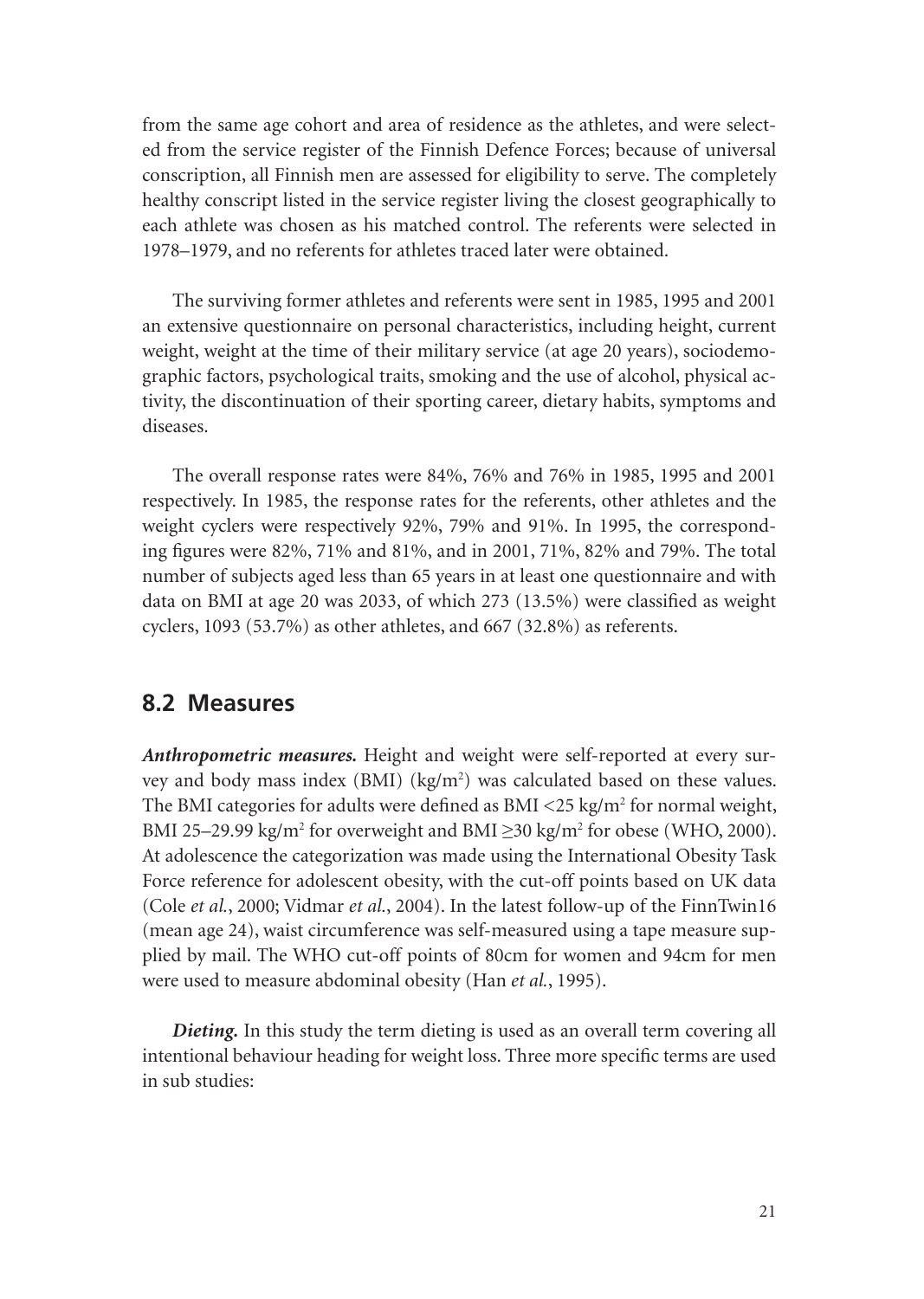from the same age cohort and area of residence as the athletes, and were selected from the service register of the Finnish Defence Forces; because of universal conscription, all Finnish men are assessed for eligibility to serve. The completely healthy conscript listed in the service register living the closest geographically to each athlete was chosen as his matched control. The referents were selected in 1978–1979, and no referents for athletes traced later were obtained.

The surviving former athletes and referents were sent in 1985, 1995 and 2001 an extensive questionnaire on personal characteristics, including height, current weight, weight at the time of their military service (at age 20 years), sociodemographic factors, psychological traits, smoking and the use of alcohol, physical activity, the discontinuation of their sporting career, dietary habits, symptoms and diseases.

The overall response rates were 84%, 76% and 76% in 1985, 1995 and 2001 respectively. In 1985, the response rates for the referents, other athletes and the weight cyclers were respectively 92%, 79% and 91%. In 1995, the corresponding figures were 82%, 71% and 81%, and in 2001, 71%, 82% and 79%. The total number of subjects aged less than 65 years in at least one questionnaire and with data on BMI at age 20 was 2033, of which 273 (13.5%) were classified as weight cyclers, 1093 (53.7%) as other athletes, and 667 (32.8%) as referents.

## 8.2 Measures

***Anthropometric measures.*** Height and weight were self-reported at every survey and body mass index (BMI) (kg/m$^2$) was calculated based on these values. The BMI categories for adults were defined as BMI <25 kg/m$^2$ for normal weight, BMI 25–29.99 kg/m$^2$ for overweight and BMI ≥30 kg/m$^2$ for obese (WHO, 2000). At adolescence the categorization was made using the International Obesity Task Force reference for adolescent obesity, with the cut-off points based on UK data (Cole *et al.*, 2000; Vidmar *et al.*, 2004). In the latest follow-up of the FinnTwin16 (mean age 24), waist circumference was self-measured using a tape measure supplied by mail. The WHO cut-off points of 80cm for women and 94cm for men were used to measure abdominal obesity (Han *et al.*, 1995).

***Dieting.*** In this study the term dieting is used as an overall term covering all intentional behaviour heading for weight loss. Three more specific terms are used in sub studies: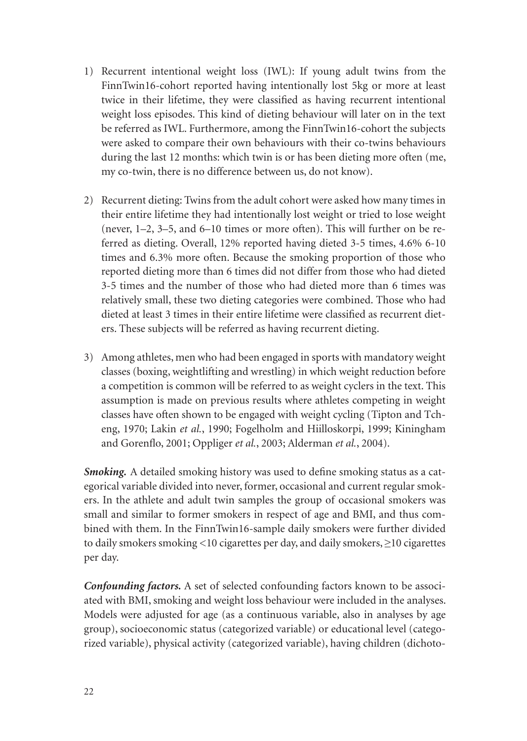1) Recurrent intentional weight loss (IWL): If young adult twins from the FinnTwin16-cohort reported having intentionally lost 5kg or more at least twice in their lifetime, they were classified as having recurrent intentional weight loss episodes. This kind of dieting behaviour will later on in the text be referred as IWL. Furthermore, among the FinnTwin16-cohort the subjects were asked to compare their own behaviours with their co-twins behaviours during the last 12 months: which twin is or has been dieting more often (me, my co-twin, there is no difference between us, do not know).

2) Recurrent dieting: Twins from the adult cohort were asked how many times in their entire lifetime they had intentionally lost weight or tried to lose weight (never, 1–2, 3–5, and 6–10 times or more often). This will further on be referred as dieting. Overall, 12% reported having dieted 3-5 times, 4.6% 6-10 times and 6.3% more often. Because the smoking proportion of those who reported dieting more than 6 times did not differ from those who had dieted 3-5 times and the number of those who had dieted more than 6 times was relatively small, these two dieting categories were combined. Those who had dieted at least 3 times in their entire lifetime were classified as recurrent dieters. These subjects will be referred as having recurrent dieting.

3) Among athletes, men who had been engaged in sports with mandatory weight classes (boxing, weightlifting and wrestling) in which weight reduction before a competition is common will be referred to as weight cyclers in the text. This assumption is made on previous results where athletes competing in weight classes have often shown to be engaged with weight cycling (Tipton and Tcheng, 1970; Lakin *et al.*, 1990; Fogelholm and Hiilloskorpi, 1999; Kiningham and Gorenflo, 2001; Oppliger *et al.*, 2003; Alderman *et al.*, 2004).

***Smoking.*** A detailed smoking history was used to define smoking status as a categorical variable divided into never, former, occasional and current regular smokers. In the athlete and adult twin samples the group of occasional smokers was small and similar to former smokers in respect of age and BMI, and thus combined with them. In the FinnTwin16-sample daily smokers were further divided to daily smokers smoking <10 cigarettes per day, and daily smokers, ≥10 cigarettes per day.

***Confounding factors.*** A set of selected confounding factors known to be associated with BMI, smoking and weight loss behaviour were included in the analyses. Models were adjusted for age (as a continuous variable, also in analyses by age group), socioeconomic status (categorized variable) or educational level (categorized variable), physical activity (categorized variable), having children (dichoto-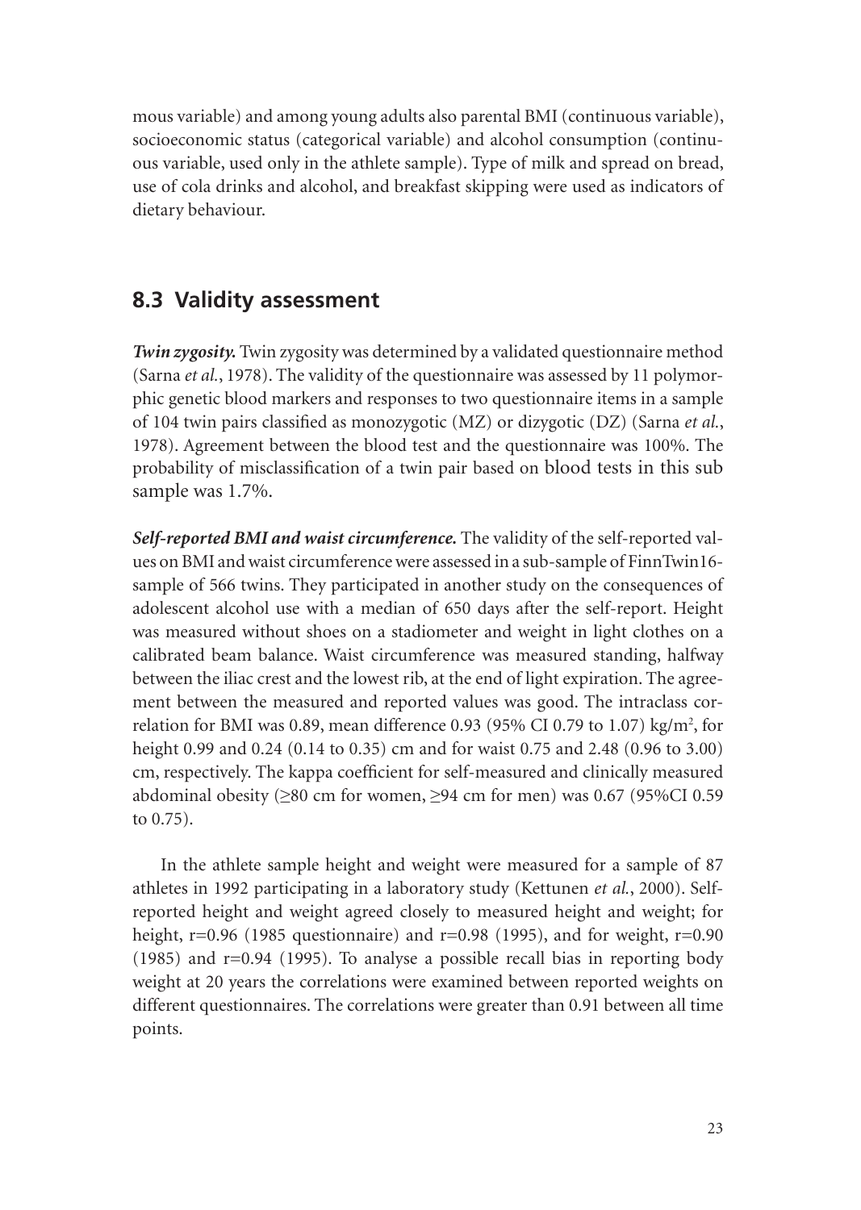mous variable) and among young adults also parental BMI (continuous variable), socioeconomic status (categorical variable) and alcohol consumption (continuous variable, used only in the athlete sample). Type of milk and spread on bread, use of cola drinks and alcohol, and breakfast skipping were used as indicators of dietary behaviour.

## 8.3 Validity assessment

***Twin zygosity.*** Twin zygosity was determined by a validated questionnaire method (Sarna *et al.*, 1978). The validity of the questionnaire was assessed by 11 polymorphic genetic blood markers and responses to two questionnaire items in a sample of 104 twin pairs classified as monozygotic (MZ) or dizygotic (DZ) (Sarna *et al.*, 1978). Agreement between the blood test and the questionnaire was 100%. The probability of misclassification of a twin pair based on blood tests in this sub sample was 1.7%.

***Self-reported BMI and waist circumference.*** The validity of the self-reported values on BMI and waist circumference were assessed in a sub-sample of FinnTwin16-sample of 566 twins. They participated in another study on the consequences of adolescent alcohol use with a median of 650 days after the self-report. Height was measured without shoes on a stadiometer and weight in light clothes on a calibrated beam balance. Waist circumference was measured standing, halfway between the iliac crest and the lowest rib, at the end of light expiration. The agreement between the measured and reported values was good. The intraclass correlation for BMI was 0.89, mean difference 0.93 (95% CI 0.79 to 1.07) kg/m$^2$, for height 0.99 and 0.24 (0.14 to 0.35) cm and for waist 0.75 and 2.48 (0.96 to 3.00) cm, respectively. The kappa coefficient for self-measured and clinically measured abdominal obesity ($\geq$80 cm for women, $\geq$94 cm for men) was 0.67 (95%CI 0.59 to 0.75).

In the athlete sample height and weight were measured for a sample of 87 athletes in 1992 participating in a laboratory study (Kettunen *et al.*, 2000). Self-reported height and weight agreed closely to measured height and weight; for height, r=0.96 (1985 questionnaire) and r=0.98 (1995), and for weight, r=0.90 (1985) and r=0.94 (1995). To analyse a possible recall bias in reporting body weight at 20 years the correlations were examined between reported weights on different questionnaires. The correlations were greater than 0.91 between all time points.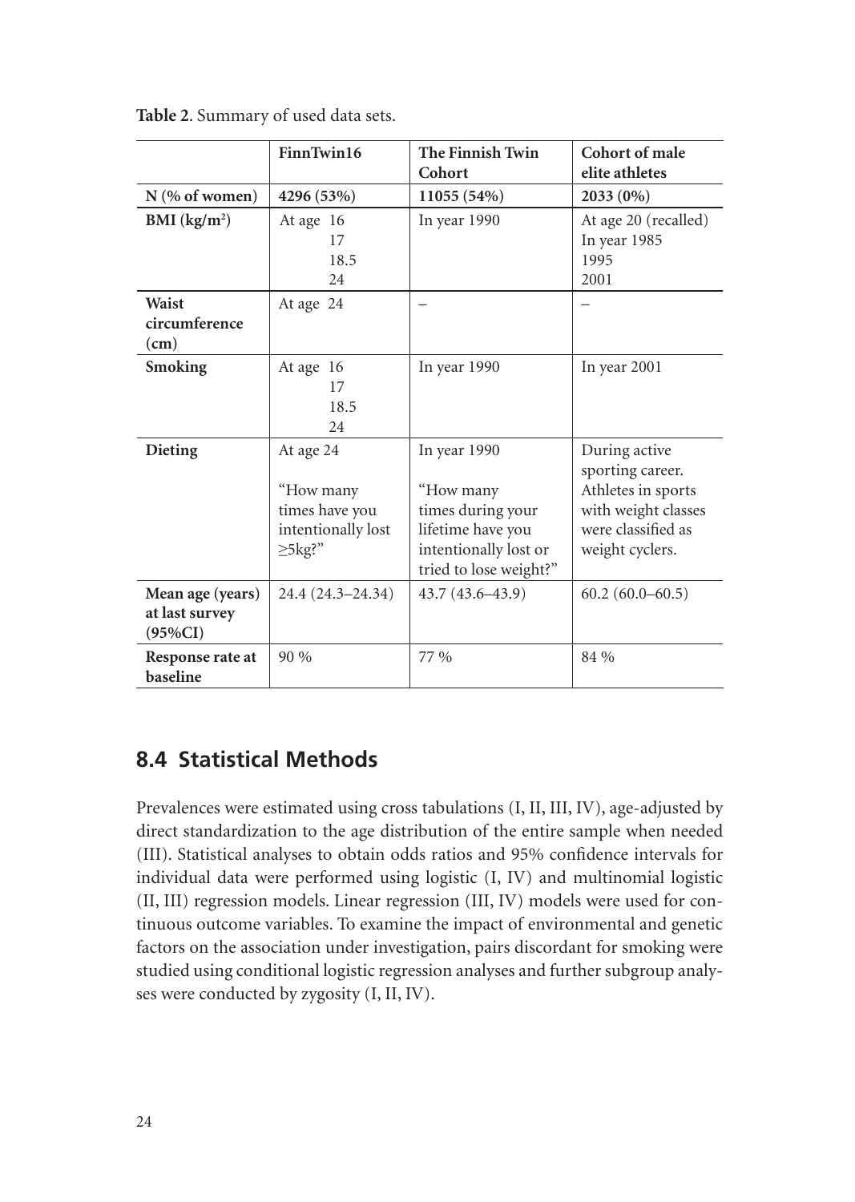**Table 2**. Summary of used data sets.

| | FinnTwin16 | The Finnish Twin Cohort | Cohort of male elite athletes |
|---|---|---|---|
| **N (% of women)** | **4296 (53%)** | **11055 (54%)** | **2033 (0%)** |
| **BMI (kg/m²)** | At age 16<br>17<br>18.5<br>24 | In year 1990 | At age 20 (recalled)<br>In year 1985<br>1995<br>2001 |
| **Waist circumference (cm)** | At age 24 | – | – |
| **Smoking** | At age 16<br>17<br>18.5<br>24 | In year 1990 | In year 2001 |
| **Dieting** | At age 24<br>"How many times have you intentionally lost ≥5kg?" | In year 1990<br>"How many times during your lifetime have you intentionally lost or tried to lose weight?" | During active sporting career. Athletes in sports with weight classes were classified as weight cyclers. |
| **Mean age (years) at last survey (95%CI)** | 24.4 (24.3–24.34) | 43.7 (43.6–43.9) | 60.2 (60.0–60.5) |
| **Response rate at baseline** | 90 % | 77 % | 84 % |

## 8.4 Statistical Methods

Prevalences were estimated using cross tabulations (I, II, III, IV), age-adjusted by direct standardization to the age distribution of the entire sample when needed (III). Statistical analyses to obtain odds ratios and 95% confidence intervals for individual data were performed using logistic (I, IV) and multinomial logistic (II, III) regression models. Linear regression (III, IV) models were used for continuous outcome variables. To examine the impact of environmental and genetic factors on the association under investigation, pairs discordant for smoking were studied using conditional logistic regression analyses and further subgroup analyses were conducted by zygosity (I, II, IV).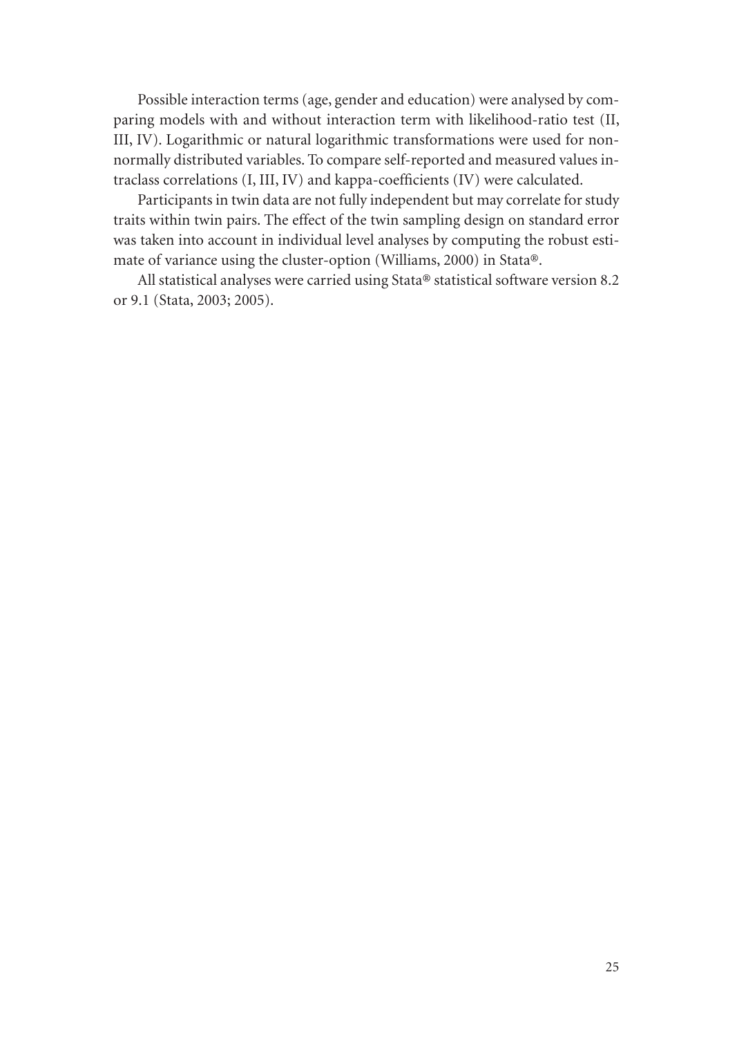Possible interaction terms (age, gender and education) were analysed by comparing models with and without interaction term with likelihood-ratio test (II, III, IV). Logarithmic or natural logarithmic transformations were used for non-normally distributed variables. To compare self-reported and measured values intraclass correlations (I, III, IV) and kappa-coefficients (IV) were calculated.

Participants in twin data are not fully independent but may correlate for study traits within twin pairs. The effect of the twin sampling design on standard error was taken into account in individual level analyses by computing the robust estimate of variance using the cluster-option (Williams, 2000) in Stata®.

All statistical analyses were carried using Stata® statistical software version 8.2 or 9.1 (Stata, 2003; 2005).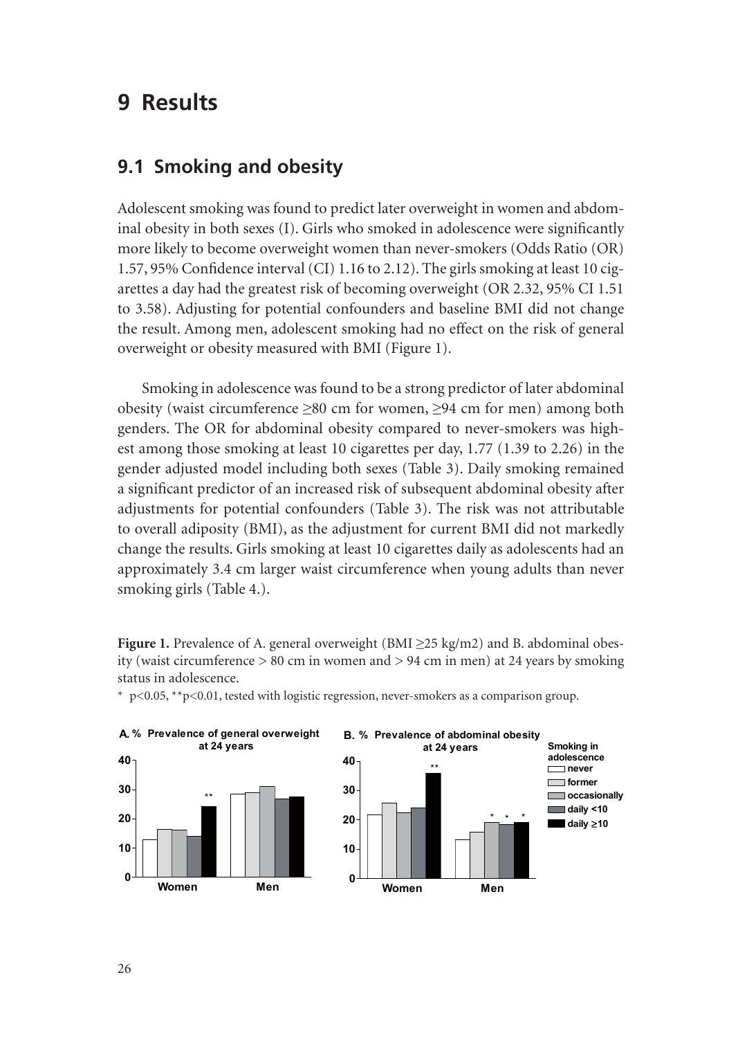# 9 Results

## 9.1 Smoking and obesity

Adolescent smoking was found to predict later overweight in women and abdominal obesity in both sexes (I). Girls who smoked in adolescence were significantly more likely to become overweight women than never-smokers (Odds Ratio (OR) 1.57, 95% Confidence interval (CI) 1.16 to 2.12). The girls smoking at least 10 cigarettes a day had the greatest risk of becoming overweight (OR 2.32, 95% CI 1.51 to 3.58). Adjusting for potential confounders and baseline BMI did not change the result. Among men, adolescent smoking had no effect on the risk of general overweight or obesity measured with BMI (Figure 1).

Smoking in adolescence was found to be a strong predictor of later abdominal obesity (waist circumference ≥80 cm for women, ≥94 cm for men) among both genders. The OR for abdominal obesity compared to never-smokers was highest among those smoking at least 10 cigarettes per day, 1.77 (1.39 to 2.26) in the gender adjusted model including both sexes (Table 3). Daily smoking remained a significant predictor of an increased risk of subsequent abdominal obesity after adjustments for potential confounders (Table 3). The risk was not attributable to overall adiposity (BMI), as the adjustment for current BMI did not markedly change the results. Girls smoking at least 10 cigarettes daily as adolescents had an approximately 3.4 cm larger waist circumference when young adults than never smoking girls (Table 4.).

**Figure 1.** Prevalence of A. general overweight (BMI ≥25 kg/m2) and B. abdominal obesity (waist circumference > 80 cm in women and > 94 cm in men) at 24 years by smoking status in adolescence.

\* p<0.05, \*\*p<0.01, tested with logistic regression, never-smokers as a comparison group.

A. % Prevalence of general overweight at 24 years

40
30
20
10
0

**

Women
Men

B. % Prevalence of abdominal obesity at 24 years

40
30
20
10
0

**
* * *

Women
Men

Smoking in adolescence
never
former
occasionally
daily <10
daily ≥10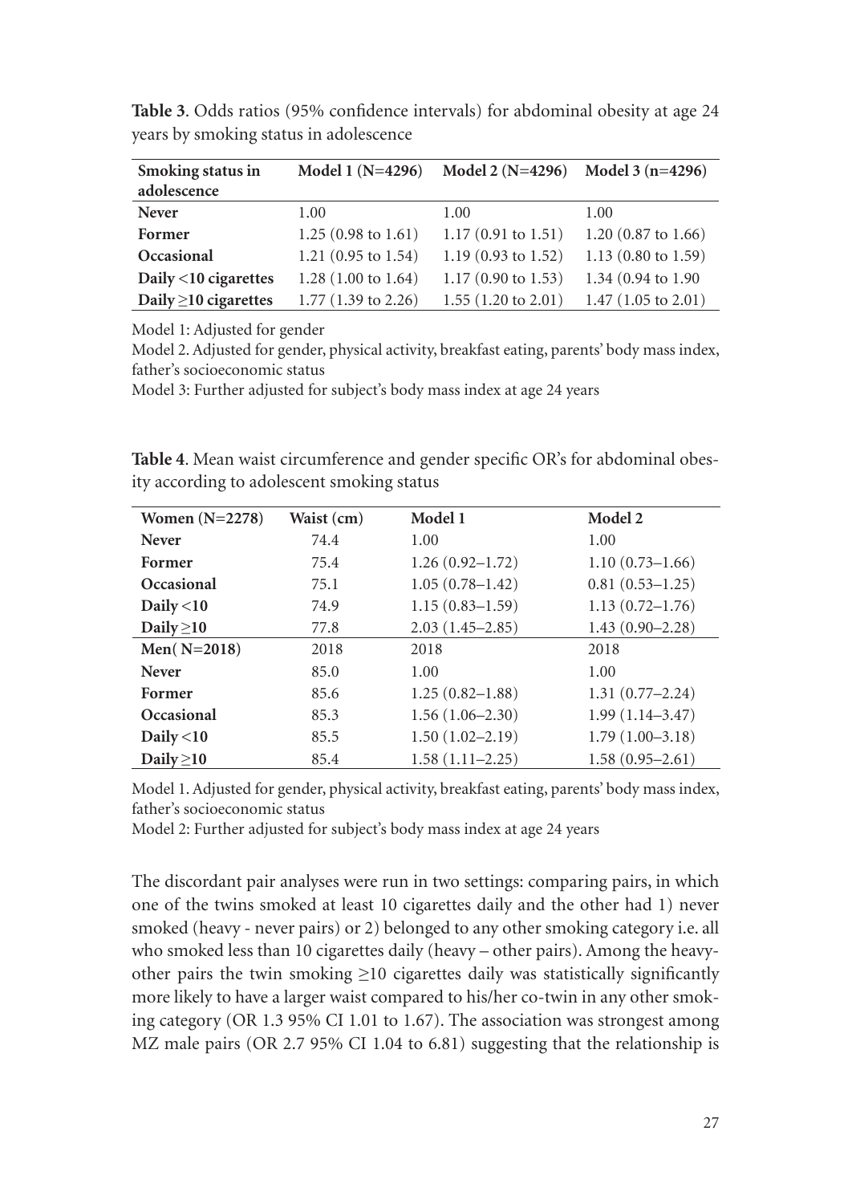**Table 3**. Odds ratios (95% confidence intervals) for abdominal obesity at age 24 years by smoking status in adolescence

| Smoking status in adolescence | Model 1 (N=4296) | Model 2 (N=4296) | Model 3 (n=4296) |
|---|---|---|---|
| **Never** | 1.00 | 1.00 | 1.00 |
| **Former** | 1.25 (0.98 to 1.61) | 1.17 (0.91 to 1.51) | 1.20 (0.87 to 1.66) |
| **Occasional** | 1.21 (0.95 to 1.54) | 1.19 (0.93 to 1.52) | 1.13 (0.80 to 1.59) |
| **Daily <10 cigarettes** | 1.28 (1.00 to 1.64) | 1.17 (0.90 to 1.53) | 1.34 (0.94 to 1.90 |
| **Daily ≥10 cigarettes** | 1.77 (1.39 to 2.26) | 1.55 (1.20 to 2.01) | 1.47 (1.05 to 2.01) |

Model 1: Adjusted for gender

Model 2. Adjusted for gender, physical activity, breakfast eating, parents' body mass index, father's socioeconomic status

Model 3: Further adjusted for subject's body mass index at age 24 years

**Table 4**. Mean waist circumference and gender specific OR's for abdominal obesity according to adolescent smoking status

| Women (N=2278) | Waist (cm) | Model 1 | Model 2 |
|---|---|---|---|
| **Never** | 74.4 | 1.00 | 1.00 |
| **Former** | 75.4 | 1.26 (0.92–1.72) | 1.10 (0.73–1.66) |
| **Occasional** | 75.1 | 1.05 (0.78–1.42) | 0.81 (0.53–1.25) |
| **Daily <10** | 74.9 | 1.15 (0.83–1.59) | 1.13 (0.72–1.76) |
| **Daily ≥10** | 77.8 | 2.03 (1.45–2.85) | 1.43 (0.90–2.28) |
| **Men( N=2018)** | 2018 | 2018 | 2018 |
| **Never** | 85.0 | 1.00 | 1.00 |
| **Former** | 85.6 | 1.25 (0.82–1.88) | 1.31 (0.77–2.24) |
| **Occasional** | 85.3 | 1.56 (1.06–2.30) | 1.99 (1.14–3.47) |
| **Daily <10** | 85.5 | 1.50 (1.02–2.19) | 1.79 (1.00–3.18) |
| **Daily ≥10** | 85.4 | 1.58 (1.11–2.25) | 1.58 (0.95–2.61) |

Model 1. Adjusted for gender, physical activity, breakfast eating, parents' body mass index, father's socioeconomic status

Model 2: Further adjusted for subject's body mass index at age 24 years

The discordant pair analyses were run in two settings: comparing pairs, in which one of the twins smoked at least 10 cigarettes daily and the other had 1) never smoked (heavy - never pairs) or 2) belonged to any other smoking category i.e. all who smoked less than 10 cigarettes daily (heavy – other pairs). Among the heavy-other pairs the twin smoking ≥10 cigarettes daily was statistically significantly more likely to have a larger waist compared to his/her co-twin in any other smoking category (OR 1.3 95% CI 1.01 to 1.67). The association was strongest among MZ male pairs (OR 2.7 95% CI 1.04 to 6.81) suggesting that the relationship is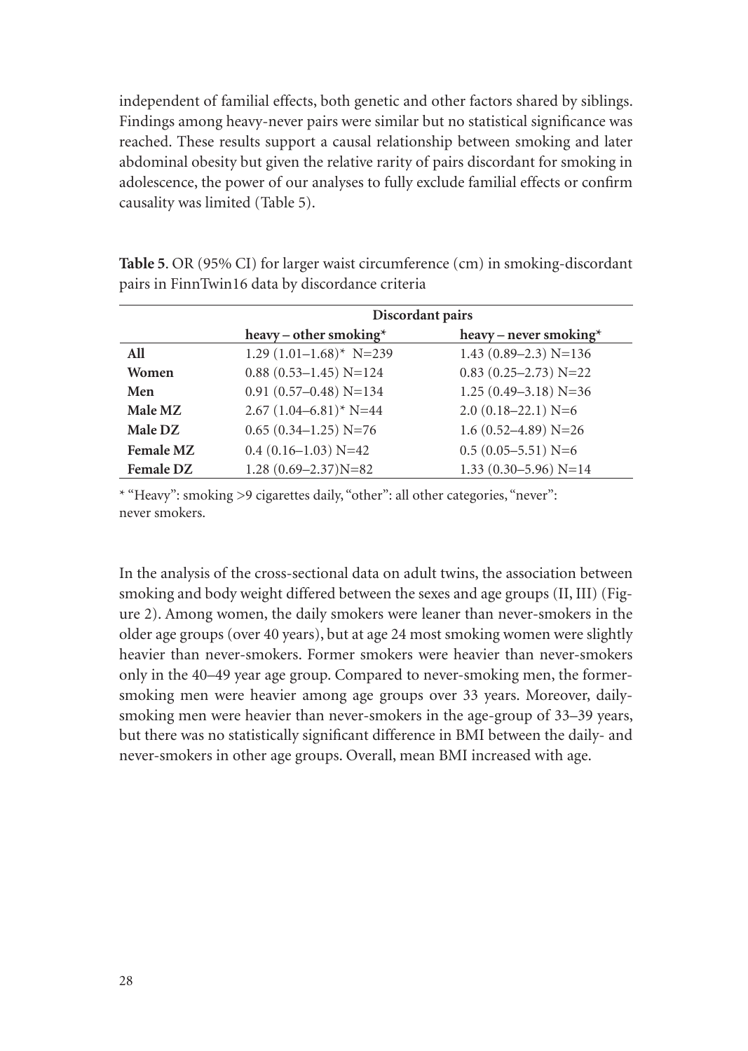independent of familial effects, both genetic and other factors shared by siblings. Findings among heavy-never pairs were similar but no statistical significance was reached. These results support a causal relationship between smoking and later abdominal obesity but given the relative rarity of pairs discordant for smoking in adolescence, the power of our analyses to fully exclude familial effects or confirm causality was limited (Table 5).

**Table 5**. OR (95% CI) for larger waist circumference (cm) in smoking-discordant pairs in FinnTwin16 data by discordance criteria

| | Discordant pairs | |
|---|---|---|
| | heavy – other smoking* | heavy – never smoking* |
| **All** | 1.29 (1.01–1.68)* N=239 | 1.43 (0.89–2.3) N=136 |
| **Women** | 0.88 (0.53–1.45) N=124 | 0.83 (0.25–2.73) N=22 |
| **Men** | 0.91 (0.57–0.48) N=134 | 1.25 (0.49–3.18) N=36 |
| **Male MZ** | 2.67 (1.04–6.81)* N=44 | 2.0 (0.18–22.1) N=6 |
| **Male DZ** | 0.65 (0.34–1.25) N=76 | 1.6 (0.52–4.89) N=26 |
| **Female MZ** | 0.4 (0.16–1.03) N=42 | 0.5 (0.05–5.51) N=6 |
| **Female DZ** | 1.28 (0.69–2.37)N=82 | 1.33 (0.30–5.96) N=14 |

* "Heavy": smoking >9 cigarettes daily, "other": all other categories, "never": never smokers.

In the analysis of the cross-sectional data on adult twins, the association between smoking and body weight differed between the sexes and age groups (II, III) (Figure 2). Among women, the daily smokers were leaner than never-smokers in the older age groups (over 40 years), but at age 24 most smoking women were slightly heavier than never-smokers. Former smokers were heavier than never-smokers only in the 40–49 year age group. Compared to never-smoking men, the former-smoking men were heavier among age groups over 33 years. Moreover, daily-smoking men were heavier than never-smokers in the age-group of 33–39 years, but there was no statistically significant difference in BMI between the daily- and never-smokers in other age groups. Overall, mean BMI increased with age.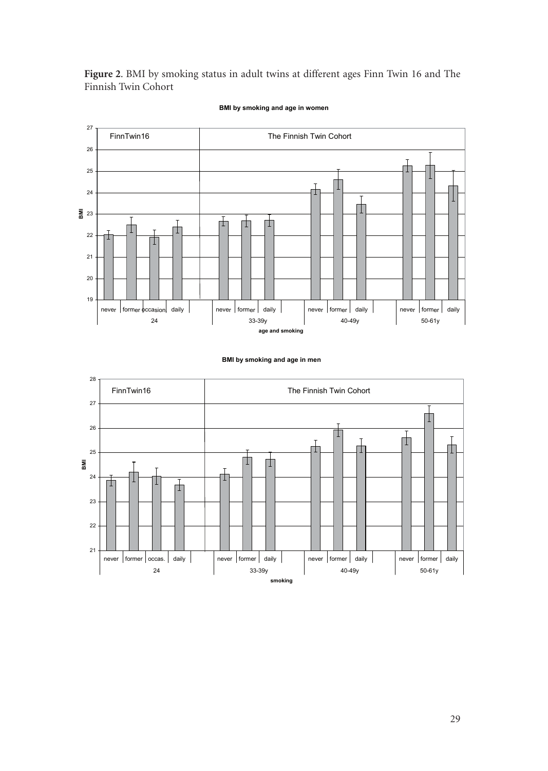**Figure 2**. BMI by smoking status in adult twins at different ages Finn Twin 16 and The Finnish Twin Cohort

BMI by smoking and age in women

FinnTwin16

The Finnish Twin Cohort

BMI

27
26
25
24
23
22
21
20
19

never former occasion daily never former daily never former daily never former daily

24 33-39y 40-49y 50-61y

age and smoking

BMI by smoking and age in men

FinnTwin16

The Finnish Twin Cohort

BMI

28
27
26
25
24
23
22
21

never former occas. daily never former daily never former daily never former daily

24 33-39y 40-49y 50-61y

smoking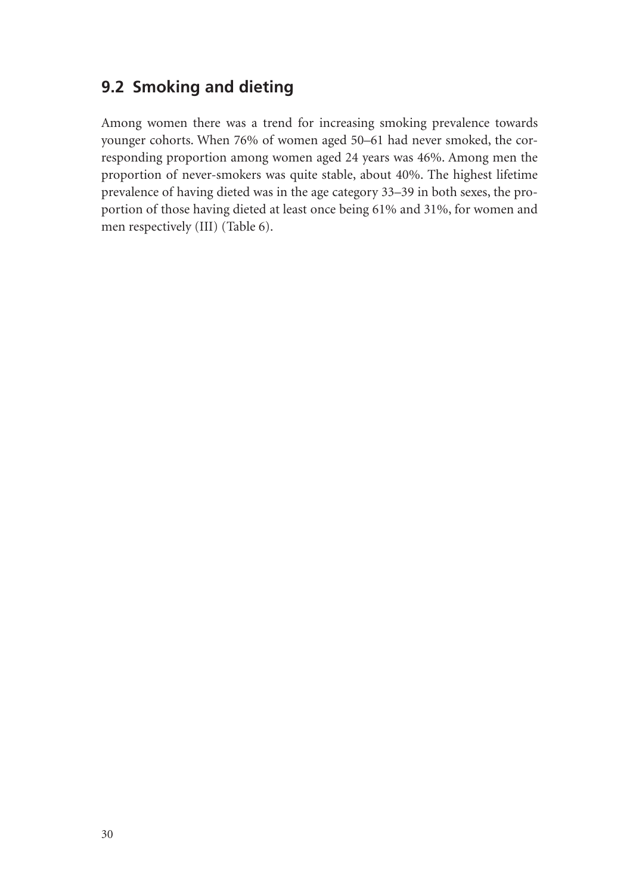## 9.2 Smoking and dieting

Among women there was a trend for increasing smoking prevalence towards younger cohorts. When 76% of women aged 50–61 had never smoked, the corresponding proportion among women aged 24 years was 46%. Among men the proportion of never-smokers was quite stable, about 40%. The highest lifetime prevalence of having dieted was in the age category 33–39 in both sexes, the proportion of those having dieted at least once being 61% and 31%, for women and men respectively (III) (Table 6).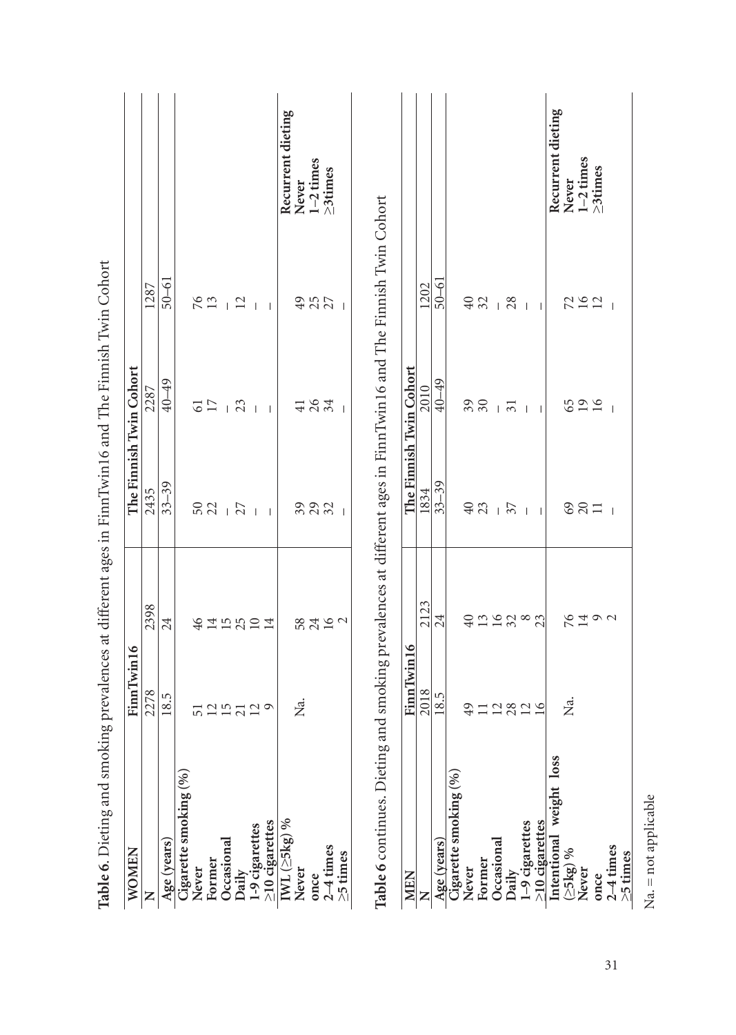**Table 6**. Dieting and smoking prevalences at different ages in FinnTwin16 and The Finnish Twin Cohort

| WOMEN | FinnTwin16 | | The Finnish Twin Cohort | | | |
|---|---|---|---|---|---|---|
| N | 2278 | 2398 | 2435 | 2287 | 1287 | |
| Age (years) | 18.5 | 24 | 33–39 | 40–49 | 50–61 | |
| **Cigarette smoking (%)** | | | | | | |
| **Never** | 51 | 46 | 50 | 61 | 76 | |
| **Former** | 12 | 14 | 22 | 17 | 13 | |
| **Occasional** | 15 | 15 | – | – | – | |
| **Daily** | 21 | 25 | 27 | 23 | 12 | |
| **1-9 cigarettes** | 12 | 10 | – | – | – | |
| **≥10 cigarettes** | 9 | 14 | – | – | – | |
| **IWL (≥5kg) %** | Na. | | | | | **Recurrent dieting** |
| **Never** | | 58 | 39 | 41 | 49 | **Never** |
| **once** | | 24 | 29 | 26 | 25 | **1–2 times** |
| **2–4 times** | | 16 | 32 | 34 | 27 | **≥3times** |
| **≥5 times** | | 2 | – | – | – | |

**Table 6** continues. Dieting and smoking prevalences at different ages in FinnTwin16 and The Finnish Twin Cohort

| MEN | FinnTwin16 | | The Finnish Twin Cohort | | | |
|---|---|---|---|---|---|---|
| N | 2018 | 2123 | 1834 | 2010 | 1202 | |
| Age (years) | 18.5 | 24 | 33–39 | 40–49 | 50–61 | |
| **Cigarette smoking (%)** | | | | | | |
| **Never** | 49 | 40 | 40 | 39 | 40 | |
| **Former** | 11 | 13 | 23 | 30 | 32 | |
| **Occasional** | 12 | 16 | – | – | – | |
| **Daily** | 28 | 32 | 37 | 31 | 28 | |
| **1–9 cigarettes** | 12 | 8 | – | – | – | |
| **≥10 cigarettes** | 16 | 23 | – | – | – | |
| **Intentional weight loss (≥5kg) %** | Na. | | | | | **Recurrent dieting** |
| **Never** | | 76 | 69 | 65 | 72 | **Never** |
| **once** | | 14 | 20 | 19 | 16 | **1–2 times** |
| **2–4 times** | | 9 | 11 | 16 | 12 | **≥3times** |
| **≥5 times** | | 2 | – | – | – | |

Na. = not applicable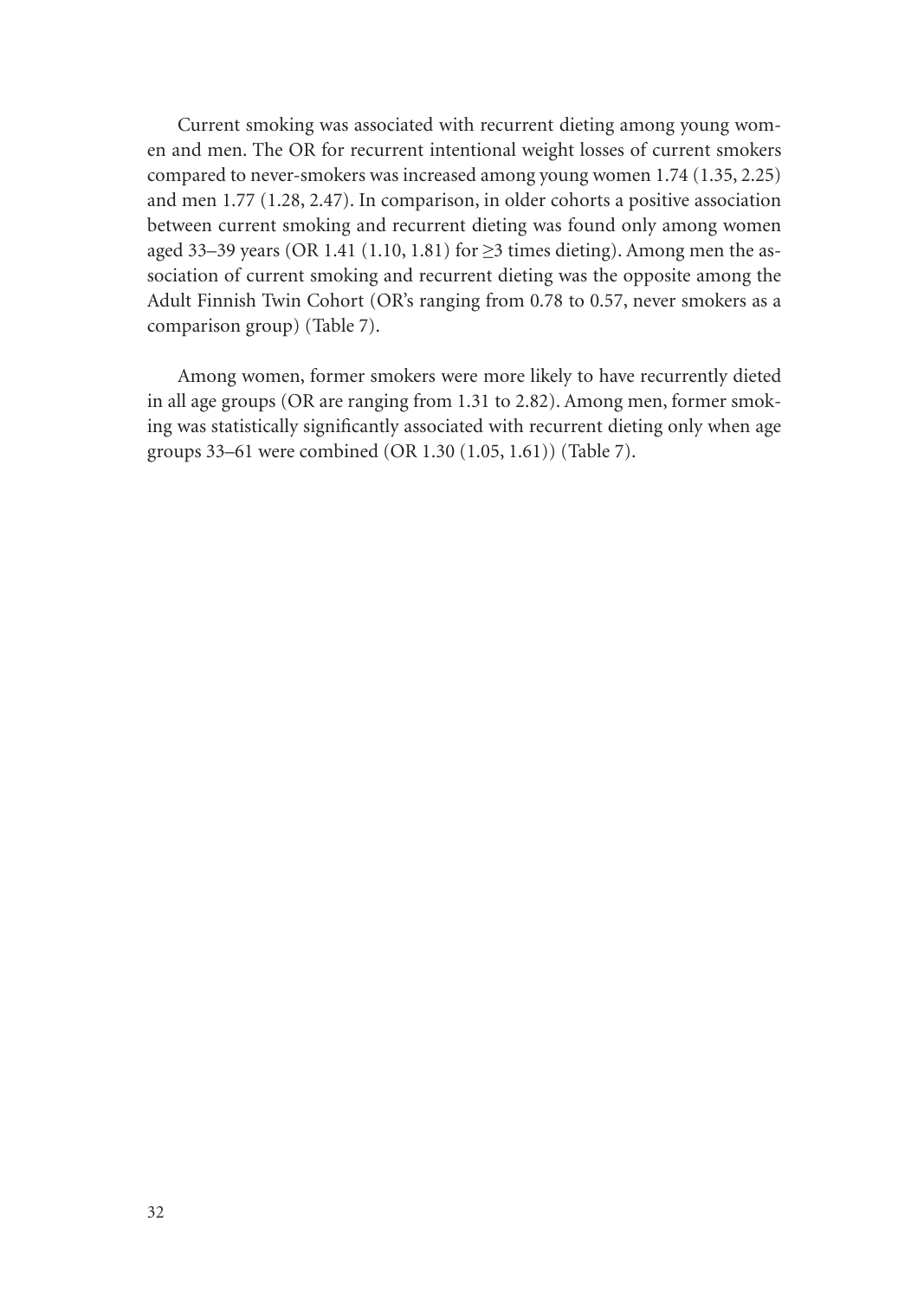Current smoking was associated with recurrent dieting among young women and men. The OR for recurrent intentional weight losses of current smokers compared to never-smokers was increased among young women 1.74 (1.35, 2.25) and men 1.77 (1.28, 2.47). In comparison, in older cohorts a positive association between current smoking and recurrent dieting was found only among women aged 33–39 years (OR 1.41 (1.10, 1.81) for ≥3 times dieting). Among men the association of current smoking and recurrent dieting was the opposite among the Adult Finnish Twin Cohort (OR's ranging from 0.78 to 0.57, never smokers as a comparison group) (Table 7).

Among women, former smokers were more likely to have recurrently dieted in all age groups (OR are ranging from 1.31 to 2.82). Among men, former smoking was statistically significantly associated with recurrent dieting only when age groups 33–61 were combined (OR 1.30 (1.05, 1.61)) (Table 7).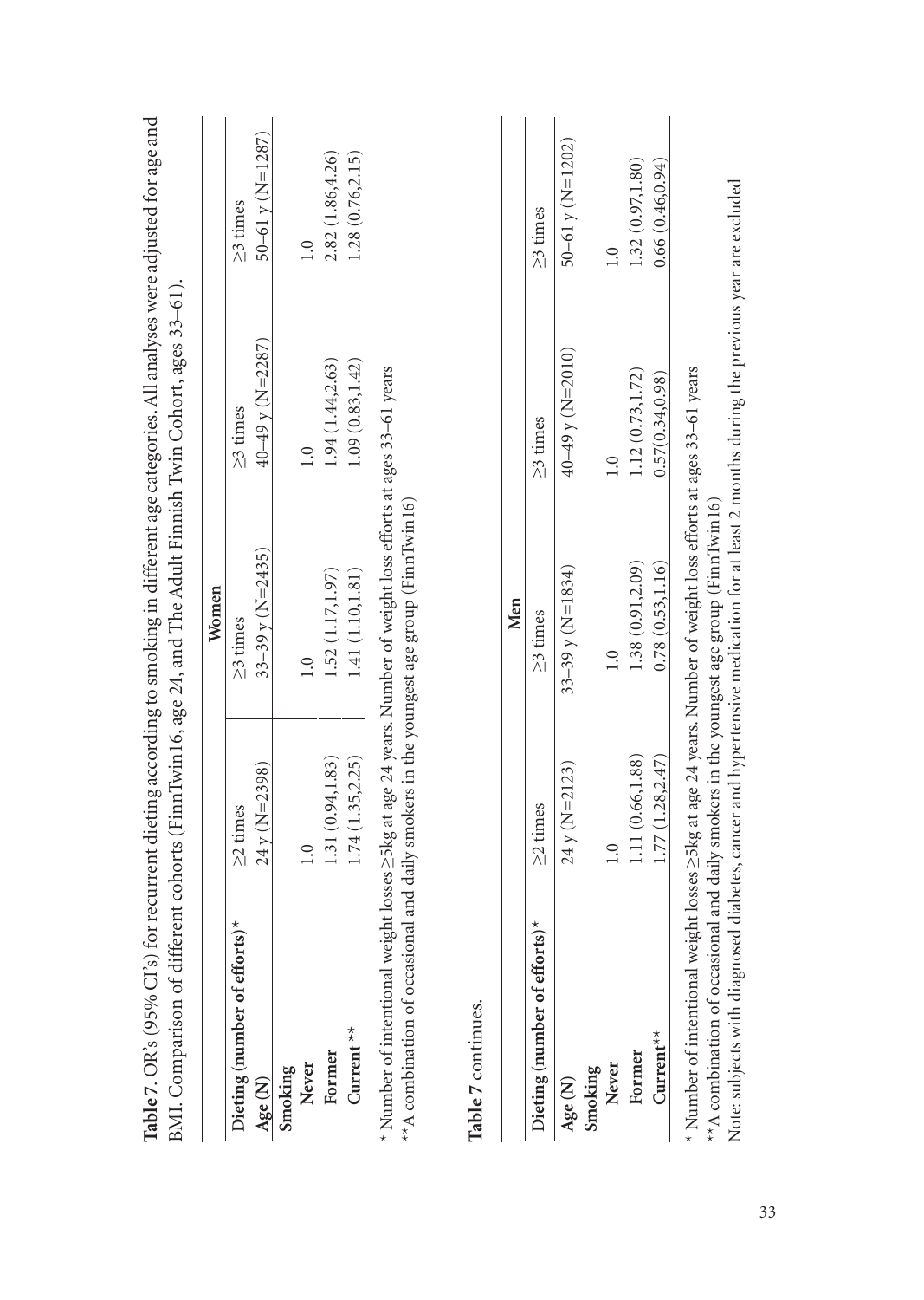**Table 7.** OR's (95% CI's) for recurrent dieting according to smoking in different age categories. All analyses were adjusted for age and BMI. Comparison of different cohorts (FinnTwin16, age 24, and The Adult Finnish Twin Cohort, ages 33–61).

| | Women | | | |
|---|---|---|---|---|
| **Dieting (number of efforts)*** | ≥2 times | ≥3 times | ≥3 times | ≥3 times |
| **Age (N)** | 24 y (N=2398) | 33–39 y (N=2435) | 40–49 y (N=2287) | 50–61 y (N=1287) |
| **Smoking** | | | | |
| **Never** | 1.0 | 1.0 | 1.0 | 1.0 |
| **Former** | 1.31 (0.94,1.83) | 1.52 (1.17,1.97) | 1.94 (1.44,2.63) | 2.82 (1.86,4.26) |
| **Current** ** | 1.74 (1.35,2.25) | 1.41 (1.10,1.81) | 1.09 (0.83,1.42) | 1.28 (0.76,2.15) |

* Number of intentional weight losses ≥5kg at age 24 years. Number of weight loss efforts at ages 33–61 years
**A combination of occasional and daily smokers in the youngest age group (FinnTwin16)

**Table 7** continues.

| | Men | | | |
|---|---|---|---|---|
| **Dieting (number of efforts)*** | ≥2 times | ≥3 times | ≥3 times | ≥3 times |
| **Age (N)** | 24 y (N=2123) | 33–39 y (N=1834) | 40–49 y (N=2010) | 50–61 y (N=1202) |
| **Smoking** | | | | |
| **Never** | 1.0 | 1.0 | 1.0 | 1.0 |
| **Former** | 1.11 (0.66,1.88) | 1.38 (0.91,2.09) | 1.12 (0.73,1.72) | 1.32 (0.97,1.80) |
| **Current**** | 1.77 (1.28,2.47) | 0.78 (0.53,1.16) | 0.57(0.34,0.98) | 0.66 (0.46,0.94) |

* Number of intentional weight losses ≥5kg at age 24 years. Number of weight loss efforts at ages 33–61 years
**A combination of occasional and daily smokers in the youngest age group (FinnTwin16)
Note: subjects with diagnosed diabetes, cancer and hypertensive medication for at least 2 months during the previous year are excluded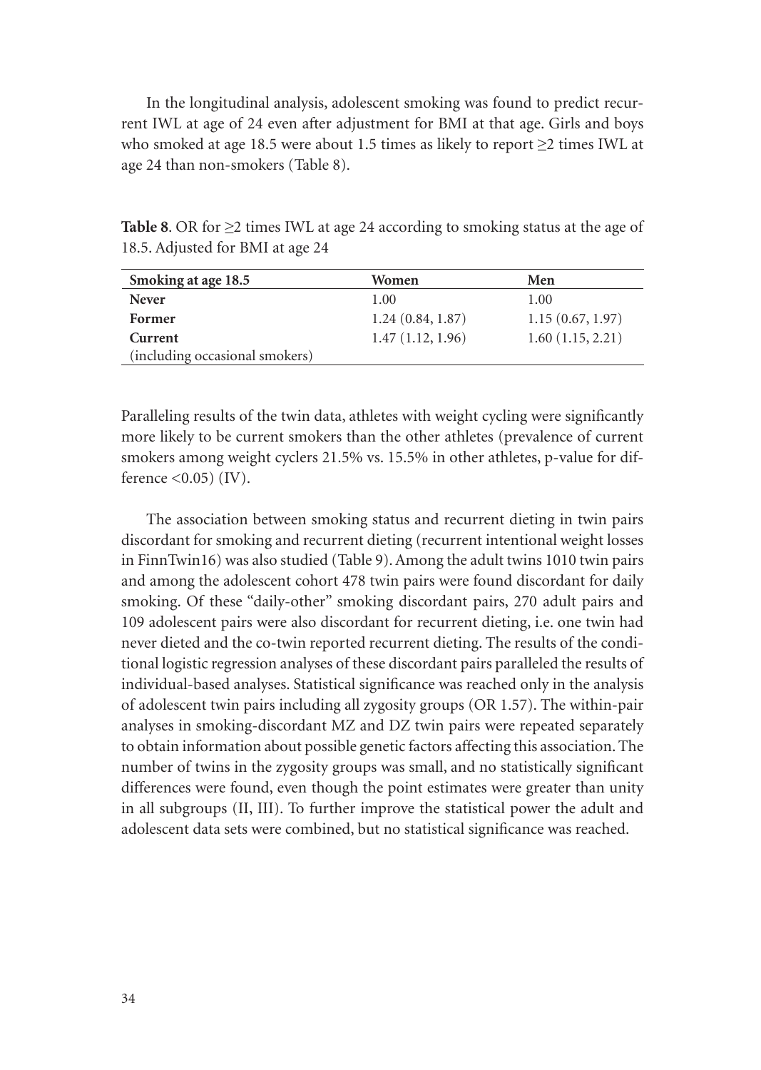In the longitudinal analysis, adolescent smoking was found to predict recurrent IWL at age of 24 even after adjustment for BMI at that age. Girls and boys who smoked at age 18.5 were about 1.5 times as likely to report ≥2 times IWL at age 24 than non-smokers (Table 8).

**Table 8**. OR for ≥2 times IWL at age 24 according to smoking status at the age of 18.5. Adjusted for BMI at age 24

| Smoking at age 18.5 | Women | Men |
|---|---|---|
| **Never** | 1.00 | 1.00 |
| **Former** | 1.24 (0.84, 1.87) | 1.15 (0.67, 1.97) |
| **Current** (including occasional smokers) | 1.47 (1.12, 1.96) | 1.60 (1.15, 2.21) |

Paralleling results of the twin data, athletes with weight cycling were significantly more likely to be current smokers than the other athletes (prevalence of current smokers among weight cyclers 21.5% vs. 15.5% in other athletes, p-value for difference <0.05) (IV).

The association between smoking status and recurrent dieting in twin pairs discordant for smoking and recurrent dieting (recurrent intentional weight losses in FinnTwin16) was also studied (Table 9). Among the adult twins 1010 twin pairs and among the adolescent cohort 478 twin pairs were found discordant for daily smoking. Of these "daily-other" smoking discordant pairs, 270 adult pairs and 109 adolescent pairs were also discordant for recurrent dieting, i.e. one twin had never dieted and the co-twin reported recurrent dieting. The results of the conditional logistic regression analyses of these discordant pairs paralleled the results of individual-based analyses. Statistical significance was reached only in the analysis of adolescent twin pairs including all zygosity groups (OR 1.57). The within-pair analyses in smoking-discordant MZ and DZ twin pairs were repeated separately to obtain information about possible genetic factors affecting this association. The number of twins in the zygosity groups was small, and no statistically significant differences were found, even though the point estimates were greater than unity in all subgroups (II, III). To further improve the statistical power the adult and adolescent data sets were combined, but no statistical significance was reached.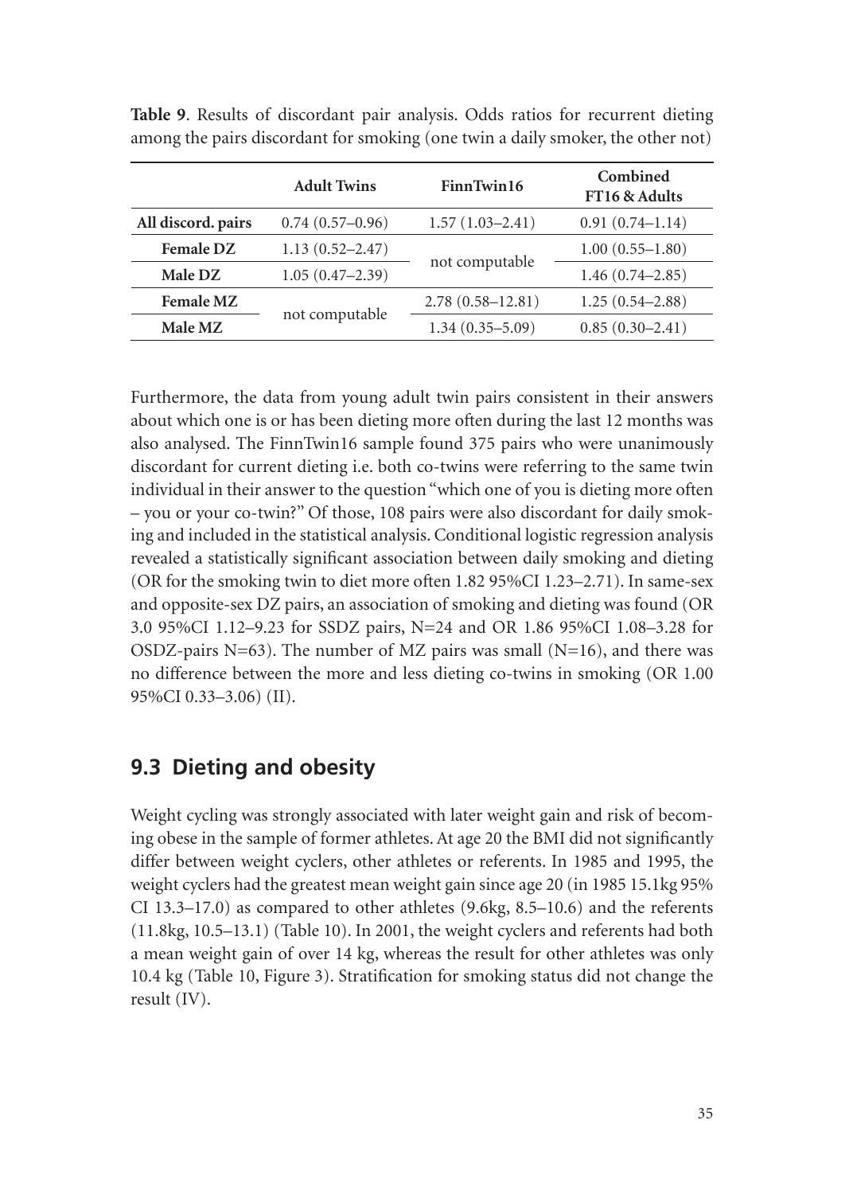**Table 9**. Results of discordant pair analysis. Odds ratios for recurrent dieting among the pairs discordant for smoking (one twin a daily smoker, the other not)

| | Adult Twins | FinnTwin16 | Combined FT16 & Adults |
|---|---|---|---|
| **All discord. pairs** | 0.74 (0.57–0.96) | 1.57 (1.03–2.41) | 0.91 (0.74–1.14) |
| **Female DZ** | 1.13 (0.52–2.47) | not computable | 1.00 (0.55–1.80) |
| **Male DZ** | 1.05 (0.47–2.39) | | 1.46 (0.74–2.85) |
| **Female MZ** | not computable | 2.78 (0.58–12.81) | 1.25 (0.54–2.88) |
| **Male MZ** | | 1.34 (0.35–5.09) | 0.85 (0.30–2.41) |

Furthermore, the data from young adult twin pairs consistent in their answers about which one is or has been dieting more often during the last 12 months was also analysed. The FinnTwin16 sample found 375 pairs who were unanimously discordant for current dieting i.e. both co-twins were referring to the same twin individual in their answer to the question "which one of you is dieting more often – you or your co-twin?" Of those, 108 pairs were also discordant for daily smoking and included in the statistical analysis. Conditional logistic regression analysis revealed a statistically significant association between daily smoking and dieting (OR for the smoking twin to diet more often 1.82 95%CI 1.23–2.71). In same-sex and opposite-sex DZ pairs, an association of smoking and dieting was found (OR 3.0 95%CI 1.12–9.23 for SSDZ pairs, N=24 and OR 1.86 95%CI 1.08–3.28 for OSDZ-pairs N=63). The number of MZ pairs was small (N=16), and there was no difference between the more and less dieting co-twins in smoking (OR 1.00 95%CI 0.33–3.06) (II).

## 9.3 Dieting and obesity

Weight cycling was strongly associated with later weight gain and risk of becoming obese in the sample of former athletes. At age 20 the BMI did not significantly differ between weight cyclers, other athletes or referents. In 1985 and 1995, the weight cyclers had the greatest mean weight gain since age 20 (in 1985 15.1kg 95% CI 13.3–17.0) as compared to other athletes (9.6kg, 8.5–10.6) and the referents (11.8kg, 10.5–13.1) (Table 10). In 2001, the weight cyclers and referents had both a mean weight gain of over 14 kg, whereas the result for other athletes was only 10.4 kg (Table 10, Figure 3). Stratification for smoking status did not change the result (IV).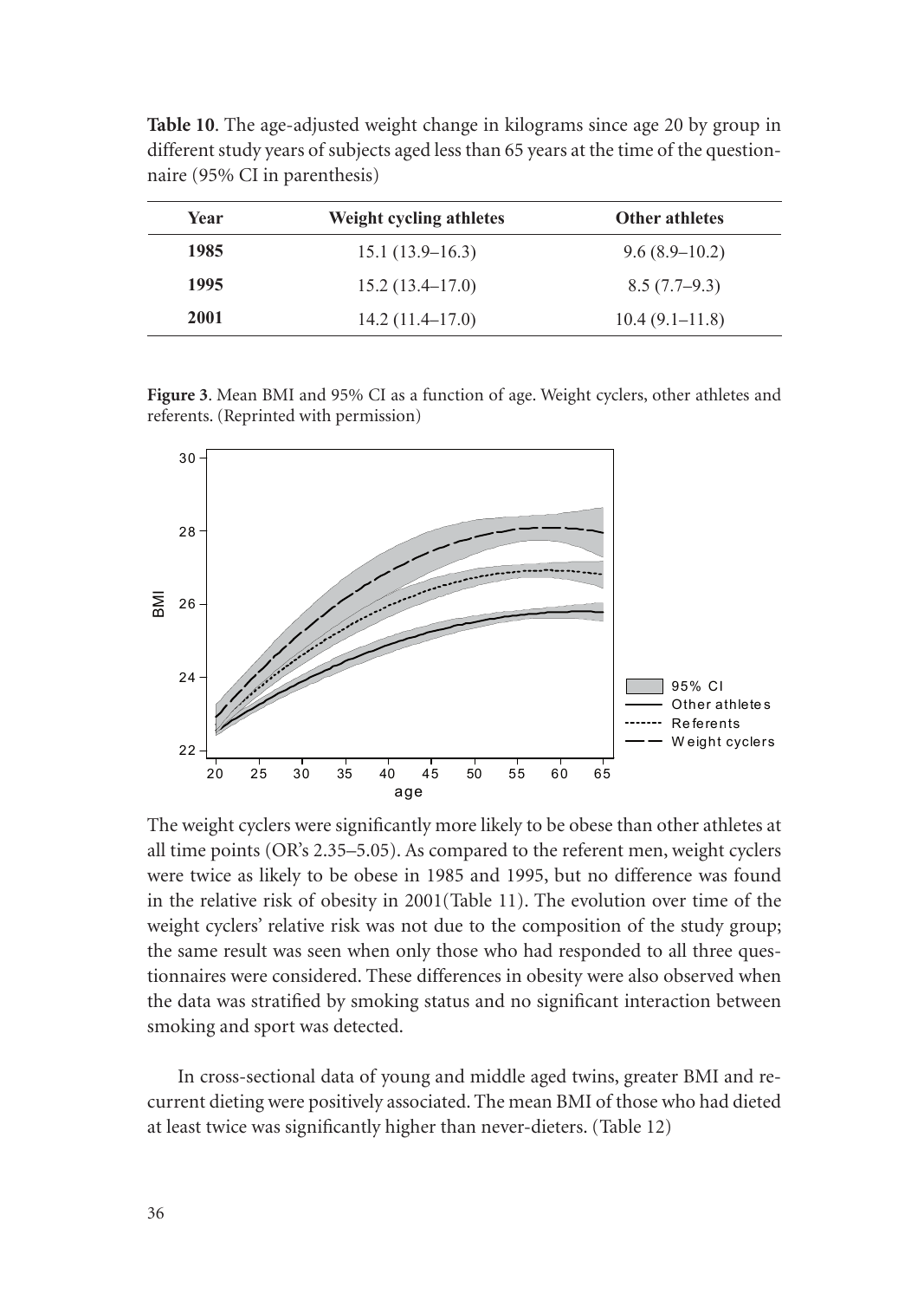**Table 10**. The age-adjusted weight change in kilograms since age 20 by group in different study years of subjects aged less than 65 years at the time of the questionnaire (95% CI in parenthesis)

| Year | Weight cycling athletes | Other athletes |
|---|---|---|
| **1985** | 15.1 (13.9–16.3) | 9.6 (8.9–10.2) |
| **1995** | 15.2 (13.4–17.0) | 8.5 (7.7–9.3) |
| **2001** | 14.2 (11.4–17.0) | 10.4 (9.1–11.8) |

**Figure 3**. Mean BMI and 95% CI as a function of age. Weight cyclers, other athletes and referents. (Reprinted with permission)

BMI

30
28
26
24
22

20 25 30 35 40 45 50 55 60 65

age

95% CI
Other athletes
Referents
Weight cyclers

The weight cyclers were significantly more likely to be obese than other athletes at all time points (OR's 2.35–5.05). As compared to the referent men, weight cyclers were twice as likely to be obese in 1985 and 1995, but no difference was found in the relative risk of obesity in 2001(Table 11). The evolution over time of the weight cyclers' relative risk was not due to the composition of the study group; the same result was seen when only those who had responded to all three questionnaires were considered. These differences in obesity were also observed when the data was stratified by smoking status and no significant interaction between smoking and sport was detected.

In cross-sectional data of young and middle aged twins, greater BMI and recurrent dieting were positively associated. The mean BMI of those who had dieted at least twice was significantly higher than never-dieters. (Table 12)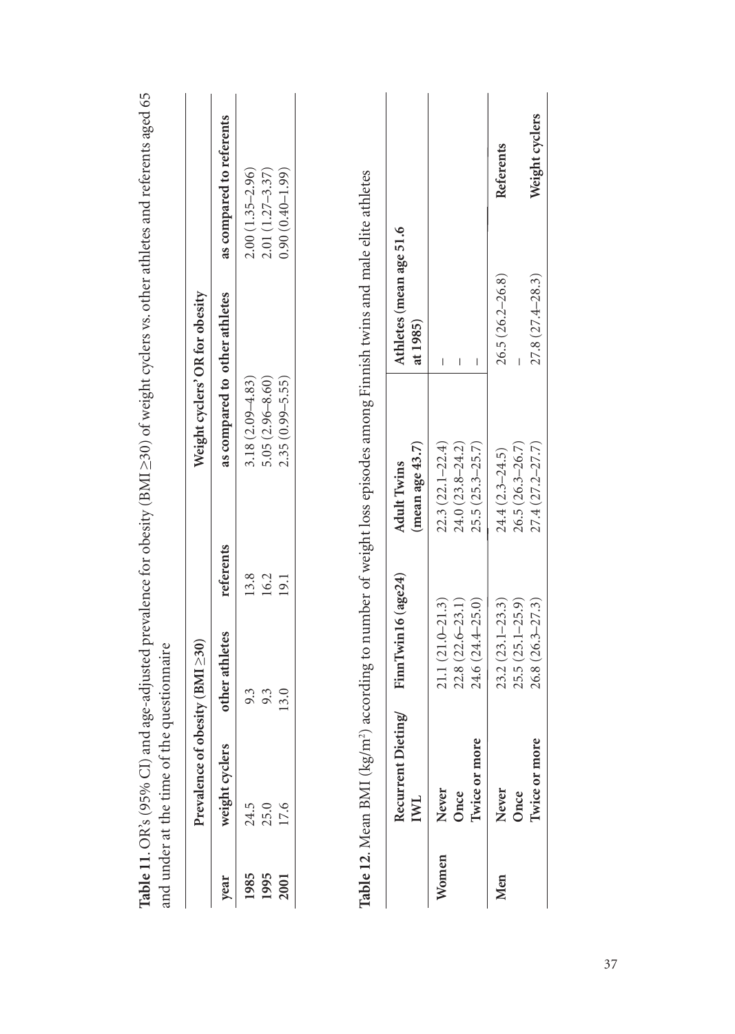**Table 11.** OR's (95% CI) and age-adjusted prevalence for obesity (BMI ≥30) of weight cyclers vs. other athletes and referents aged 65 and under at the time of the questionnaire

| | Prevalence of obesity (BMI ≥30) | | | Weight cyclers' OR for obesity | |
|---|---|---|---|---|---|
| **year** | **weight cyclers** | **other athletes** | **referents** | **as compared to other athletes** | **as compared to referents** |
| **1985** | 24.5 | 9.3 | 13.8 | 3.18 (2.09–4.83) | 2.00 (1.35–2.96) |
| **1995** | 25.0 | 9.3 | 16.2 | 5.05 (2.96–8.60) | 2.01 (1.27–3.37) |
| **2001** | 17.6 | 13.0 | 19.1 | 2.35 (0.99–5.55) | 0.90 (0.40–1.99) |

**Table 12.** Mean BMI (kg/m$^2$) according to number of weight loss episodes among Finnish twins and male elite athletes

| | Recurrent Dieting/ IWL | FinnTwin16 (age24) | Adult Twins (mean age 43.7) | Athletes (mean age 51.6 at 1985) | |
|---|---|---|---|---|---|
| Women | **Never** | 21.1 (21.0–21.3) | 22.3 (22.1–22.4) | – | |
| | **Once** | 22.8 (22.6–23.1) | 24.0 (23.8–24.2) | – | |
| | **Twice or more** | 24.6 (24.4–25.0) | 25.5 (25.3–25.7) | – | |
| Men | **Never** | 23.2 (23.1–23.3) | 24.4 (2.3–24.5) | 26.5 (26.2–26.8) | **Referents** |
| | **Once** | 25.5 (25.1–25.9) | 26.5 (26.3–26.7) | – | |
| | **Twice or more** | 26.8 (26.3–27.3) | 27.4 (27.2–27.7) | 27.8 (27.4–28.3) | **Weight cyclers** |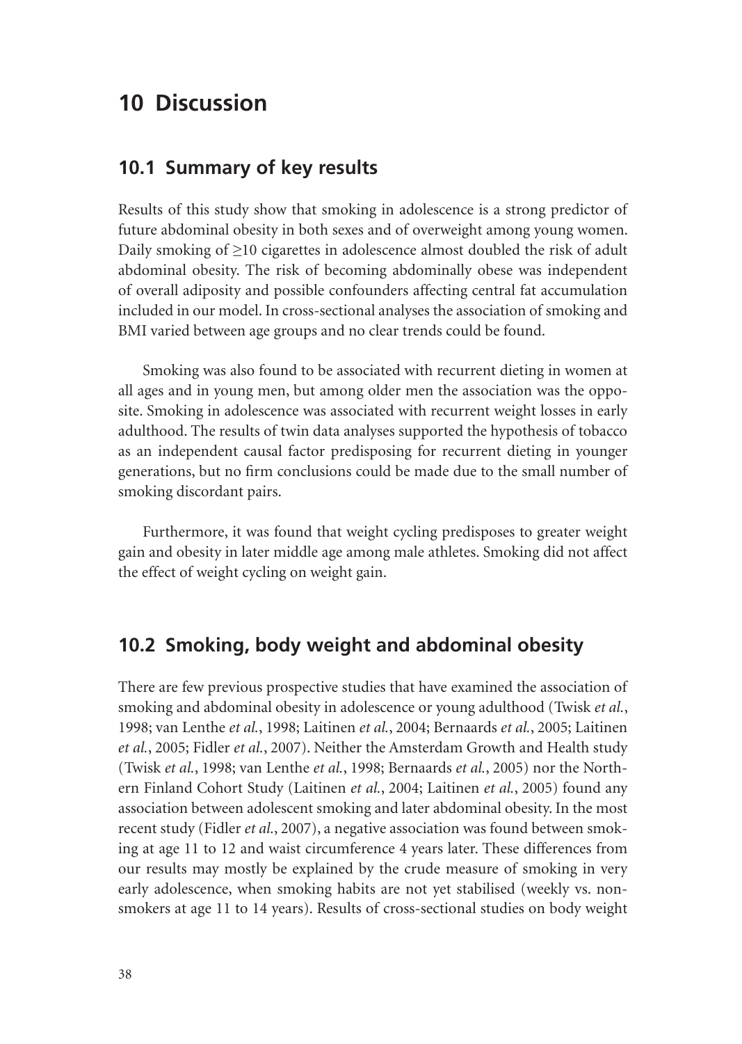# 10 Discussion

## 10.1 Summary of key results

Results of this study show that smoking in adolescence is a strong predictor of future abdominal obesity in both sexes and of overweight among young women. Daily smoking of ≥10 cigarettes in adolescence almost doubled the risk of adult abdominal obesity. The risk of becoming abdominally obese was independent of overall adiposity and possible confounders affecting central fat accumulation included in our model. In cross-sectional analyses the association of smoking and BMI varied between age groups and no clear trends could be found.

Smoking was also found to be associated with recurrent dieting in women at all ages and in young men, but among older men the association was the opposite. Smoking in adolescence was associated with recurrent weight losses in early adulthood. The results of twin data analyses supported the hypothesis of tobacco as an independent causal factor predisposing for recurrent dieting in younger generations, but no firm conclusions could be made due to the small number of smoking discordant pairs.

Furthermore, it was found that weight cycling predisposes to greater weight gain and obesity in later middle age among male athletes. Smoking did not affect the effect of weight cycling on weight gain.

## 10.2 Smoking, body weight and abdominal obesity

There are few previous prospective studies that have examined the association of smoking and abdominal obesity in adolescence or young adulthood (Twisk *et al.*, 1998; van Lenthe *et al.*, 1998; Laitinen *et al.*, 2004; Bernaards *et al.*, 2005; Laitinen *et al.*, 2005; Fidler *et al.*, 2007). Neither the Amsterdam Growth and Health study (Twisk *et al.*, 1998; van Lenthe *et al.*, 1998; Bernaards *et al.*, 2005) nor the Northern Finland Cohort Study (Laitinen *et al.*, 2004; Laitinen *et al.*, 2005) found any association between adolescent smoking and later abdominal obesity. In the most recent study (Fidler *et al.*, 2007), a negative association was found between smoking at age 11 to 12 and waist circumference 4 years later. These differences from our results may mostly be explained by the crude measure of smoking in very early adolescence, when smoking habits are not yet stabilised (weekly vs. non-smokers at age 11 to 14 years). Results of cross-sectional studies on body weight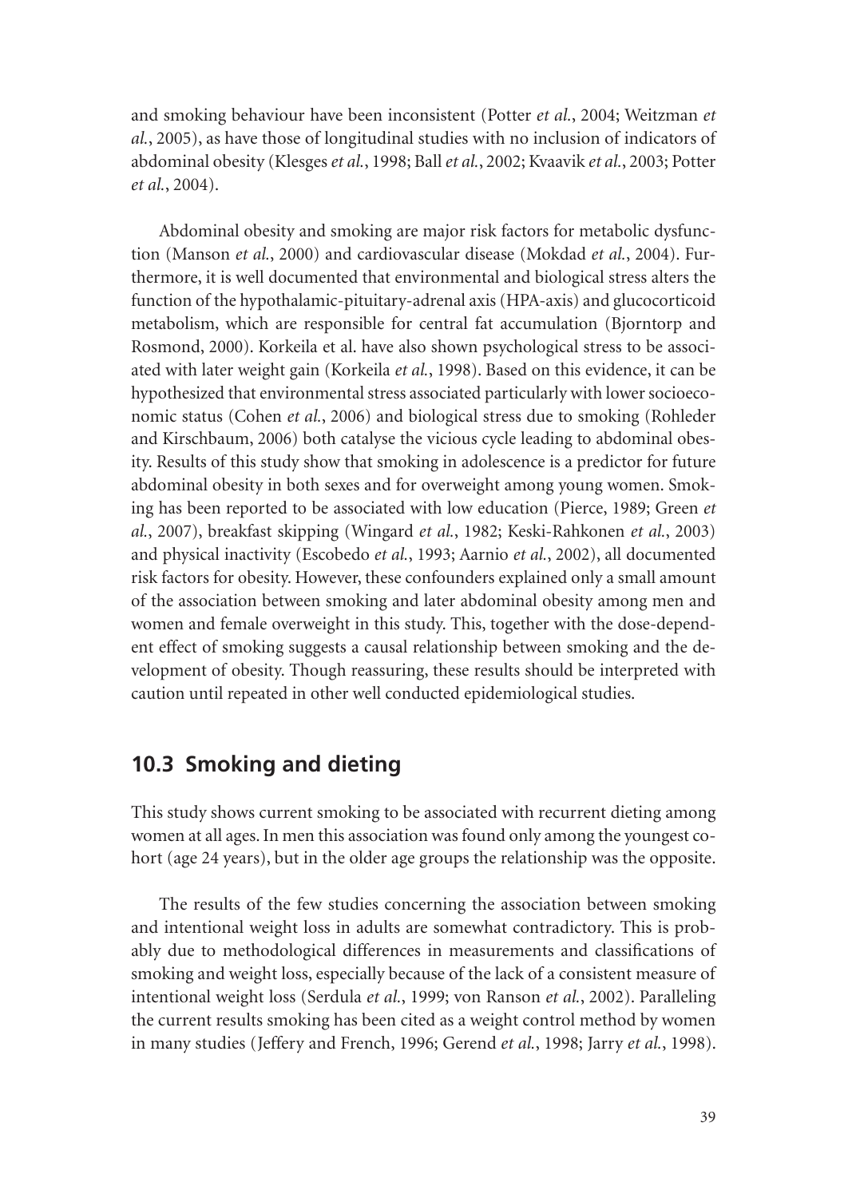and smoking behaviour have been inconsistent (Potter *et al.*, 2004; Weitzman *et al.*, 2005), as have those of longitudinal studies with no inclusion of indicators of abdominal obesity (Klesges *et al.*, 1998; Ball *et al.*, 2002; Kvaavik *et al.*, 2003; Potter *et al.*, 2004).

Abdominal obesity and smoking are major risk factors for metabolic dysfunction (Manson *et al.*, 2000) and cardiovascular disease (Mokdad *et al.*, 2004). Furthermore, it is well documented that environmental and biological stress alters the function of the hypothalamic-pituitary-adrenal axis (HPA-axis) and glucocorticoid metabolism, which are responsible for central fat accumulation (Bjorntorp and Rosmond, 2000). Korkeila et al. have also shown psychological stress to be associated with later weight gain (Korkeila *et al.*, 1998). Based on this evidence, it can be hypothesized that environmental stress associated particularly with lower socioeconomic status (Cohen *et al.*, 2006) and biological stress due to smoking (Rohleder and Kirschbaum, 2006) both catalyse the vicious cycle leading to abdominal obesity. Results of this study show that smoking in adolescence is a predictor for future abdominal obesity in both sexes and for overweight among young women. Smoking has been reported to be associated with low education (Pierce, 1989; Green *et al.*, 2007), breakfast skipping (Wingard *et al.*, 1982; Keski-Rahkonen *et al.*, 2003) and physical inactivity (Escobedo *et al.*, 1993; Aarnio *et al.*, 2002), all documented risk factors for obesity. However, these confounders explained only a small amount of the association between smoking and later abdominal obesity among men and women and female overweight in this study. This, together with the dose-dependent effect of smoking suggests a causal relationship between smoking and the development of obesity. Though reassuring, these results should be interpreted with caution until repeated in other well conducted epidemiological studies.

## 10.3 Smoking and dieting

This study shows current smoking to be associated with recurrent dieting among women at all ages. In men this association was found only among the youngest cohort (age 24 years), but in the older age groups the relationship was the opposite.

The results of the few studies concerning the association between smoking and intentional weight loss in adults are somewhat contradictory. This is probably due to methodological differences in measurements and classifications of smoking and weight loss, especially because of the lack of a consistent measure of intentional weight loss (Serdula *et al.*, 1999; von Ranson *et al.*, 2002). Paralleling the current results smoking has been cited as a weight control method by women in many studies (Jeffery and French, 1996; Gerend *et al.*, 1998; Jarry *et al.*, 1998).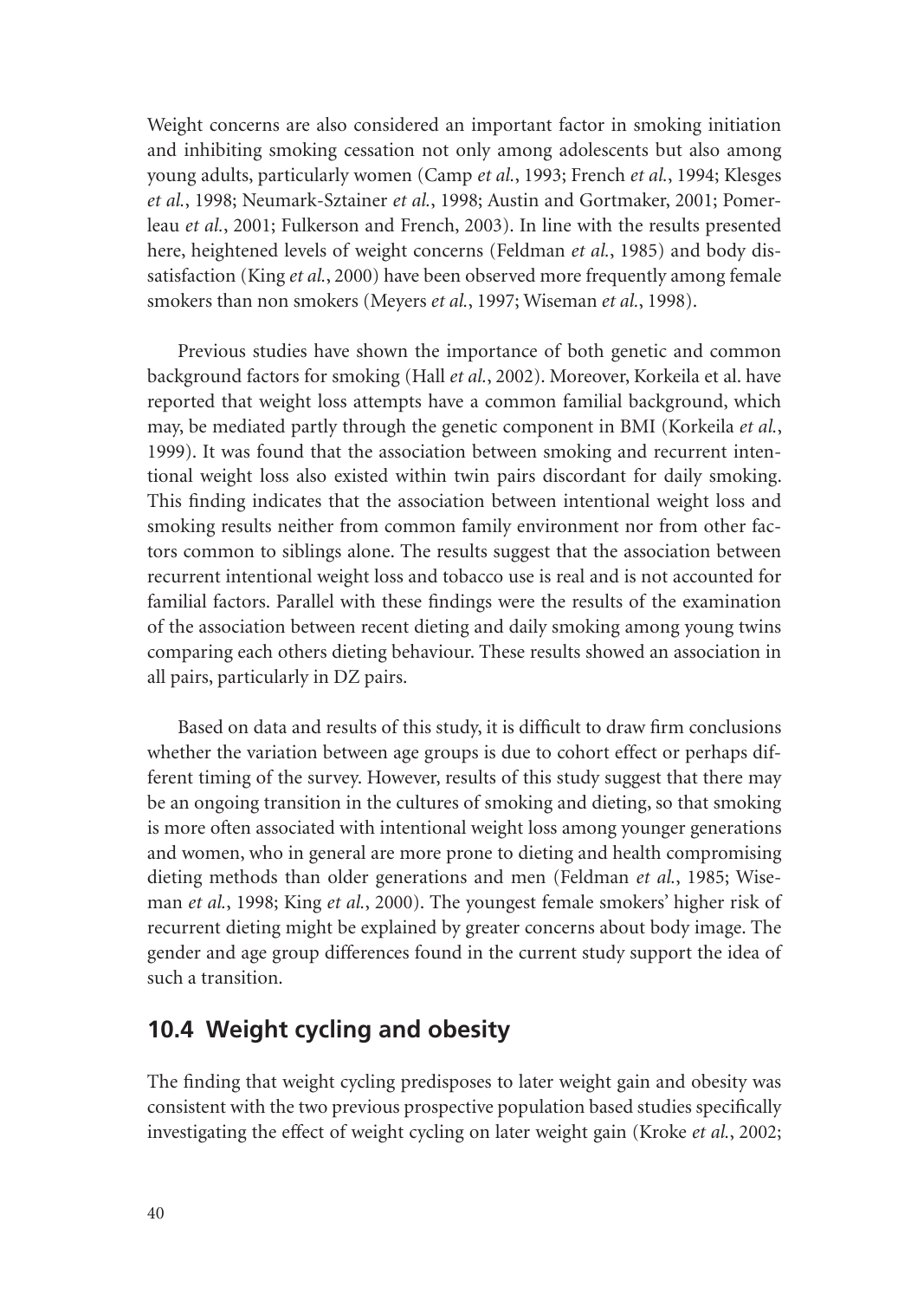Weight concerns are also considered an important factor in smoking initiation and inhibiting smoking cessation not only among adolescents but also among young adults, particularly women (Camp *et al.*, 1993; French *et al.*, 1994; Klesges *et al.*, 1998; Neumark-Sztainer *et al.*, 1998; Austin and Gortmaker, 2001; Pomerleau *et al.*, 2001; Fulkerson and French, 2003). In line with the results presented here, heightened levels of weight concerns (Feldman *et al.*, 1985) and body dissatisfaction (King *et al.*, 2000) have been observed more frequently among female smokers than non smokers (Meyers *et al.*, 1997; Wiseman *et al.*, 1998).

Previous studies have shown the importance of both genetic and common background factors for smoking (Hall *et al.*, 2002). Moreover, Korkeila et al. have reported that weight loss attempts have a common familial background, which may, be mediated partly through the genetic component in BMI (Korkeila *et al.*, 1999). It was found that the association between smoking and recurrent intentional weight loss also existed within twin pairs discordant for daily smoking. This finding indicates that the association between intentional weight loss and smoking results neither from common family environment nor from other factors common to siblings alone. The results suggest that the association between recurrent intentional weight loss and tobacco use is real and is not accounted for familial factors. Parallel with these findings were the results of the examination of the association between recent dieting and daily smoking among young twins comparing each others dieting behaviour. These results showed an association in all pairs, particularly in DZ pairs.

Based on data and results of this study, it is difficult to draw firm conclusions whether the variation between age groups is due to cohort effect or perhaps different timing of the survey. However, results of this study suggest that there may be an ongoing transition in the cultures of smoking and dieting, so that smoking is more often associated with intentional weight loss among younger generations and women, who in general are more prone to dieting and health compromising dieting methods than older generations and men (Feldman *et al.*, 1985; Wiseman *et al.*, 1998; King *et al.*, 2000). The youngest female smokers' higher risk of recurrent dieting might be explained by greater concerns about body image. The gender and age group differences found in the current study support the idea of such a transition.

## 10.4 Weight cycling and obesity

The finding that weight cycling predisposes to later weight gain and obesity was consistent with the two previous prospective population based studies specifically investigating the effect of weight cycling on later weight gain (Kroke *et al.*, 2002;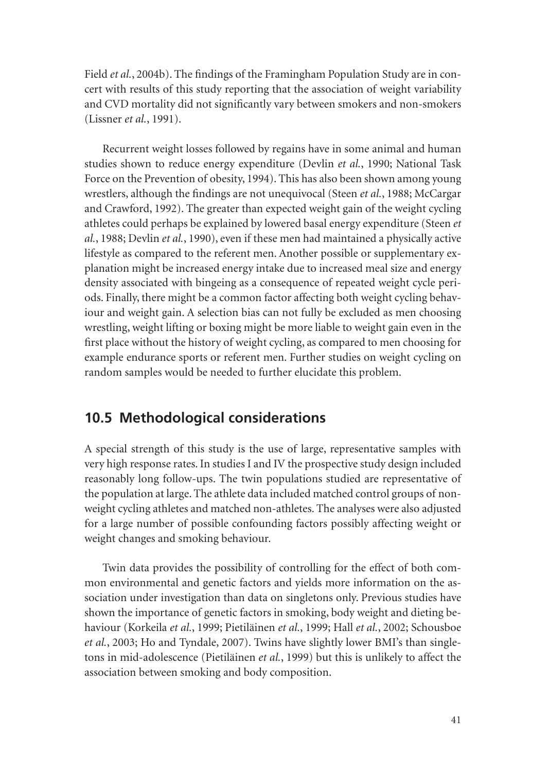Field *et al.*, 2004b). The findings of the Framingham Population Study are in concert with results of this study reporting that the association of weight variability and CVD mortality did not significantly vary between smokers and non-smokers (Lissner *et al.*, 1991).

Recurrent weight losses followed by regains have in some animal and human studies shown to reduce energy expenditure (Devlin *et al.*, 1990; National Task Force on the Prevention of obesity, 1994). This has also been shown among young wrestlers, although the findings are not unequivocal (Steen *et al.*, 1988; McCargar and Crawford, 1992). The greater than expected weight gain of the weight cycling athletes could perhaps be explained by lowered basal energy expenditure (Steen *et al.*, 1988; Devlin *et al.*, 1990), even if these men had maintained a physically active lifestyle as compared to the referent men. Another possible or supplementary explanation might be increased energy intake due to increased meal size and energy density associated with bingeing as a consequence of repeated weight cycle periods. Finally, there might be a common factor affecting both weight cycling behaviour and weight gain. A selection bias can not fully be excluded as men choosing wrestling, weight lifting or boxing might be more liable to weight gain even in the first place without the history of weight cycling, as compared to men choosing for example endurance sports or referent men. Further studies on weight cycling on random samples would be needed to further elucidate this problem.

## 10.5 Methodological considerations

A special strength of this study is the use of large, representative samples with very high response rates. In studies I and IV the prospective study design included reasonably long follow-ups. The twin populations studied are representative of the population at large. The athlete data included matched control groups of non-weight cycling athletes and matched non-athletes. The analyses were also adjusted for a large number of possible confounding factors possibly affecting weight or weight changes and smoking behaviour.

Twin data provides the possibility of controlling for the effect of both common environmental and genetic factors and yields more information on the association under investigation than data on singletons only. Previous studies have shown the importance of genetic factors in smoking, body weight and dieting behaviour (Korkeila *et al.*, 1999; Pietiläinen *et al.*, 1999; Hall *et al.*, 2002; Schousboe *et al.*, 2003; Ho and Tyndale, 2007). Twins have slightly lower BMI's than singletons in mid-adolescence (Pietiläinen *et al.*, 1999) but this is unlikely to affect the association between smoking and body composition.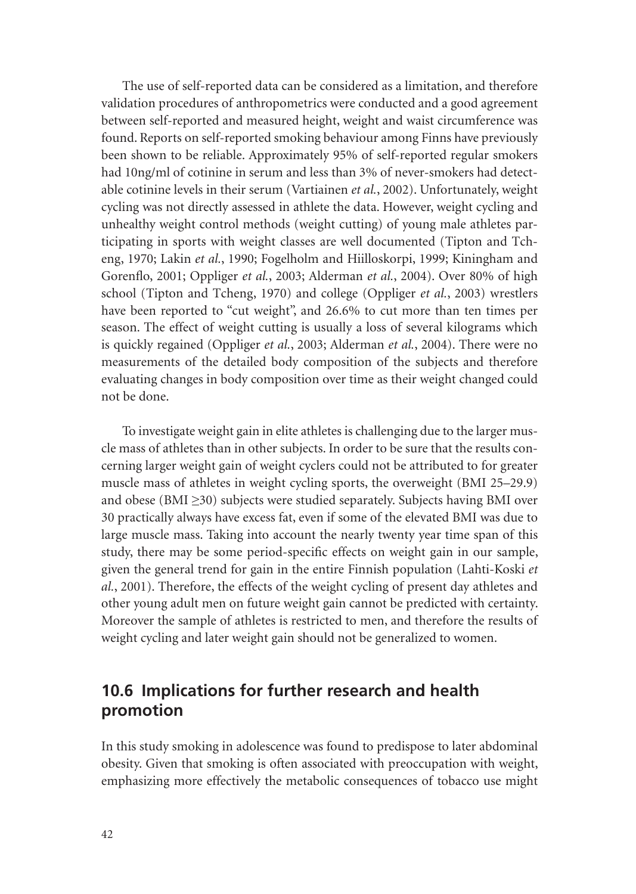The use of self-reported data can be considered as a limitation, and therefore validation procedures of anthropometrics were conducted and a good agreement between self-reported and measured height, weight and waist circumference was found. Reports on self-reported smoking behaviour among Finns have previously been shown to be reliable. Approximately 95% of self-reported regular smokers had 10ng/ml of cotinine in serum and less than 3% of never-smokers had detectable cotinine levels in their serum (Vartiainen *et al.*, 2002). Unfortunately, weight cycling was not directly assessed in athlete the data. However, weight cycling and unhealthy weight control methods (weight cutting) of young male athletes participating in sports with weight classes are well documented (Tipton and Tcheng, 1970; Lakin *et al.*, 1990; Fogelholm and Hiilloskorpi, 1999; Kiningham and Gorenflo, 2001; Oppliger *et al.*, 2003; Alderman *et al.*, 2004). Over 80% of high school (Tipton and Tcheng, 1970) and college (Oppliger *et al.*, 2003) wrestlers have been reported to "cut weight", and 26.6% to cut more than ten times per season. The effect of weight cutting is usually a loss of several kilograms which is quickly regained (Oppliger *et al.*, 2003; Alderman *et al.*, 2004). There were no measurements of the detailed body composition of the subjects and therefore evaluating changes in body composition over time as their weight changed could not be done.

To investigate weight gain in elite athletes is challenging due to the larger muscle mass of athletes than in other subjects. In order to be sure that the results concerning larger weight gain of weight cyclers could not be attributed to for greater muscle mass of athletes in weight cycling sports, the overweight (BMI 25–29.9) and obese (BMI $\geq$30) subjects were studied separately. Subjects having BMI over 30 practically always have excess fat, even if some of the elevated BMI was due to large muscle mass. Taking into account the nearly twenty year time span of this study, there may be some period-specific effects on weight gain in our sample, given the general trend for gain in the entire Finnish population (Lahti-Koski *et al.*, 2001). Therefore, the effects of the weight cycling of present day athletes and other young adult men on future weight gain cannot be predicted with certainty. Moreover the sample of athletes is restricted to men, and therefore the results of weight cycling and later weight gain should not be generalized to women.

## 10.6 Implications for further research and health promotion

In this study smoking in adolescence was found to predispose to later abdominal obesity. Given that smoking is often associated with preoccupation with weight, emphasizing more effectively the metabolic consequences of tobacco use might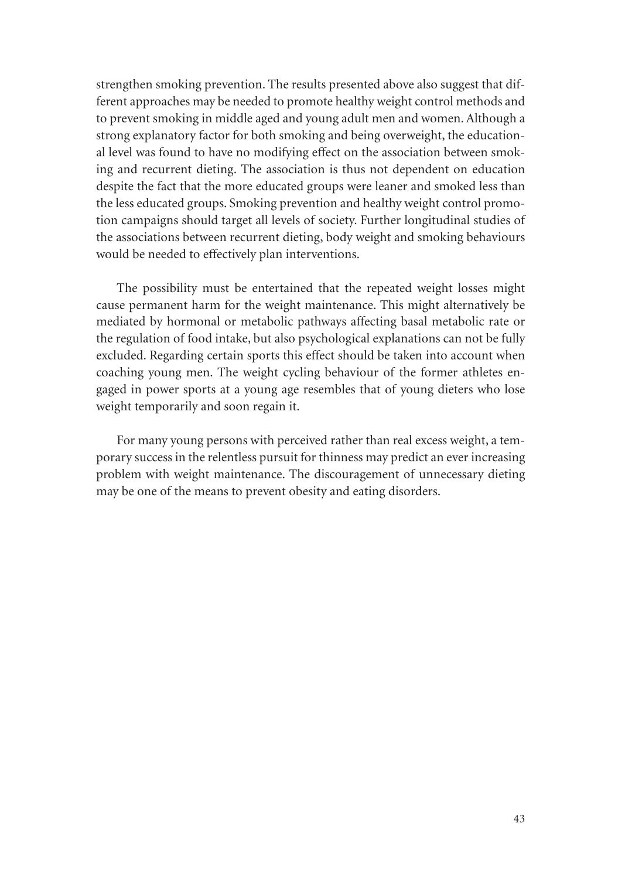strengthen smoking prevention. The results presented above also suggest that different approaches may be needed to promote healthy weight control methods and to prevent smoking in middle aged and young adult men and women. Although a strong explanatory factor for both smoking and being overweight, the educational level was found to have no modifying effect on the association between smoking and recurrent dieting. The association is thus not dependent on education despite the fact that the more educated groups were leaner and smoked less than the less educated groups. Smoking prevention and healthy weight control promotion campaigns should target all levels of society. Further longitudinal studies of the associations between recurrent dieting, body weight and smoking behaviours would be needed to effectively plan interventions.

The possibility must be entertained that the repeated weight losses might cause permanent harm for the weight maintenance. This might alternatively be mediated by hormonal or metabolic pathways affecting basal metabolic rate or the regulation of food intake, but also psychological explanations can not be fully excluded. Regarding certain sports this effect should be taken into account when coaching young men. The weight cycling behaviour of the former athletes engaged in power sports at a young age resembles that of young dieters who lose weight temporarily and soon regain it.

For many young persons with perceived rather than real excess weight, a temporary success in the relentless pursuit for thinness may predict an ever increasing problem with weight maintenance. The discouragement of unnecessary dieting may be one of the means to prevent obesity and eating disorders.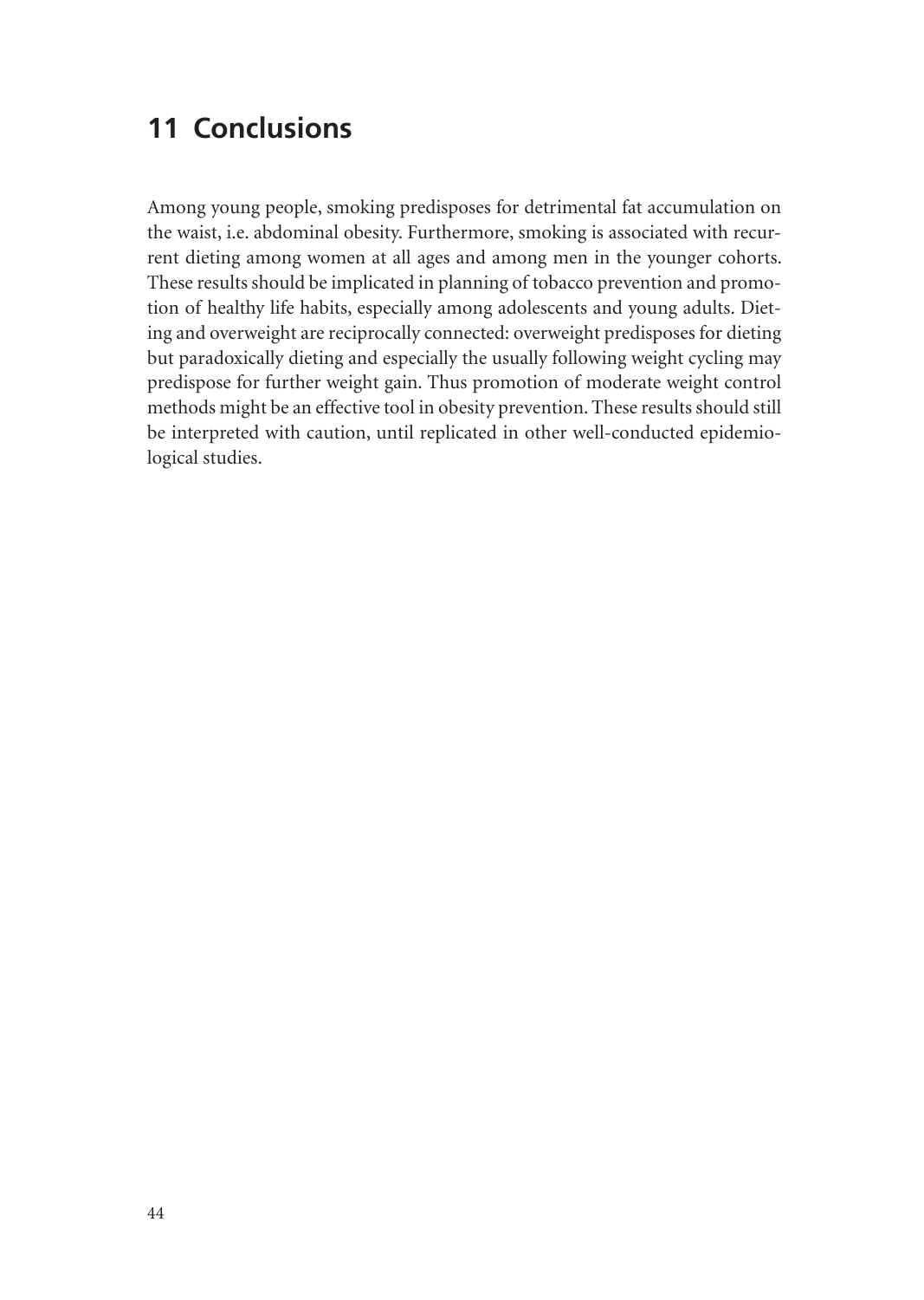# 11 Conclusions

Among young people, smoking predisposes for detrimental fat accumulation on the waist, i.e. abdominal obesity. Furthermore, smoking is associated with recurrent dieting among women at all ages and among men in the younger cohorts. These results should be implicated in planning of tobacco prevention and promotion of healthy life habits, especially among adolescents and young adults. Dieting and overweight are reciprocally connected: overweight predisposes for dieting but paradoxically dieting and especially the usually following weight cycling may predispose for further weight gain. Thus promotion of moderate weight control methods might be an effective tool in obesity prevention. These results should still be interpreted with caution, until replicated in other well-conducted epidemiological studies.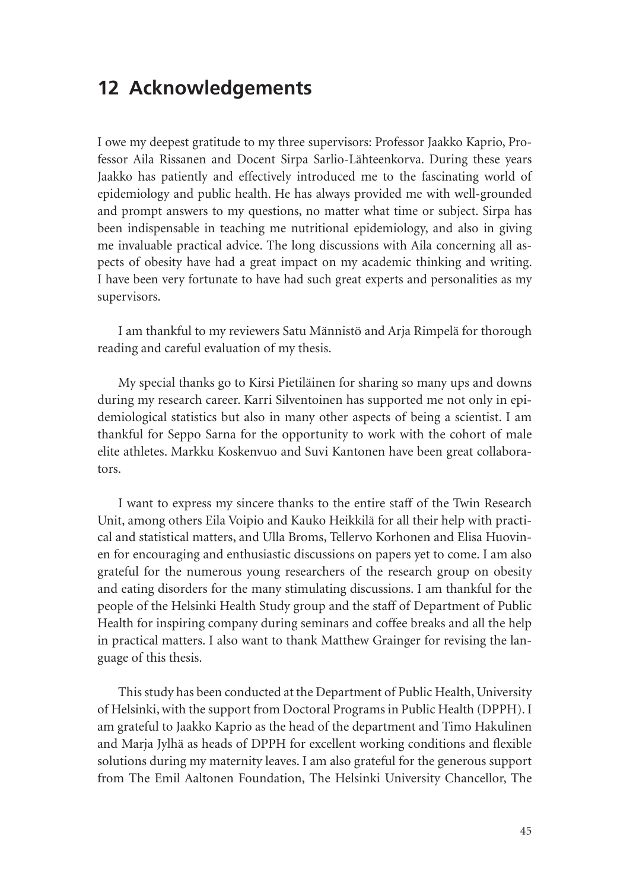# 12 Acknowledgements

I owe my deepest gratitude to my three supervisors: Professor Jaakko Kaprio, Professor Aila Rissanen and Docent Sirpa Sarlio-Lähteenkorva. During these years Jaakko has patiently and effectively introduced me to the fascinating world of epidemiology and public health. He has always provided me with well-grounded and prompt answers to my questions, no matter what time or subject. Sirpa has been indispensable in teaching me nutritional epidemiology, and also in giving me invaluable practical advice. The long discussions with Aila concerning all aspects of obesity have had a great impact on my academic thinking and writing. I have been very fortunate to have had such great experts and personalities as my supervisors.

I am thankful to my reviewers Satu Männistö and Arja Rimpelä for thorough reading and careful evaluation of my thesis.

My special thanks go to Kirsi Pietiläinen for sharing so many ups and downs during my research career. Karri Silventoinen has supported me not only in epidemiological statistics but also in many other aspects of being a scientist. I am thankful for Seppo Sarna for the opportunity to work with the cohort of male elite athletes. Markku Koskenvuo and Suvi Kantonen have been great collaborators.

I want to express my sincere thanks to the entire staff of the Twin Research Unit, among others Eila Voipio and Kauko Heikkilä for all their help with practical and statistical matters, and Ulla Broms, Tellervo Korhonen and Elisa Huovinen for encouraging and enthusiastic discussions on papers yet to come. I am also grateful for the numerous young researchers of the research group on obesity and eating disorders for the many stimulating discussions. I am thankful for the people of the Helsinki Health Study group and the staff of Department of Public Health for inspiring company during seminars and coffee breaks and all the help in practical matters. I also want to thank Matthew Grainger for revising the language of this thesis.

This study has been conducted at the Department of Public Health, University of Helsinki, with the support from Doctoral Programs in Public Health (DPPH). I am grateful to Jaakko Kaprio as the head of the department and Timo Hakulinen and Marja Jylhä as heads of DPPH for excellent working conditions and flexible solutions during my maternity leaves. I am also grateful for the generous support from The Emil Aaltonen Foundation, The Helsinki University Chancellor, The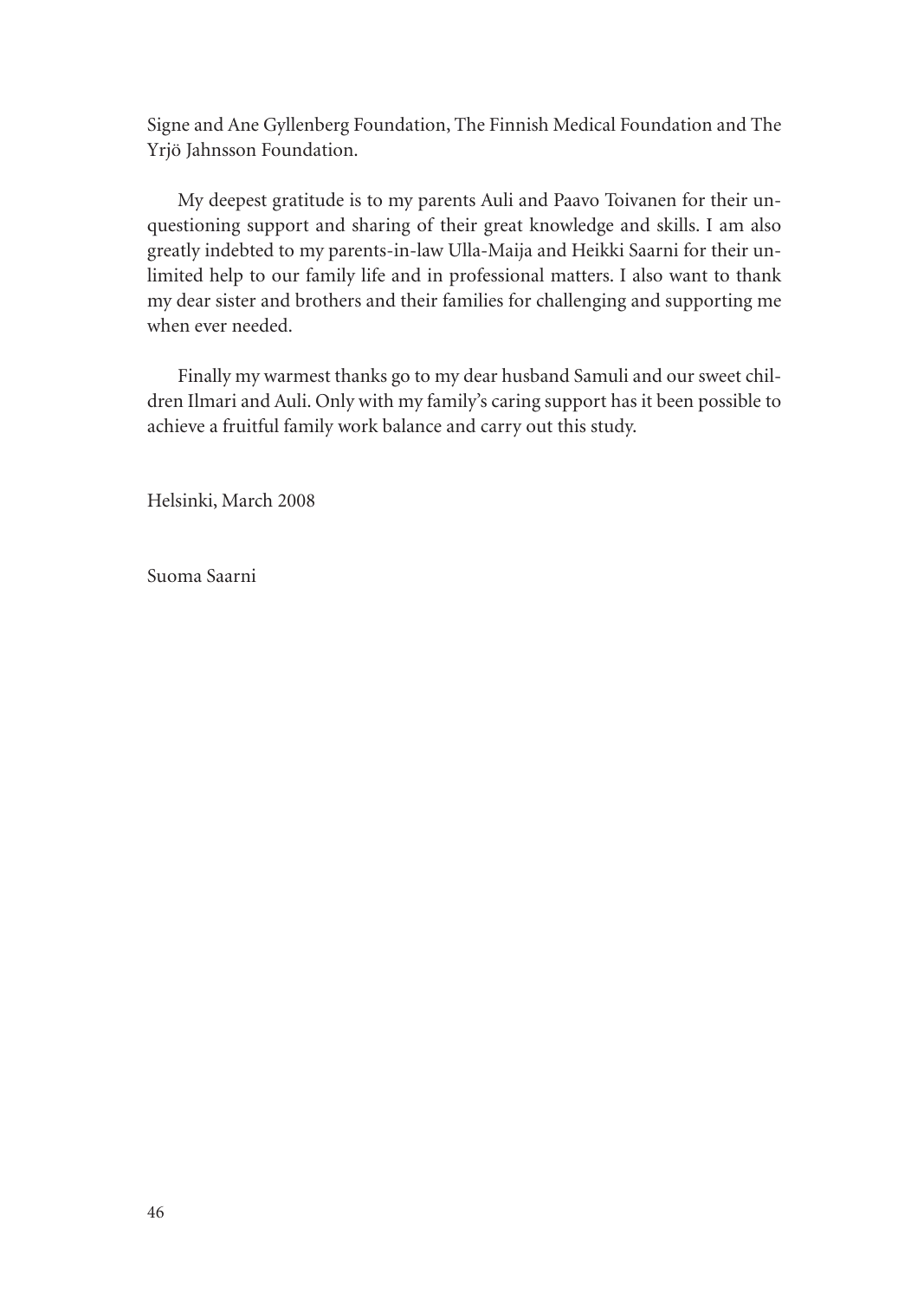Signe and Ane Gyllenberg Foundation, The Finnish Medical Foundation and The Yrjö Jahnsson Foundation.

My deepest gratitude is to my parents Auli and Paavo Toivanen for their unquestioning support and sharing of their great knowledge and skills. I am also greatly indebted to my parents-in-law Ulla-Maija and Heikki Saarni for their unlimited help to our family life and in professional matters. I also want to thank my dear sister and brothers and their families for challenging and supporting me when ever needed.

Finally my warmest thanks go to my dear husband Samuli and our sweet children Ilmari and Auli. Only with my family's caring support has it been possible to achieve a fruitful family work balance and carry out this study.

Helsinki, March 2008

Suoma Saarni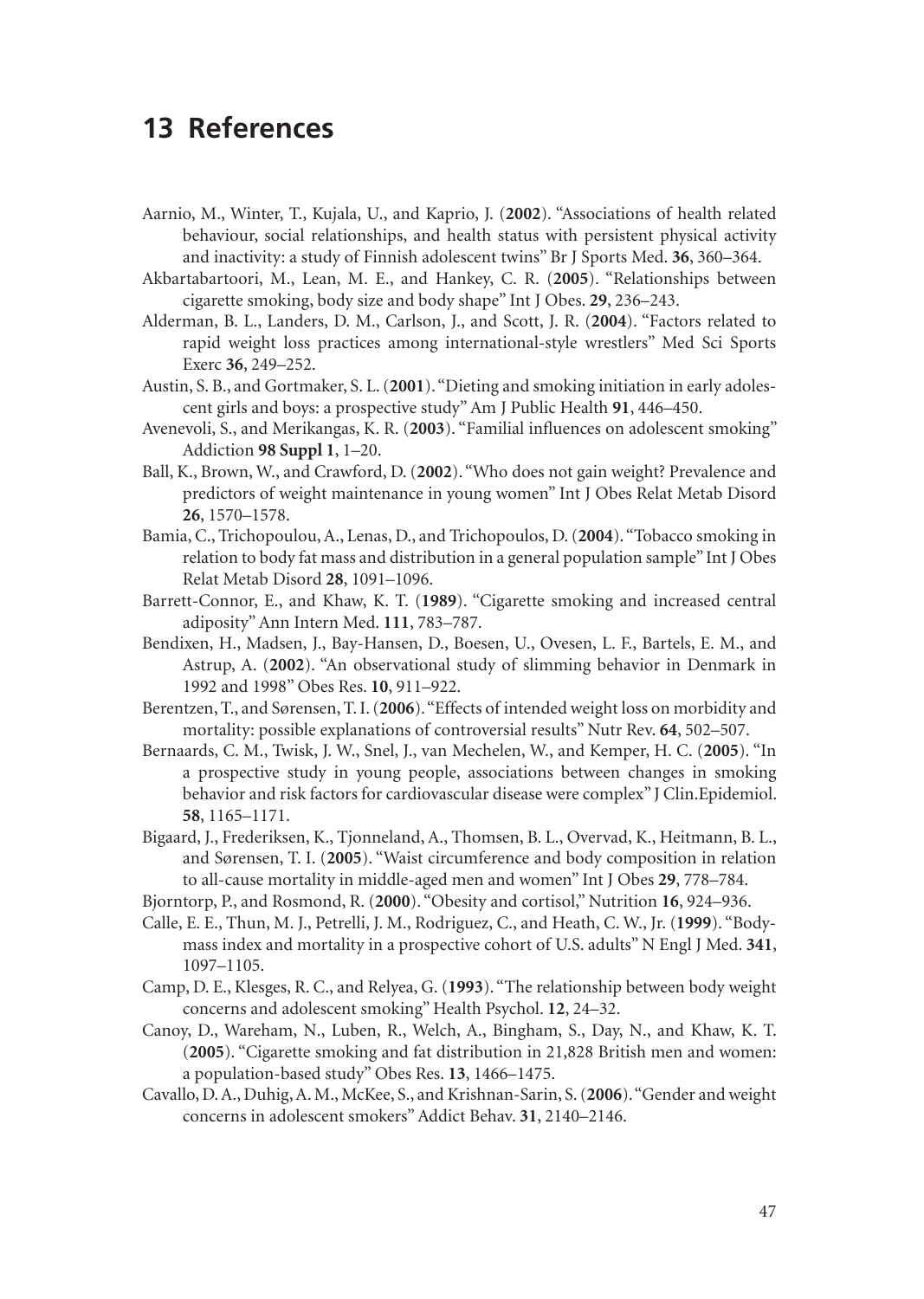# 13 References

Aarnio, M., Winter, T., Kujala, U., and Kaprio, J. (**2002**). "Associations of health related behaviour, social relationships, and health status with persistent physical activity and inactivity: a study of Finnish adolescent twins" Br J Sports Med. **36**, 360–364.

Akbartabartoori, M., Lean, M. E., and Hankey, C. R. (**2005**). "Relationships between cigarette smoking, body size and body shape" Int J Obes. **29**, 236–243.

Alderman, B. L., Landers, D. M., Carlson, J., and Scott, J. R. (**2004**). "Factors related to rapid weight loss practices among international-style wrestlers" Med Sci Sports Exerc **36**, 249–252.

Austin, S. B., and Gortmaker, S. L. (**2001**). "Dieting and smoking initiation in early adolescent girls and boys: a prospective study" Am J Public Health **91**, 446–450.

Avenevoli, S., and Merikangas, K. R. (**2003**). "Familial influences on adolescent smoking" Addiction **98 Suppl 1**, 1–20.

Ball, K., Brown, W., and Crawford, D. (**2002**). "Who does not gain weight? Prevalence and predictors of weight maintenance in young women" Int J Obes Relat Metab Disord **26**, 1570–1578.

Bamia, C., Trichopoulou, A., Lenas, D., and Trichopoulos, D. (**2004**). "Tobacco smoking in relation to body fat mass and distribution in a general population sample" Int J Obes Relat Metab Disord **28**, 1091–1096.

Barrett-Connor, E., and Khaw, K. T. (**1989**). "Cigarette smoking and increased central adiposity" Ann Intern Med. **111**, 783–787.

Bendixen, H., Madsen, J., Bay-Hansen, D., Boesen, U., Ovesen, L. F., Bartels, E. M., and Astrup, A. (**2002**). "An observational study of slimming behavior in Denmark in 1992 and 1998" Obes Res. **10**, 911–922.

Berentzen, T., and Sørensen, T. I. (**2006**). "Effects of intended weight loss on morbidity and mortality: possible explanations of controversial results" Nutr Rev. **64**, 502–507.

Bernaards, C. M., Twisk, J. W., Snel, J., van Mechelen, W., and Kemper, H. C. (**2005**). "In a prospective study in young people, associations between changes in smoking behavior and risk factors for cardiovascular disease were complex" J Clin.Epidemiol. **58**, 1165–1171.

Bigaard, J., Frederiksen, K., Tjonneland, A., Thomsen, B. L., Overvad, K., Heitmann, B. L., and Sørensen, T. I. (**2005**). "Waist circumference and body composition in relation to all-cause mortality in middle-aged men and women" Int J Obes **29**, 778–784.

Bjorntorp, P., and Rosmond, R. (**2000**). "Obesity and cortisol," Nutrition **16**, 924–936.

Calle, E. E., Thun, M. J., Petrelli, J. M., Rodriguez, C., and Heath, C. W., Jr. (**1999**). "Body-mass index and mortality in a prospective cohort of U.S. adults" N Engl J Med. **341**, 1097–1105.

Camp, D. E., Klesges, R. C., and Relyea, G. (**1993**). "The relationship between body weight concerns and adolescent smoking" Health Psychol. **12**, 24–32.

Canoy, D., Wareham, N., Luben, R., Welch, A., Bingham, S., Day, N., and Khaw, K. T. (**2005**). "Cigarette smoking and fat distribution in 21,828 British men and women: a population-based study" Obes Res. **13**, 1466–1475.

Cavallo, D. A., Duhig, A. M., McKee, S., and Krishnan-Sarin, S. (**2006**). "Gender and weight concerns in adolescent smokers" Addict Behav. **31**, 2140–2146.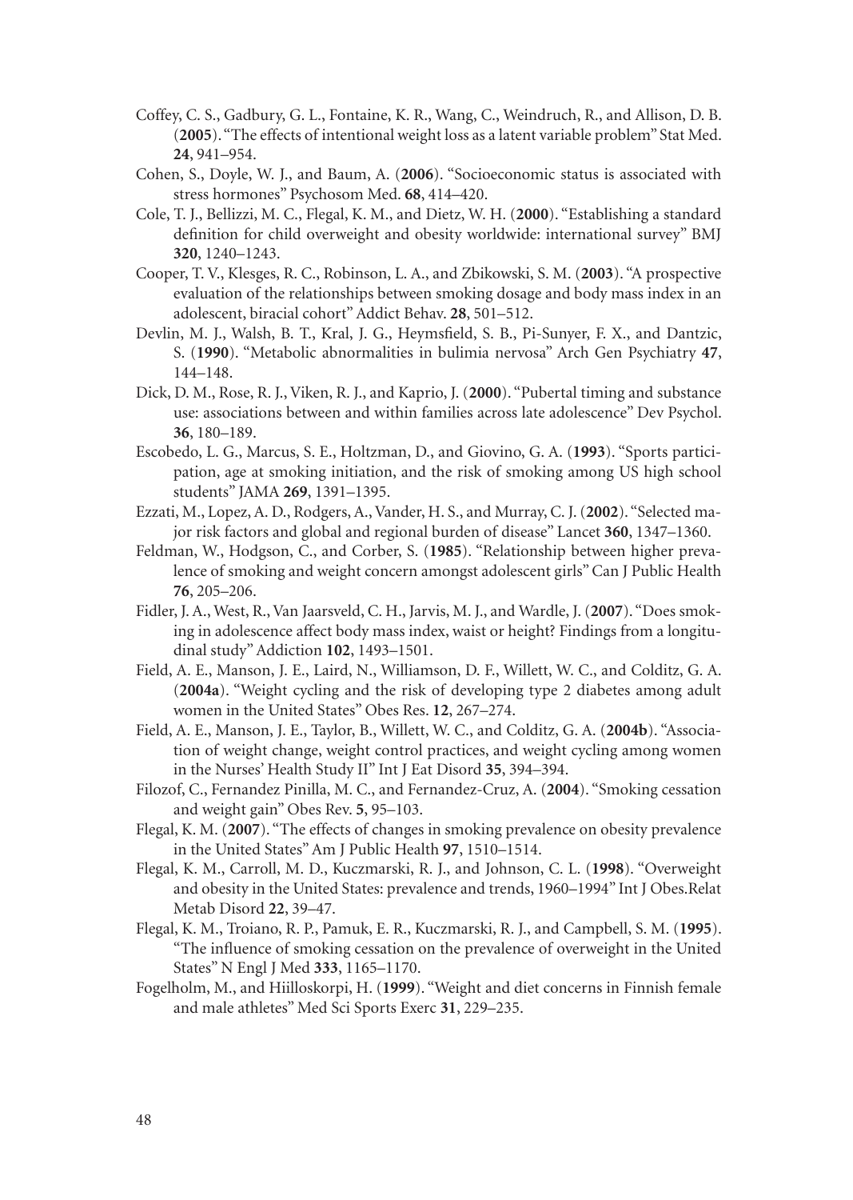Coffey, C. S., Gadbury, G. L., Fontaine, K. R., Wang, C., Weindruch, R., and Allison, D. B. (**2005**). "The effects of intentional weight loss as a latent variable problem" Stat Med. **24**, 941–954.

Cohen, S., Doyle, W. J., and Baum, A. (**2006**). "Socioeconomic status is associated with stress hormones" Psychosom Med. **68**, 414–420.

Cole, T. J., Bellizzi, M. C., Flegal, K. M., and Dietz, W. H. (**2000**). "Establishing a standard definition for child overweight and obesity worldwide: international survey" BMJ **320**, 1240–1243.

Cooper, T. V., Klesges, R. C., Robinson, L. A., and Zbikowski, S. M. (**2003**). "A prospective evaluation of the relationships between smoking dosage and body mass index in an adolescent, biracial cohort" Addict Behav. **28**, 501–512.

Devlin, M. J., Walsh, B. T., Kral, J. G., Heymsfield, S. B., Pi-Sunyer, F. X., and Dantzic, S. (**1990**). "Metabolic abnormalities in bulimia nervosa" Arch Gen Psychiatry **47**, 144–148.

Dick, D. M., Rose, R. J., Viken, R. J., and Kaprio, J. (**2000**). "Pubertal timing and substance use: associations between and within families across late adolescence" Dev Psychol. **36**, 180–189.

Escobedo, L. G., Marcus, S. E., Holtzman, D., and Giovino, G. A. (**1993**). "Sports participation, age at smoking initiation, and the risk of smoking among US high school students" JAMA **269**, 1391–1395.

Ezzati, M., Lopez, A. D., Rodgers, A., Vander, H. S., and Murray, C. J. (**2002**). "Selected major risk factors and global and regional burden of disease" Lancet **360**, 1347–1360.

Feldman, W., Hodgson, C., and Corber, S. (**1985**). "Relationship between higher prevalence of smoking and weight concern amongst adolescent girls" Can J Public Health **76**, 205–206.

Fidler, J. A., West, R., Van Jaarsveld, C. H., Jarvis, M. J., and Wardle, J. (**2007**). "Does smoking in adolescence affect body mass index, waist or height? Findings from a longitudinal study" Addiction **102**, 1493–1501.

Field, A. E., Manson, J. E., Laird, N., Williamson, D. F., Willett, W. C., and Colditz, G. A. (**2004a**). "Weight cycling and the risk of developing type 2 diabetes among adult women in the United States" Obes Res. **12**, 267–274.

Field, A. E., Manson, J. E., Taylor, B., Willett, W. C., and Colditz, G. A. (**2004b**). "Association of weight change, weight control practices, and weight cycling among women in the Nurses' Health Study II" Int J Eat Disord **35**, 394–394.

Filozof, C., Fernandez Pinilla, M. C., and Fernandez-Cruz, A. (**2004**). "Smoking cessation and weight gain" Obes Rev. **5**, 95–103.

Flegal, K. M. (**2007**). "The effects of changes in smoking prevalence on obesity prevalence in the United States" Am J Public Health **97**, 1510–1514.

Flegal, K. M., Carroll, M. D., Kuczmarski, R. J., and Johnson, C. L. (**1998**). "Overweight and obesity in the United States: prevalence and trends, 1960–1994" Int J Obes.Relat Metab Disord **22**, 39–47.

Flegal, K. M., Troiano, R. P., Pamuk, E. R., Kuczmarski, R. J., and Campbell, S. M. (**1995**). "The influence of smoking cessation on the prevalence of overweight in the United States" N Engl J Med **333**, 1165–1170.

Fogelholm, M., and Hiilloskorpi, H. (**1999**). "Weight and diet concerns in Finnish female and male athletes" Med Sci Sports Exerc **31**, 229–235.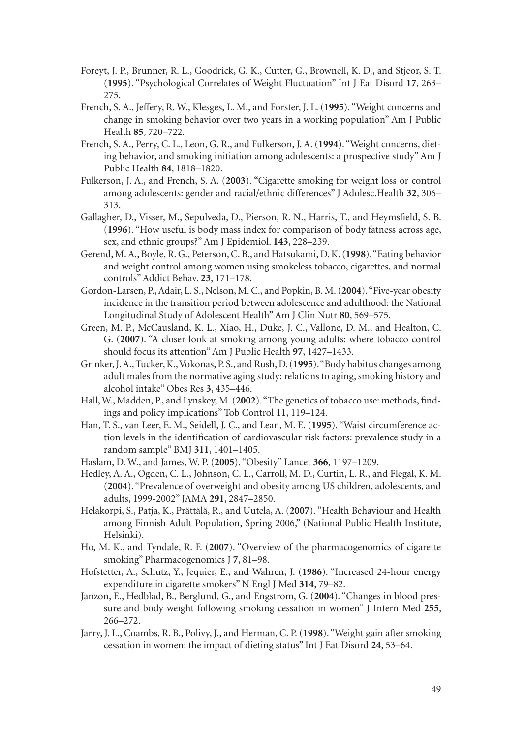Foreyt, J. P., Brunner, R. L., Goodrick, G. K., Cutter, G., Brownell, K. D., and Stjeor, S. T. (**1995**). "Psychological Correlates of Weight Fluctuation" Int J Eat Disord **17**, 263–275.

French, S. A., Jeffery, R. W., Klesges, L. M., and Forster, J. L. (**1995**). "Weight concerns and change in smoking behavior over two years in a working population" Am J Public Health **85**, 720–722.

French, S. A., Perry, C. L., Leon, G. R., and Fulkerson, J. A. (**1994**). "Weight concerns, dieting behavior, and smoking initiation among adolescents: a prospective study" Am J Public Health **84**, 1818–1820.

Fulkerson, J. A., and French, S. A. (**2003**). "Cigarette smoking for weight loss or control among adolescents: gender and racial/ethnic differences" J Adolesc.Health **32**, 306–313.

Gallagher, D., Visser, M., Sepulveda, D., Pierson, R. N., Harris, T., and Heymsfield, S. B. (**1996**). "How useful is body mass index for comparison of body fatness across age, sex, and ethnic groups?" Am J Epidemiol. **143**, 228–239.

Gerend, M. A., Boyle, R. G., Peterson, C. B., and Hatsukami, D. K. (**1998**). "Eating behavior and weight control among women using smokeless tobacco, cigarettes, and normal controls" Addict Behav. **23**, 171–178.

Gordon-Larsen, P., Adair, L. S., Nelson, M. C., and Popkin, B. M. (**2004**). "Five-year obesity incidence in the transition period between adolescence and adulthood: the National Longitudinal Study of Adolescent Health" Am J Clin Nutr **80**, 569–575.

Green, M. P., McCausland, K. L., Xiao, H., Duke, J. C., Vallone, D. M., and Healton, C. G. (**2007**). "A closer look at smoking among young adults: where tobacco control should focus its attention" Am J Public Health **97**, 1427–1433.

Grinker, J. A., Tucker, K., Vokonas, P. S., and Rush, D. (**1995**). "Body habitus changes among adult males from the normative aging study: relations to aging, smoking history and alcohol intake" Obes Res **3**, 435–446.

Hall, W., Madden, P., and Lynskey, M. (**2002**). "The genetics of tobacco use: methods, findings and policy implications" Tob Control **11**, 119–124.

Han, T. S., van Leer, E. M., Seidell, J. C., and Lean, M. E. (**1995**). "Waist circumference action levels in the identification of cardiovascular risk factors: prevalence study in a random sample" BMJ **311**, 1401–1405.

Haslam, D. W., and James, W. P. (**2005**). "Obesity" Lancet **366**, 1197–1209.

Hedley, A. A., Ogden, C. L., Johnson, C. L., Carroll, M. D., Curtin, L. R., and Flegal, K. M. (**2004**). "Prevalence of overweight and obesity among US children, adolescents, and adults, 1999-2002" JAMA **291**, 2847–2850.

Helakorpi, S., Patja, K., Prättälä, R., and Uutela, A. (**2007**). "Health Behaviour and Health among Finnish Adult Population, Spring 2006," (National Public Health Institute, Helsinki).

Ho, M. K., and Tyndale, R. F. (**2007**). "Overview of the pharmacogenomics of cigarette smoking" Pharmacogenomics J **7**, 81–98.

Hofstetter, A., Schutz, Y., Jequier, E., and Wahren, J. (**1986**). "Increased 24-hour energy expenditure in cigarette smokers" N Engl J Med **314**, 79–82.

Janzon, E., Hedblad, B., Berglund, G., and Engstrom, G. (**2004**). "Changes in blood pressure and body weight following smoking cessation in women" J Intern Med **255**, 266–272.

Jarry, J. L., Coambs, R. B., Polivy, J., and Herman, C. P. (**1998**). "Weight gain after smoking cessation in women: the impact of dieting status" Int J Eat Disord **24**, 53–64.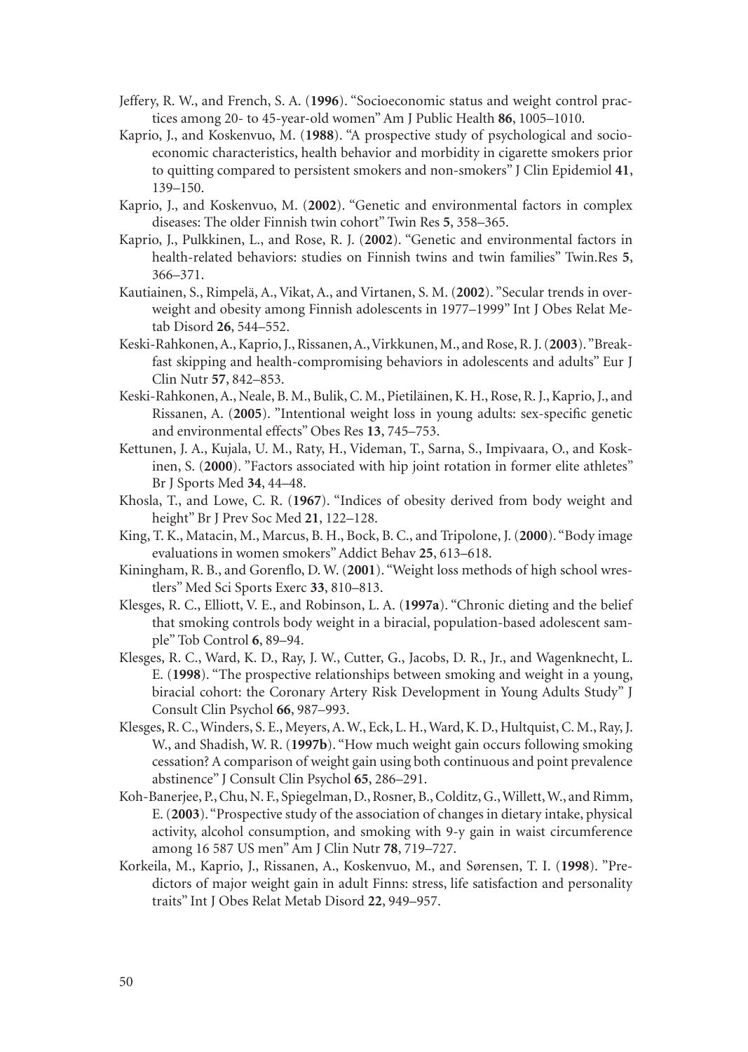Jeffery, R. W., and French, S. A. (**1996**). "Socioeconomic status and weight control practices among 20- to 45-year-old women" Am J Public Health **86**, 1005–1010.

Kaprio, J., and Koskenvuo, M. (**1988**). "A prospective study of psychological and socioeconomic characteristics, health behavior and morbidity in cigarette smokers prior to quitting compared to persistent smokers and non-smokers" J Clin Epidemiol **41**, 139–150.

Kaprio, J., and Koskenvuo, M. (**2002**). "Genetic and environmental factors in complex diseases: The older Finnish twin cohort" Twin Res **5**, 358–365.

Kaprio, J., Pulkkinen, L., and Rose, R. J. (**2002**). "Genetic and environmental factors in health-related behaviors: studies on Finnish twins and twin families" Twin.Res **5**, 366–371.

Kautiainen, S., Rimpelä, A., Vikat, A., and Virtanen, S. M. (**2002**). "Secular trends in overweight and obesity among Finnish adolescents in 1977–1999" Int J Obes Relat Metab Disord **26**, 544–552.

Keski-Rahkonen, A., Kaprio, J., Rissanen, A., Virkkunen, M., and Rose, R. J. (**2003**). "Breakfast skipping and health-compromising behaviors in adolescents and adults" Eur J Clin Nutr **57**, 842–853.

Keski-Rahkonen, A., Neale, B. M., Bulik, C. M., Pietiläinen, K. H., Rose, R. J., Kaprio, J., and Rissanen, A. (**2005**). "Intentional weight loss in young adults: sex-specific genetic and environmental effects" Obes Res **13**, 745–753.

Kettunen, J. A., Kujala, U. M., Raty, H., Videman, T., Sarna, S., Impivaara, O., and Koskinen, S. (**2000**). "Factors associated with hip joint rotation in former elite athletes" Br J Sports Med **34**, 44–48.

Khosla, T., and Lowe, C. R. (**1967**). "Indices of obesity derived from body weight and height" Br J Prev Soc Med **21**, 122–128.

King, T. K., Matacin, M., Marcus, B. H., Bock, B. C., and Tripolone, J. (**2000**). "Body image evaluations in women smokers" Addict Behav **25**, 613–618.

Kiningham, R. B., and Gorenflo, D. W. (**2001**). "Weight loss methods of high school wrestlers" Med Sci Sports Exerc **33**, 810–813.

Klesges, R. C., Elliott, V. E., and Robinson, L. A. (**1997a**). "Chronic dieting and the belief that smoking controls body weight in a biracial, population-based adolescent sample" Tob Control **6**, 89–94.

Klesges, R. C., Ward, K. D., Ray, J. W., Cutter, G., Jacobs, D. R., Jr., and Wagenknecht, L. E. (**1998**). "The prospective relationships between smoking and weight in a young, biracial cohort: the Coronary Artery Risk Development in Young Adults Study" J Consult Clin Psychol **66**, 987–993.

Klesges, R. C., Winders, S. E., Meyers, A. W., Eck, L. H., Ward, K. D., Hultquist, C. M., Ray, J. W., and Shadish, W. R. (**1997b**). "How much weight gain occurs following smoking cessation? A comparison of weight gain using both continuous and point prevalence abstinence" J Consult Clin Psychol **65**, 286–291.

Koh-Banerjee, P., Chu, N. F., Spiegelman, D., Rosner, B., Colditz, G., Willett, W., and Rimm, E. (**2003**). "Prospective study of the association of changes in dietary intake, physical activity, alcohol consumption, and smoking with 9-y gain in waist circumference among 16 587 US men" Am J Clin Nutr **78**, 719–727.

Korkeila, M., Kaprio, J., Rissanen, A., Koskenvuo, M., and Sørensen, T. I. (**1998**). "Predictors of major weight gain in adult Finns: stress, life satisfaction and personality traits" Int J Obes Relat Metab Disord **22**, 949–957.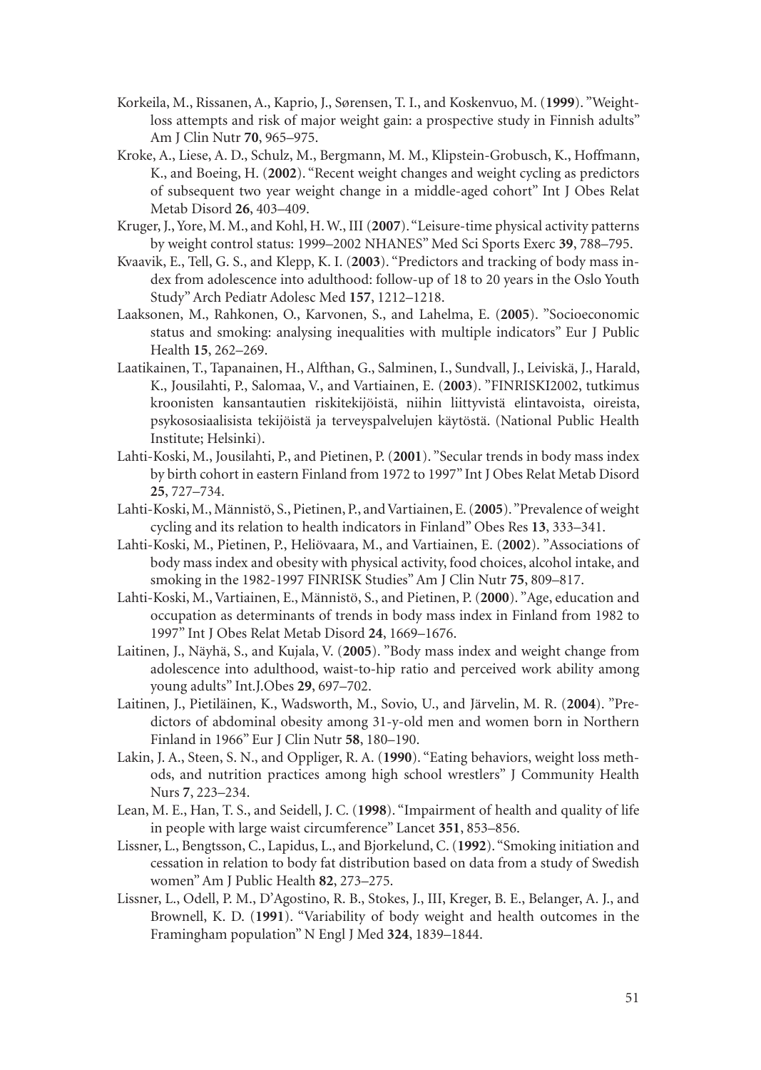Korkeila, M., Rissanen, A., Kaprio, J., Sørensen, T. I., and Koskenvuo, M. (**1999**). "Weight-loss attempts and risk of major weight gain: a prospective study in Finnish adults" Am J Clin Nutr **70**, 965–975.

Kroke, A., Liese, A. D., Schulz, M., Bergmann, M. M., Klipstein-Grobusch, K., Hoffmann, K., and Boeing, H. (**2002**). "Recent weight changes and weight cycling as predictors of subsequent two year weight change in a middle-aged cohort" Int J Obes Relat Metab Disord **26**, 403–409.

Kruger, J., Yore, M. M., and Kohl, H. W., III (**2007**). "Leisure-time physical activity patterns by weight control status: 1999–2002 NHANES" Med Sci Sports Exerc **39**, 788–795.

Kvaavik, E., Tell, G. S., and Klepp, K. I. (**2003**). "Predictors and tracking of body mass index from adolescence into adulthood: follow-up of 18 to 20 years in the Oslo Youth Study" Arch Pediatr Adolesc Med **157**, 1212–1218.

Laaksonen, M., Rahkonen, O., Karvonen, S., and Lahelma, E. (**2005**). "Socioeconomic status and smoking: analysing inequalities with multiple indicators" Eur J Public Health **15**, 262–269.

Laatikainen, T., Tapanainen, H., Alfthan, G., Salminen, I., Sundvall, J., Leiviskä, J., Harald, K., Jousilahti, P., Salomaa, V., and Vartiainen, E. (**2003**). "FINRISKI2002, tutkimus kroonisten kansantautien riskitekijöistä, niihin liittyvistä elintavoista, oireista, psykososiaalisista tekijöistä ja terveyspalvelujen käytöstä. (National Public Health Institute; Helsinki).

Lahti-Koski, M., Jousilahti, P., and Pietinen, P. (**2001**). "Secular trends in body mass index by birth cohort in eastern Finland from 1972 to 1997" Int J Obes Relat Metab Disord **25**, 727–734.

Lahti-Koski, M., Männistö, S., Pietinen, P., and Vartiainen, E. (**2005**). "Prevalence of weight cycling and its relation to health indicators in Finland" Obes Res **13**, 333–341.

Lahti-Koski, M., Pietinen, P., Heliövaara, M., and Vartiainen, E. (**2002**). "Associations of body mass index and obesity with physical activity, food choices, alcohol intake, and smoking in the 1982-1997 FINRISK Studies" Am J Clin Nutr **75**, 809–817.

Lahti-Koski, M., Vartiainen, E., Männistö, S., and Pietinen, P. (**2000**). "Age, education and occupation as determinants of trends in body mass index in Finland from 1982 to 1997" Int J Obes Relat Metab Disord **24**, 1669–1676.

Laitinen, J., Näyhä, S., and Kujala, V. (**2005**). "Body mass index and weight change from adolescence into adulthood, waist-to-hip ratio and perceived work ability among young adults" Int.J.Obes **29**, 697–702.

Laitinen, J., Pietiläinen, K., Wadsworth, M., Sovio, U., and Järvelin, M. R. (**2004**). "Predictors of abdominal obesity among 31-y-old men and women born in Northern Finland in 1966" Eur J Clin Nutr **58**, 180–190.

Lakin, J. A., Steen, S. N., and Oppliger, R. A. (**1990**). "Eating behaviors, weight loss methods, and nutrition practices among high school wrestlers" J Community Health Nurs **7**, 223–234.

Lean, M. E., Han, T. S., and Seidell, J. C. (**1998**). "Impairment of health and quality of life in people with large waist circumference" Lancet **351**, 853–856.

Lissner, L., Bengtsson, C., Lapidus, L., and Bjorkelund, C. (**1992**). "Smoking initiation and cessation in relation to body fat distribution based on data from a study of Swedish women" Am J Public Health **82**, 273–275.

Lissner, L., Odell, P. M., D'Agostino, R. B., Stokes, J., III, Kreger, B. E., Belanger, A. J., and Brownell, K. D. (**1991**). "Variability of body weight and health outcomes in the Framingham population" N Engl J Med **324**, 1839–1844.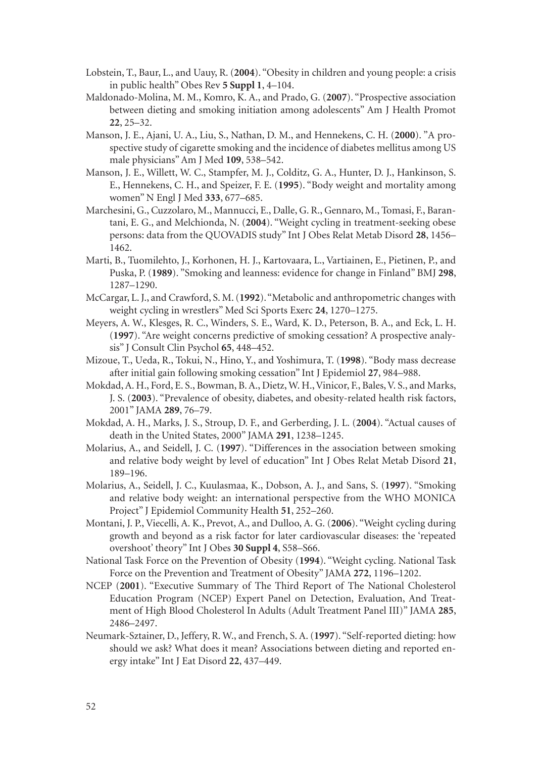Lobstein, T., Baur, L., and Uauy, R. (**2004**). “Obesity in children and young people: a crisis in public health” Obes Rev **5 Suppl 1**, 4–104.

Maldonado-Molina, M. M., Komro, K. A., and Prado, G. (**2007**). “Prospective association between dieting and smoking initiation among adolescents” Am J Health Promot **22**, 25–32.

Manson, J. E., Ajani, U. A., Liu, S., Nathan, D. M., and Hennekens, C. H. (**2000**). ”A prospective study of cigarette smoking and the incidence of diabetes mellitus among US male physicians” Am J Med **109**, 538–542.

Manson, J. E., Willett, W. C., Stampfer, M. J., Colditz, G. A., Hunter, D. J., Hankinson, S. E., Hennekens, C. H., and Speizer, F. E. (**1995**). “Body weight and mortality among women” N Engl J Med **333**, 677–685.

Marchesini, G., Cuzzolaro, M., Mannucci, E., Dalle, G. R., Gennaro, M., Tomasi, F., Barantani, E. G., and Melchionda, N. (**2004**). “Weight cycling in treatment-seeking obese persons: data from the QUOVADIS study” Int J Obes Relat Metab Disord **28**, 1456–1462.

Marti, B., Tuomilehto, J., Korhonen, H. J., Kartovaara, L., Vartiainen, E., Pietinen, P., and Puska, P. (**1989**). ”Smoking and leanness: evidence for change in Finland” BMJ **298**, 1287–1290.

McCargar, L. J., and Crawford, S. M. (**1992**). “Metabolic and anthropometric changes with weight cycling in wrestlers” Med Sci Sports Exerc **24**, 1270–1275.

Meyers, A. W., Klesges, R. C., Winders, S. E., Ward, K. D., Peterson, B. A., and Eck, L. H. (**1997**). “Are weight concerns predictive of smoking cessation? A prospective analysis” J Consult Clin Psychol **65**, 448–452.

Mizoue, T., Ueda, R., Tokui, N., Hino, Y., and Yoshimura, T. (**1998**). “Body mass decrease after initial gain following smoking cessation” Int J Epidemiol **27**, 984–988.

Mokdad, A. H., Ford, E. S., Bowman, B. A., Dietz, W. H., Vinicor, F., Bales, V. S., and Marks, J. S. (**2003**). “Prevalence of obesity, diabetes, and obesity-related health risk factors, 2001” JAMA **289**, 76–79.

Mokdad, A. H., Marks, J. S., Stroup, D. F., and Gerberding, J. L. (**2004**). “Actual causes of death in the United States, 2000” JAMA **291**, 1238–1245.

Molarius, A., and Seidell, J. C. (**1997**). “Differences in the association between smoking and relative body weight by level of education” Int J Obes Relat Metab Disord **21**, 189–196.

Molarius, A., Seidell, J. C., Kuulasmaa, K., Dobson, A. J., and Sans, S. (**1997**). “Smoking and relative body weight: an international perspective from the WHO MONICA Project” J Epidemiol Community Health **51**, 252–260.

Montani, J. P., Viecelli, A. K., Prevot, A., and Dulloo, A. G. (**2006**). “Weight cycling during growth and beyond as a risk factor for later cardiovascular diseases: the ‘repeated overshoot’ theory” Int J Obes **30 Suppl 4**, S58–S66.

National Task Force on the Prevention of Obesity (**1994**). “Weight cycling. National Task Force on the Prevention and Treatment of Obesity” JAMA **272**, 1196–1202.

NCEP (**2001**). “Executive Summary of The Third Report of The National Cholesterol Education Program (NCEP) Expert Panel on Detection, Evaluation, And Treatment of High Blood Cholesterol In Adults (Adult Treatment Panel III)” JAMA **285**, 2486–2497.

Neumark-Sztainer, D., Jeffery, R. W., and French, S. A. (**1997**). “Self-reported dieting: how should we ask? What does it mean? Associations between dieting and reported energy intake” Int J Eat Disord **22**, 437–449.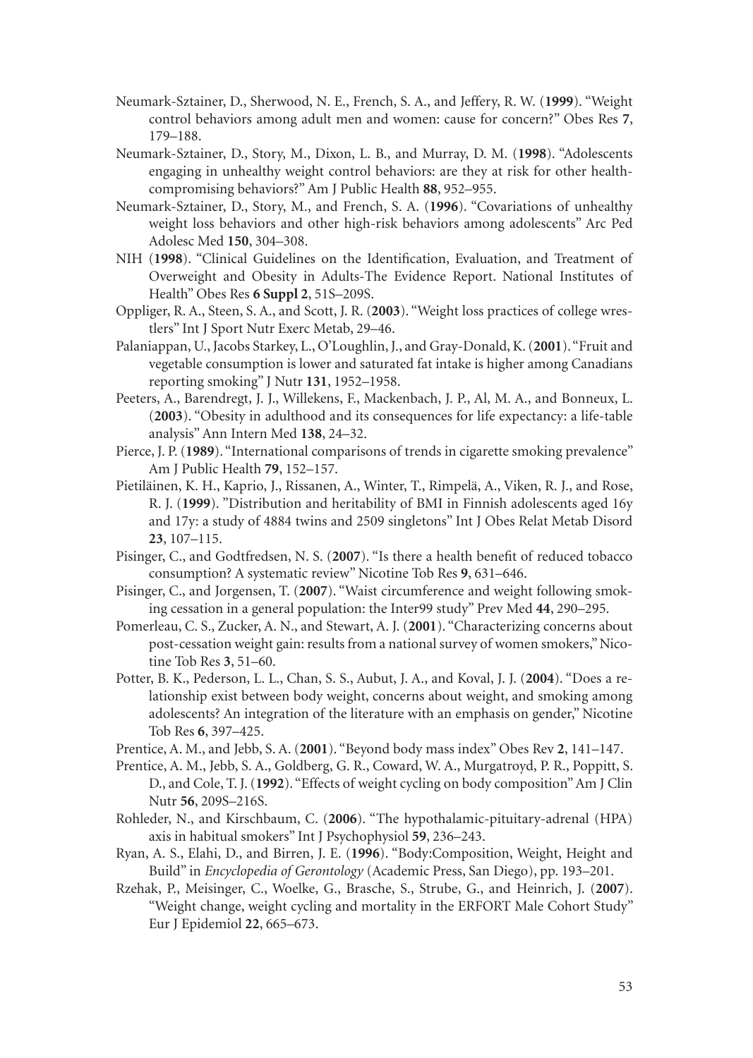Neumark-Sztainer, D., Sherwood, N. E., French, S. A., and Jeffery, R. W. (**1999**). "Weight control behaviors among adult men and women: cause for concern?" Obes Res **7**, 179–188.

Neumark-Sztainer, D., Story, M., Dixon, L. B., and Murray, D. M. (**1998**). "Adolescents engaging in unhealthy weight control behaviors: are they at risk for other health-compromising behaviors?" Am J Public Health **88**, 952–955.

Neumark-Sztainer, D., Story, M., and French, S. A. (**1996**). "Covariations of unhealthy weight loss behaviors and other high-risk behaviors among adolescents" Arc Ped Adolesc Med **150**, 304–308.

NIH (**1998**). "Clinical Guidelines on the Identification, Evaluation, and Treatment of Overweight and Obesity in Adults-The Evidence Report. National Institutes of Health" Obes Res **6 Suppl 2**, 51S–209S.

Oppliger, R. A., Steen, S. A., and Scott, J. R. (**2003**). "Weight loss practices of college wrestlers" Int J Sport Nutr Exerc Metab, 29–46.

Palaniappan, U., Jacobs Starkey, L., O'Loughlin, J., and Gray-Donald, K. (**2001**). "Fruit and vegetable consumption is lower and saturated fat intake is higher among Canadians reporting smoking" J Nutr **131**, 1952–1958.

Peeters, A., Barendregt, J. J., Willekens, F., Mackenbach, J. P., Al, M. A., and Bonneux, L. (**2003**). "Obesity in adulthood and its consequences for life expectancy: a life-table analysis" Ann Intern Med **138**, 24–32.

Pierce, J. P. (**1989**). "International comparisons of trends in cigarette smoking prevalence" Am J Public Health **79**, 152–157.

Pietiläinen, K. H., Kaprio, J., Rissanen, A., Winter, T., Rimpelä, A., Viken, R. J., and Rose, R. J. (**1999**). "Distribution and heritability of BMI in Finnish adolescents aged 16y and 17y: a study of 4884 twins and 2509 singletons" Int J Obes Relat Metab Disord **23**, 107–115.

Pisinger, C., and Godtfredsen, N. S. (**2007**). "Is there a health benefit of reduced tobacco consumption? A systematic review" Nicotine Tob Res **9**, 631–646.

Pisinger, C., and Jorgensen, T. (**2007**). "Waist circumference and weight following smoking cessation in a general population: the Inter99 study" Prev Med **44**, 290–295.

Pomerleau, C. S., Zucker, A. N., and Stewart, A. J. (**2001**). "Characterizing concerns about post-cessation weight gain: results from a national survey of women smokers," Nicotine Tob Res **3**, 51–60.

Potter, B. K., Pederson, L. L., Chan, S. S., Aubut, J. A., and Koval, J. J. (**2004**). "Does a relationship exist between body weight, concerns about weight, and smoking among adolescents? An integration of the literature with an emphasis on gender," Nicotine Tob Res **6**, 397–425.

Prentice, A. M., and Jebb, S. A. (**2001**). "Beyond body mass index" Obes Rev **2**, 141–147.

Prentice, A. M., Jebb, S. A., Goldberg, G. R., Coward, W. A., Murgatroyd, P. R., Poppitt, S. D., and Cole, T. J. (**1992**). "Effects of weight cycling on body composition" Am J Clin Nutr **56**, 209S–216S.

Rohleder, N., and Kirschbaum, C. (**2006**). "The hypothalamic-pituitary-adrenal (HPA) axis in habitual smokers" Int J Psychophysiol **59**, 236–243.

Ryan, A. S., Elahi, D., and Birren, J. E. (**1996**). "Body:Composition, Weight, Height and Build" in *Encyclopedia of Gerontology* (Academic Press, San Diego), pp. 193–201.

Rzehak, P., Meisinger, C., Woelke, G., Brasche, S., Strube, G., and Heinrich, J. (**2007**). "Weight change, weight cycling and mortality in the ERFORT Male Cohort Study" Eur J Epidemiol **22**, 665–673.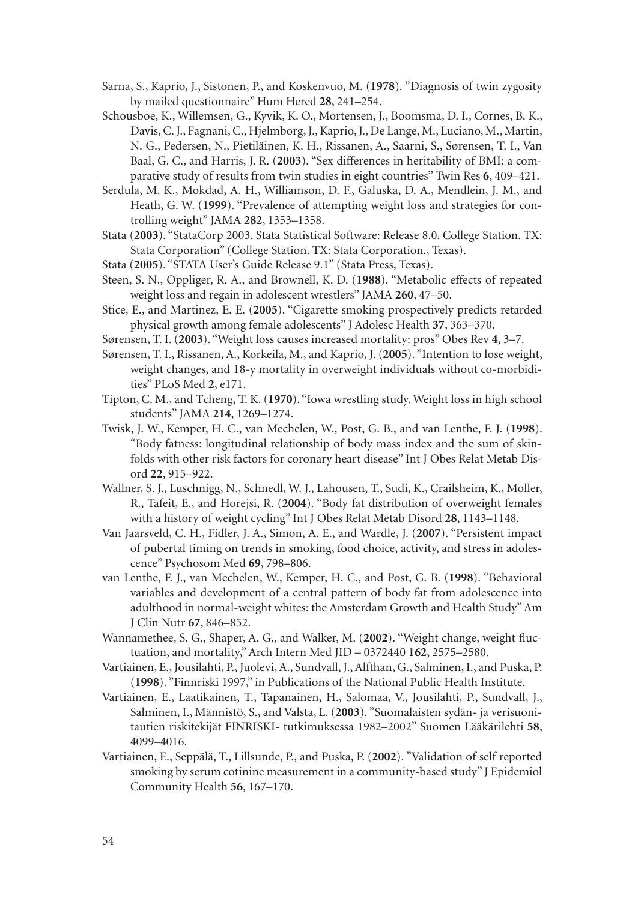Sarna, S., Kaprio, J., Sistonen, P., and Koskenvuo, M. (**1978**). "Diagnosis of twin zygosity by mailed questionnaire" Hum Hered **28**, 241–254.

Schousboe, K., Willemsen, G., Kyvik, K. O., Mortensen, J., Boomsma, D. I., Cornes, B. K., Davis, C. J., Fagnani, C., Hjelmborg, J., Kaprio, J., De Lange, M., Luciano, M., Martin, N. G., Pedersen, N., Pietiläinen, K. H., Rissanen, A., Saarni, S., Sørensen, T. I., Van Baal, G. C., and Harris, J. R. (**2003**). "Sex differences in heritability of BMI: a comparative study of results from twin studies in eight countries" Twin Res **6**, 409–421.

Serdula, M. K., Mokdad, A. H., Williamson, D. F., Galuska, D. A., Mendlein, J. M., and Heath, G. W. (**1999**). "Prevalence of attempting weight loss and strategies for controlling weight" JAMA **282**, 1353–1358.

Stata (**2003**). "StataCorp 2003. Stata Statistical Software: Release 8.0. College Station. TX: Stata Corporation" (College Station. TX: Stata Corporation., Texas).

Stata (**2005**). "STATA User's Guide Release 9.1" (Stata Press, Texas).

Steen, S. N., Oppliger, R. A., and Brownell, K. D. (**1988**). "Metabolic effects of repeated weight loss and regain in adolescent wrestlers" JAMA **260**, 47–50.

Stice, E., and Martinez, E. E. (**2005**). "Cigarette smoking prospectively predicts retarded physical growth among female adolescents" J Adolesc Health **37**, 363–370.

Sørensen, T. I. (**2003**). "Weight loss causes increased mortality: pros" Obes Rev **4**, 3–7.

Sørensen, T. I., Rissanen, A., Korkeila, M., and Kaprio, J. (**2005**). "Intention to lose weight, weight changes, and 18-y mortality in overweight individuals without co-morbidities" PLoS Med **2**, e171.

Tipton, C. M., and Tcheng, T. K. (**1970**). "Iowa wrestling study. Weight loss in high school students" JAMA **214**, 1269–1274.

Twisk, J. W., Kemper, H. C., van Mechelen, W., Post, G. B., and van Lenthe, F. J. (**1998**). "Body fatness: longitudinal relationship of body mass index and the sum of skinfolds with other risk factors for coronary heart disease" Int J Obes Relat Metab Disord **22**, 915–922.

Wallner, S. J., Luschnigg, N., Schnedl, W. J., Lahousen, T., Sudi, K., Crailsheim, K., Moller, R., Tafeit, E., and Horejsi, R. (**2004**). "Body fat distribution of overweight females with a history of weight cycling" Int J Obes Relat Metab Disord **28**, 1143–1148.

Van Jaarsveld, C. H., Fidler, J. A., Simon, A. E., and Wardle, J. (**2007**). "Persistent impact of pubertal timing on trends in smoking, food choice, activity, and stress in adolescence" Psychosom Med **69**, 798–806.

van Lenthe, F. J., van Mechelen, W., Kemper, H. C., and Post, G. B. (**1998**). "Behavioral variables and development of a central pattern of body fat from adolescence into adulthood in normal-weight whites: the Amsterdam Growth and Health Study" Am J Clin Nutr **67**, 846–852.

Wannamethee, S. G., Shaper, A. G., and Walker, M. (**2002**). "Weight change, weight fluctuation, and mortality," Arch Intern Med JID – 0372440 **162**, 2575–2580.

Vartiainen, E., Jousilahti, P., Juolevi, A., Sundvall, J., Alfthan, G., Salminen, I., and Puska, P. (**1998**). "Finnriski 1997," in Publications of the National Public Health Institute.

Vartiainen, E., Laatikainen, T., Tapanainen, H., Salomaa, V., Jousilahti, P., Sundvall, J., Salminen, I., Männistö, S., and Valsta, L. (**2003**). "Suomalaisten sydän- ja verisuonitautien riskitekijät FINRISKI- tutkimuksessa 1982–2002" Suomen Lääkärilehti **58**, 4099–4016.

Vartiainen, E., Seppälä, T., Lillsunde, P., and Puska, P. (**2002**). "Validation of self reported smoking by serum cotinine measurement in a community-based study" J Epidemiol Community Health **56**, 167–170.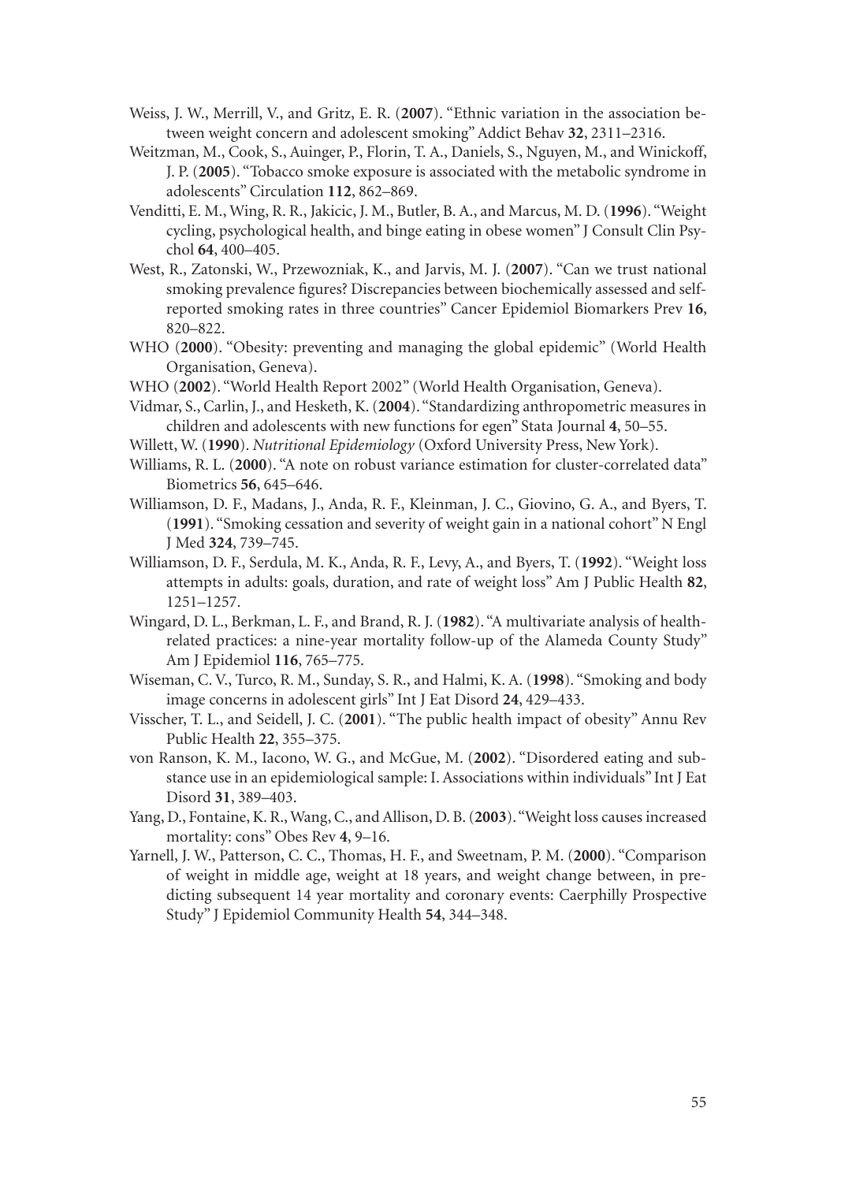Weiss, J. W., Merrill, V., and Gritz, E. R. (**2007**). "Ethnic variation in the association between weight concern and adolescent smoking" Addict Behav **32**, 2311–2316.

Weitzman, M., Cook, S., Auinger, P., Florin, T. A., Daniels, S., Nguyen, M., and Winickoff, J. P. (**2005**). "Tobacco smoke exposure is associated with the metabolic syndrome in adolescents" Circulation **112**, 862–869.

Venditti, E. M., Wing, R. R., Jakicic, J. M., Butler, B. A., and Marcus, M. D. (**1996**). "Weight cycling, psychological health, and binge eating in obese women" J Consult Clin Psychol **64**, 400–405.

West, R., Zatonski, W., Przewozniak, K., and Jarvis, M. J. (**2007**). "Can we trust national smoking prevalence figures? Discrepancies between biochemically assessed and self-reported smoking rates in three countries" Cancer Epidemiol Biomarkers Prev **16**, 820–822.

WHO (**2000**). "Obesity: preventing and managing the global epidemic" (World Health Organisation, Geneva).

WHO (**2002**). "World Health Report 2002" (World Health Organisation, Geneva).

Vidmar, S., Carlin, J., and Hesketh, K. (**2004**). "Standardizing anthropometric measures in children and adolescents with new functions for egen" Stata Journal **4**, 50–55.

Willett, W. (**1990**). *Nutritional Epidemiology* (Oxford University Press, New York).

Williams, R. L. (**2000**). "A note on robust variance estimation for cluster-correlated data" Biometrics **56**, 645–646.

Williamson, D. F., Madans, J., Anda, R. F., Kleinman, J. C., Giovino, G. A., and Byers, T. (**1991**). "Smoking cessation and severity of weight gain in a national cohort" N Engl J Med **324**, 739–745.

Williamson, D. F., Serdula, M. K., Anda, R. F., Levy, A., and Byers, T. (**1992**). "Weight loss attempts in adults: goals, duration, and rate of weight loss" Am J Public Health **82**, 1251–1257.

Wingard, D. L., Berkman, L. F., and Brand, R. J. (**1982**). "A multivariate analysis of health-related practices: a nine-year mortality follow-up of the Alameda County Study" Am J Epidemiol **116**, 765–775.

Wiseman, C. V., Turco, R. M., Sunday, S. R., and Halmi, K. A. (**1998**). "Smoking and body image concerns in adolescent girls" Int J Eat Disord **24**, 429–433.

Visscher, T. L., and Seidell, J. C. (**2001**). "The public health impact of obesity" Annu Rev Public Health **22**, 355–375.

von Ranson, K. M., Iacono, W. G., and McGue, M. (**2002**). "Disordered eating and substance use in an epidemiological sample: I. Associations within individuals" Int J Eat Disord **31**, 389–403.

Yang, D., Fontaine, K. R., Wang, C., and Allison, D. B. (**2003**). "Weight loss causes increased mortality: cons" Obes Rev **4**, 9–16.

Yarnell, J. W., Patterson, C. C., Thomas, H. F., and Sweetnam, P. M. (**2000**). "Comparison of weight in middle age, weight at 18 years, and weight change between, in predicting subsequent 14 year mortality and coronary events: Caerphilly Prospective Study" J Epidemiol Community Health **54**, 344–348.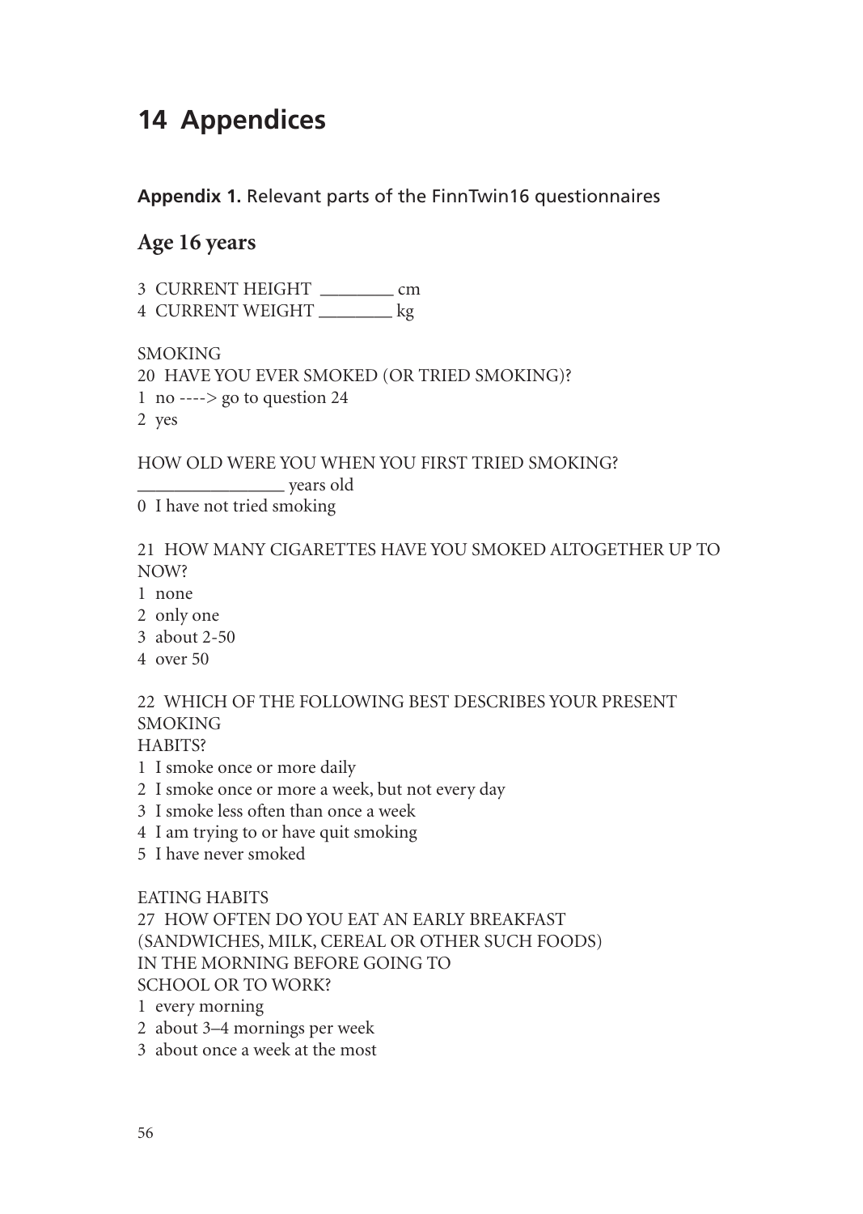# 14 Appendices

**Appendix 1.** Relevant parts of the FinnTwin16 questionnaires

## Age 16 years

3 CURRENT HEIGHT ________ cm
4 CURRENT WEIGHT ________ kg

SMOKING
20 HAVE YOU EVER SMOKED (OR TRIED SMOKING)?
1 no ----> go to question 24
2 yes

HOW OLD WERE YOU WHEN YOU FIRST TRIED SMOKING?
________________ years old
0 I have not tried smoking

21 HOW MANY CIGARETTES HAVE YOU SMOKED ALTOGETHER UP TO NOW?
1 none
2 only one
3 about 2-50
4 over 50

22 WHICH OF THE FOLLOWING BEST DESCRIBES YOUR PRESENT SMOKING HABITS?
1 I smoke once or more daily
2 I smoke once or more a week, but not every day
3 I smoke less often than once a week
4 I am trying to or have quit smoking
5 I have never smoked

EATING HABITS
27 HOW OFTEN DO YOU EAT AN EARLY BREAKFAST (SANDWICHES, MILK, CEREAL OR OTHER SUCH FOODS) IN THE MORNING BEFORE GOING TO SCHOOL OR TO WORK?
1 every morning
2 about 3–4 mornings per week
3 about once a week at the most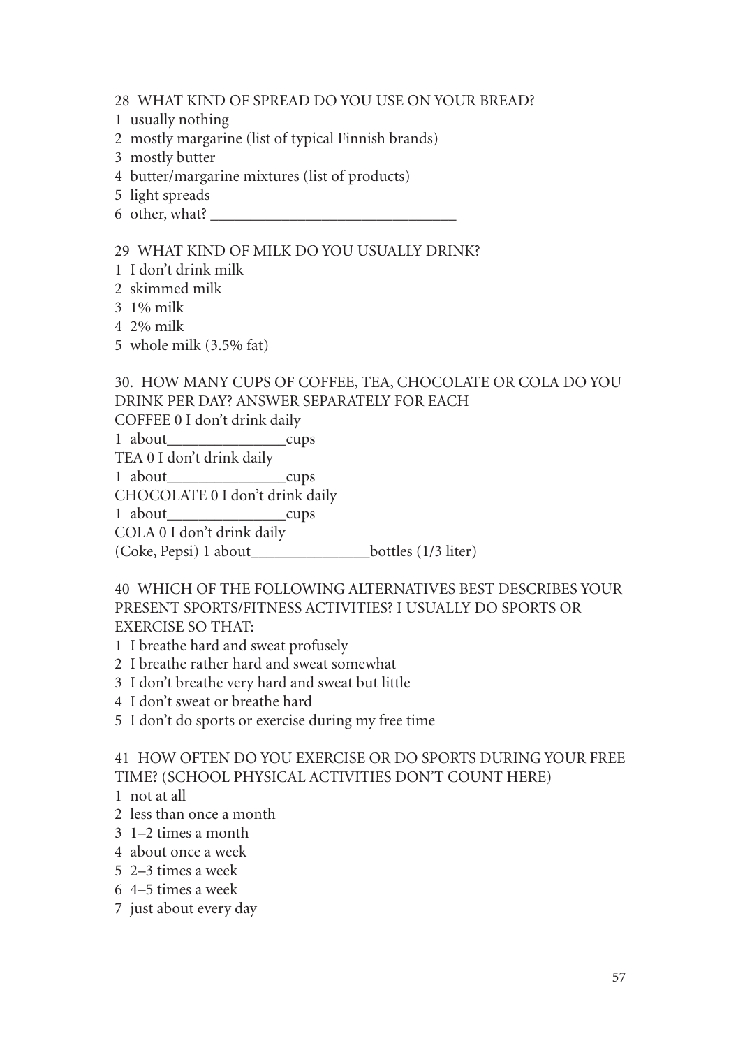28 WHAT KIND OF SPREAD DO YOU USE ON YOUR BREAD?
1 usually nothing
2 mostly margarine (list of typical Finnish brands)
3 mostly butter
4 butter/margarine mixtures (list of products)
5 light spreads
6 other, what? _______________________________

29 WHAT KIND OF MILK DO YOU USUALLY DRINK?
1 I don't drink milk
2 skimmed milk
3 1% milk
4 2% milk
5 whole milk (3.5% fat)

30. HOW MANY CUPS OF COFFEE, TEA, CHOCOLATE OR COLA DO YOU DRINK PER DAY? ANSWER SEPARATELY FOR EACH
COFFEE 0 I don't drink daily
1 about_______________cups
TEA 0 I don't drink daily
1 about_______________cups
CHOCOLATE 0 I don't drink daily
1 about_______________cups
COLA 0 I don't drink daily
(Coke, Pepsi) 1 about_______________bottles (1/3 liter)

40 WHICH OF THE FOLLOWING ALTERNATIVES BEST DESCRIBES YOUR PRESENT SPORTS/FITNESS ACTIVITIES? I USUALLY DO SPORTS OR EXERCISE SO THAT:
1 I breathe hard and sweat profusely
2 I breathe rather hard and sweat somewhat
3 I don't breathe very hard and sweat but little
4 I don't sweat or breathe hard
5 I don't do sports or exercise during my free time

41 HOW OFTEN DO YOU EXERCISE OR DO SPORTS DURING YOUR FREE TIME? (SCHOOL PHYSICAL ACTIVITIES DON'T COUNT HERE)
1 not at all
2 less than once a month
3 1–2 times a month
4 about once a week
5 2–3 times a week
6 4–5 times a week
7 just about every day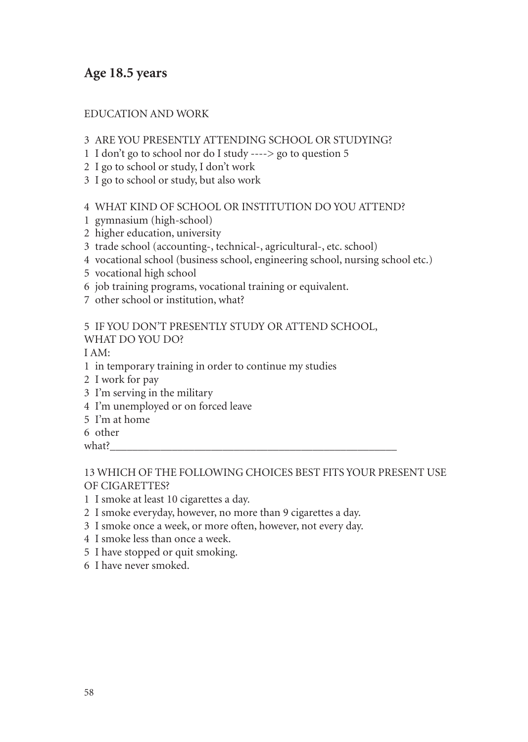## Age 18.5 years

EDUCATION AND WORK

3 ARE YOU PRESENTLY ATTENDING SCHOOL OR STUDYING?
1 I don't go to school nor do I study ----> go to question 5
2 I go to school or study, I don't work
3 I go to school or study, but also work

4 WHAT KIND OF SCHOOL OR INSTITUTION DO YOU ATTEND?
1 gymnasium (high-school)
2 higher education, university
3 trade school (accounting-, technical-, agricultural-, etc. school)
4 vocational school (business school, engineering school, nursing school etc.)
5 vocational high school
6 job training programs, vocational training or equivalent.
7 other school or institution, what?

5 IF YOU DON'T PRESENTLY STUDY OR ATTEND SCHOOL, WHAT DO YOU DO?
I AM:
1 in temporary training in order to continue my studies
2 I work for pay
3 I'm serving in the military
4 I'm unemployed or on forced leave
5 I'm at home
6 other
what?______________________________________________________

13 WHICH OF THE FOLLOWING CHOICES BEST FITS YOUR PRESENT USE OF CIGARETTES?
1 I smoke at least 10 cigarettes a day.
2 I smoke everyday, however, no more than 9 cigarettes a day.
3 I smoke once a week, or more often, however, not every day.
4 I smoke less than once a week.
5 I have stopped or quit smoking.
6 I have never smoked.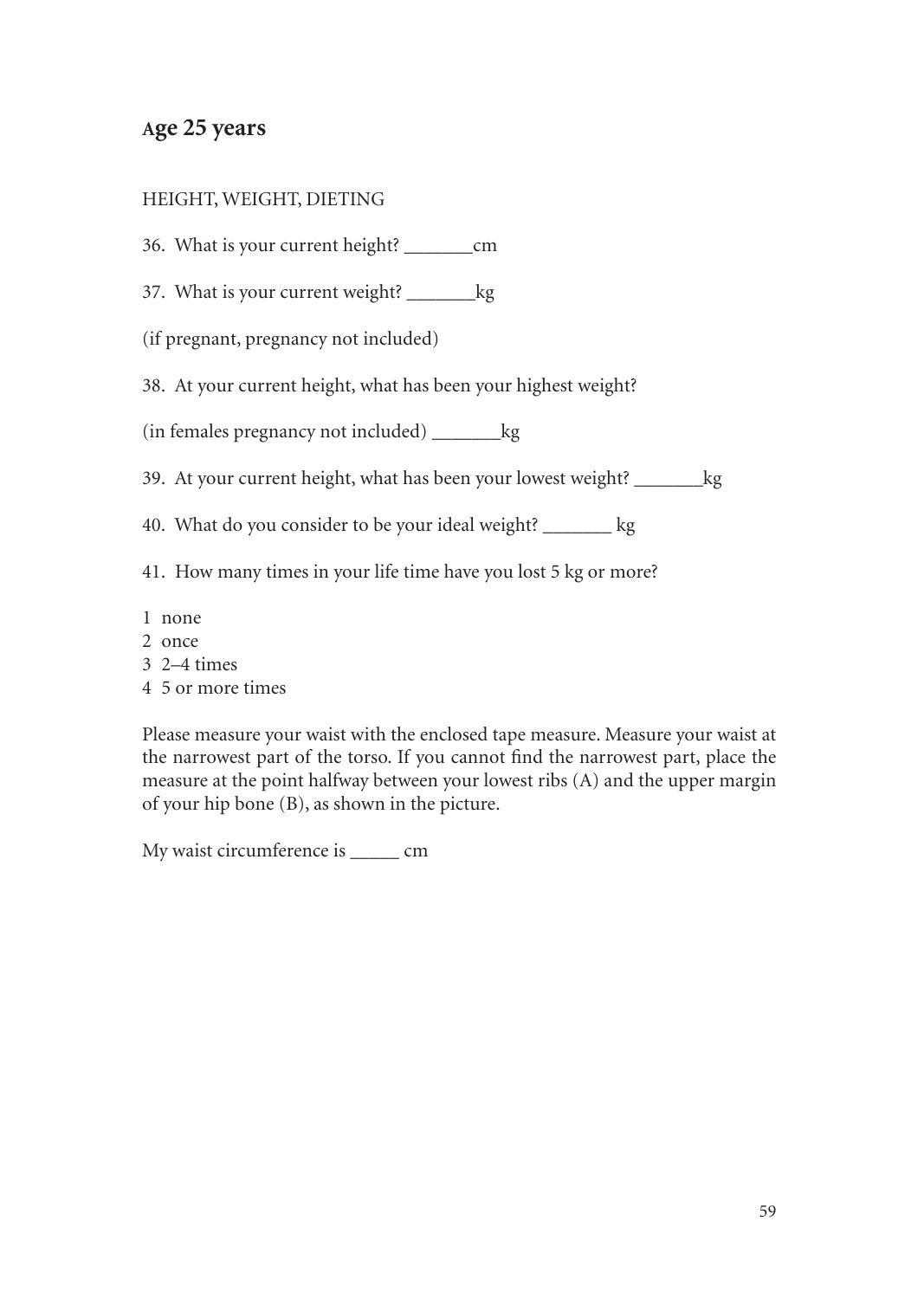## Age 25 years

HEIGHT, WEIGHT, DIETING

36. What is your current height? _______cm

37. What is your current weight? _______kg

(if pregnant, pregnancy not included)

38. At your current height, what has been your highest weight?

(in females pregnancy not included) _______kg

39. At your current height, what has been your lowest weight? _______kg

40. What do you consider to be your ideal weight? _______ kg

41. How many times in your life time have you lost 5 kg or more?

1 none
2 once
3 2–4 times
4 5 or more times

Please measure your waist with the enclosed tape measure. Measure your waist at the narrowest part of the torso. If you cannot find the narrowest part, place the measure at the point halfway between your lowest ribs (A) and the upper margin of your hip bone (B), as shown in the picture.

My waist circumference is _____ cm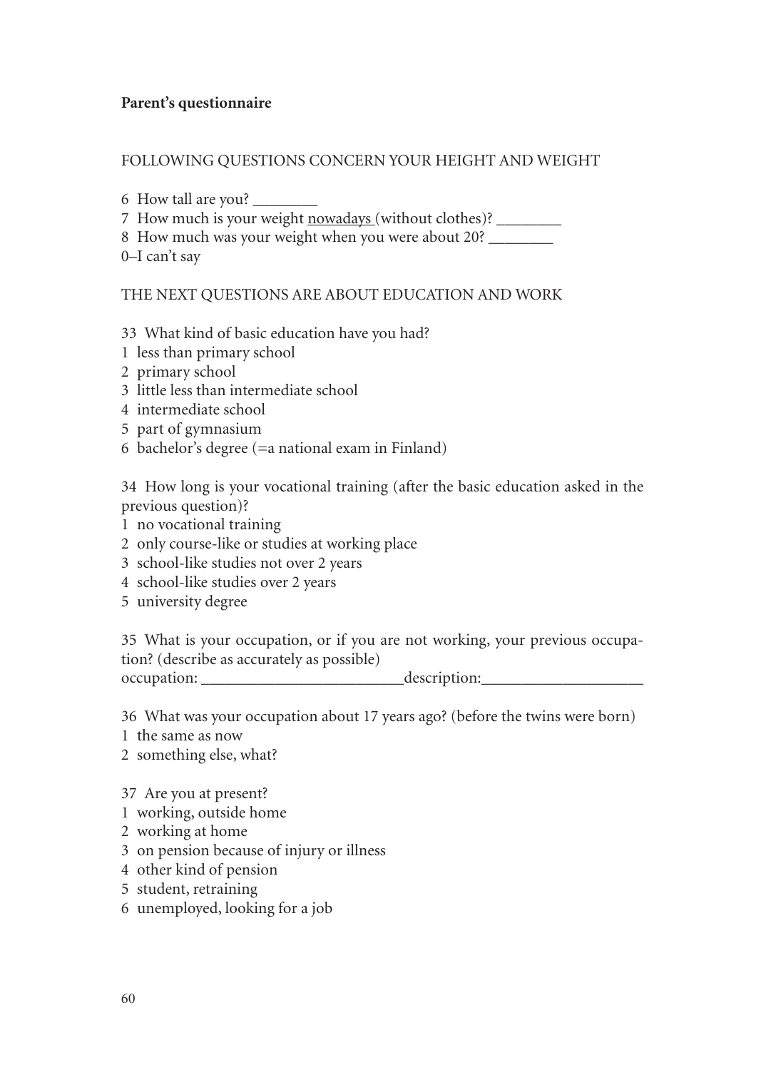**Parent's questionnaire**

FOLLOWING QUESTIONS CONCERN YOUR HEIGHT AND WEIGHT

6 How tall are you? ________
7 How much is your weight nowadays (without clothes)? ________
8 How much was your weight when you were about 20? ________
0–I can't say

THE NEXT QUESTIONS ARE ABOUT EDUCATION AND WORK

33 What kind of basic education have you had?
1 less than primary school
2 primary school
3 little less than intermediate school
4 intermediate school
5 part of gymnasium
6 bachelor's degree (=a national exam in Finland)

34 How long is your vocational training (after the basic education asked in the previous question)?
1 no vocational training
2 only course-like or studies at working place
3 school-like studies not over 2 years
4 school-like studies over 2 years
5 university degree

35 What is your occupation, or if you are not working, your previous occupation? (describe as accurately as possible)
occupation: ________________________description:___________________

36 What was your occupation about 17 years ago? (before the twins were born)
1 the same as now
2 something else, what?

37 Are you at present?
1 working, outside home
2 working at home
3 on pension because of injury or illness
4 other kind of pension
5 student, retraining
6 unemployed, looking for a job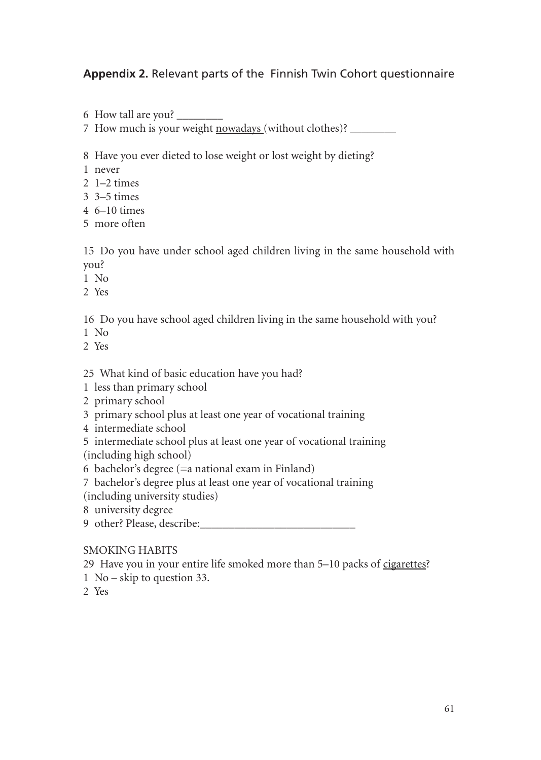## **Appendix 2.** Relevant parts of the Finnish Twin Cohort questionnaire

6 How tall are you? ________

7 How much is your weight nowadays (without clothes)? ________

8 Have you ever dieted to lose weight or lost weight by dieting?

1 never
2 1–2 times
3 3–5 times
4 6–10 times
5 more often

15 Do you have under school aged children living in the same household with you?

1 No
2 Yes

16 Do you have school aged children living in the same household with you?

1 No
2 Yes

25 What kind of basic education have you had?

1 less than primary school
2 primary school
3 primary school plus at least one year of vocational training
4 intermediate school
5 intermediate school plus at least one year of vocational training (including high school)
6 bachelor's degree (=a national exam in Finland)
7 bachelor's degree plus at least one year of vocational training (including university studies)
8 university degree
9 other? Please, describe:___________________________

SMOKING HABITS

29 Have you in your entire life smoked more than 5–10 packs of cigarettes?

1 No – skip to question 33.
2 Yes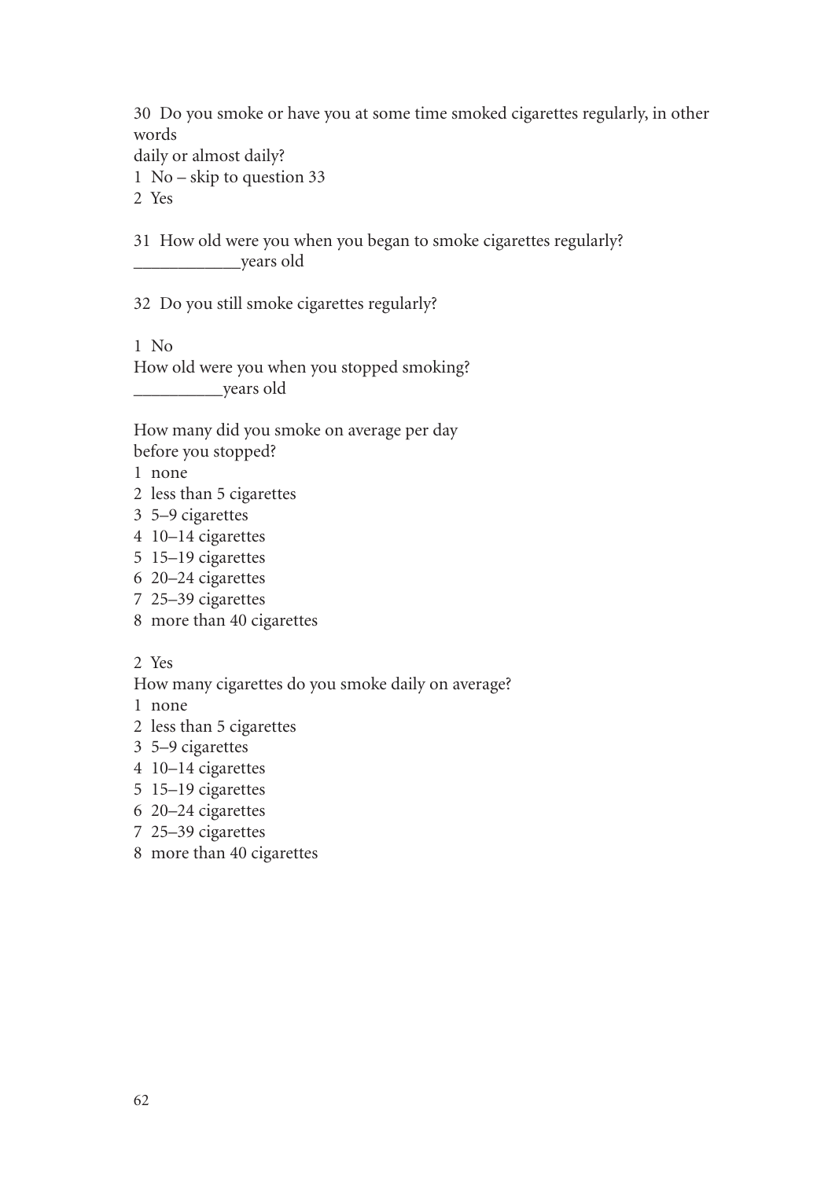30 Do you smoke or have you at some time smoked cigarettes regularly, in other words
daily or almost daily?
1 No – skip to question 33
2 Yes

31 How old were you when you began to smoke cigarettes regularly?
____________years old

32 Do you still smoke cigarettes regularly?

1 No
How old were you when you stopped smoking?
__________years old

How many did you smoke on average per day
before you stopped?
1 none
2 less than 5 cigarettes
3 5–9 cigarettes
4 10–14 cigarettes
5 15–19 cigarettes
6 20–24 cigarettes
7 25–39 cigarettes
8 more than 40 cigarettes

2 Yes
How many cigarettes do you smoke daily on average?
1 none
2 less than 5 cigarettes
3 5–9 cigarettes
4 10–14 cigarettes
5 15–19 cigarettes
6 20–24 cigarettes
7 25–39 cigarettes
8 more than 40 cigarettes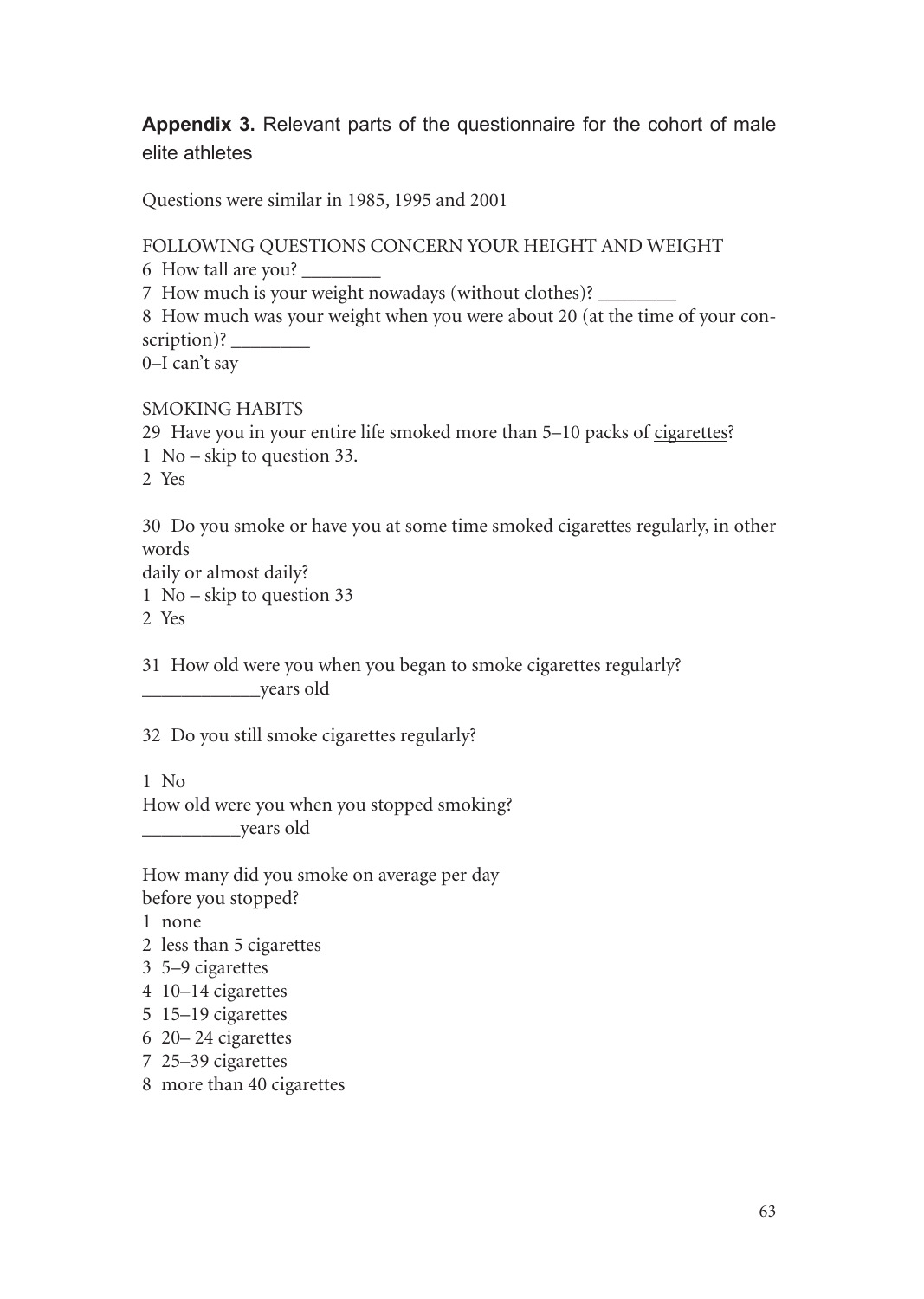**Appendix 3.** Relevant parts of the questionnaire for the cohort of male elite athletes

Questions were similar in 1985, 1995 and 2001

FOLLOWING QUESTIONS CONCERN YOUR HEIGHT AND WEIGHT

6 How tall are you? ________

7 How much is your weight <u>nowadays</u> (without clothes)? ________

8 How much was your weight when you were about 20 (at the time of your conscription)? ________

0–I can't say

SMOKING HABITS

29 Have you in your entire life smoked more than 5–10 packs of <u>cigarettes</u>?

1 No – skip to question 33.

2 Yes

30 Do you smoke or have you at some time smoked cigarettes regularly, in other words
daily or almost daily?

1 No – skip to question 33

2 Yes

31 How old were you when you began to smoke cigarettes regularly?
____________years old

32 Do you still smoke cigarettes regularly?

1 No

How old were you when you stopped smoking?
__________years old

How many did you smoke on average per day
before you stopped?

1 none

2 less than 5 cigarettes

3 5–9 cigarettes

4 10–14 cigarettes

5 15–19 cigarettes

6 20– 24 cigarettes

7 25–39 cigarettes

8 more than 40 cigarettes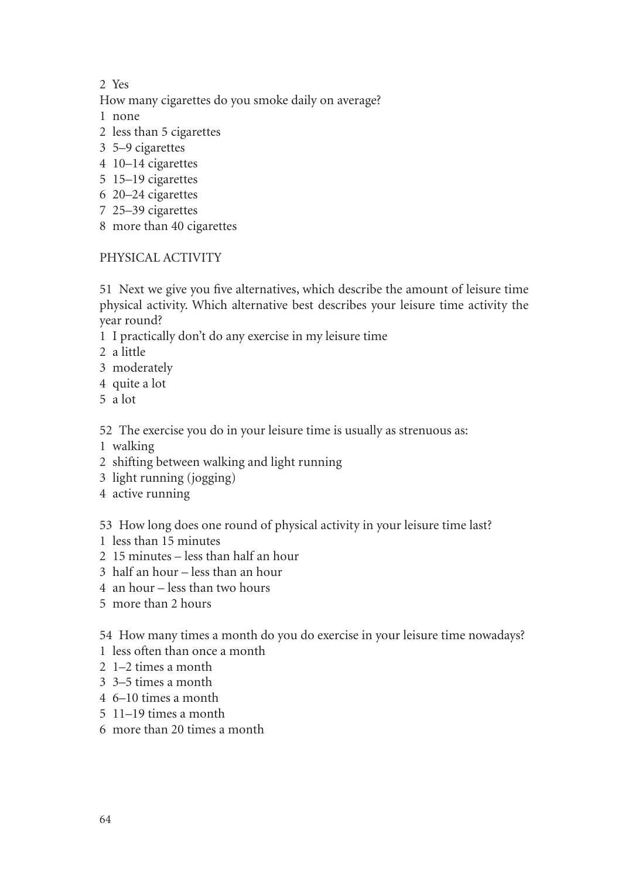2 Yes

How many cigarettes do you smoke daily on average?

1 none
2 less than 5 cigarettes
3 5–9 cigarettes
4 10–14 cigarettes
5 15–19 cigarettes
6 20–24 cigarettes
7 25–39 cigarettes
8 more than 40 cigarettes

PHYSICAL ACTIVITY

51 Next we give you five alternatives, which describe the amount of leisure time physical activity. Which alternative best describes your leisure time activity the year round?

1 I practically don't do any exercise in my leisure time
2 a little
3 moderately
4 quite a lot
5 a lot

52 The exercise you do in your leisure time is usually as strenuous as:

1 walking
2 shifting between walking and light running
3 light running (jogging)
4 active running

53 How long does one round of physical activity in your leisure time last?

1 less than 15 minutes
2 15 minutes – less than half an hour
3 half an hour – less than an hour
4 an hour – less than two hours
5 more than 2 hours

54 How many times a month do you do exercise in your leisure time nowadays?

1 less often than once a month
2 1–2 times a month
3 3–5 times a month
4 6–10 times a month
5 11–19 times a month
6 more than 20 times a month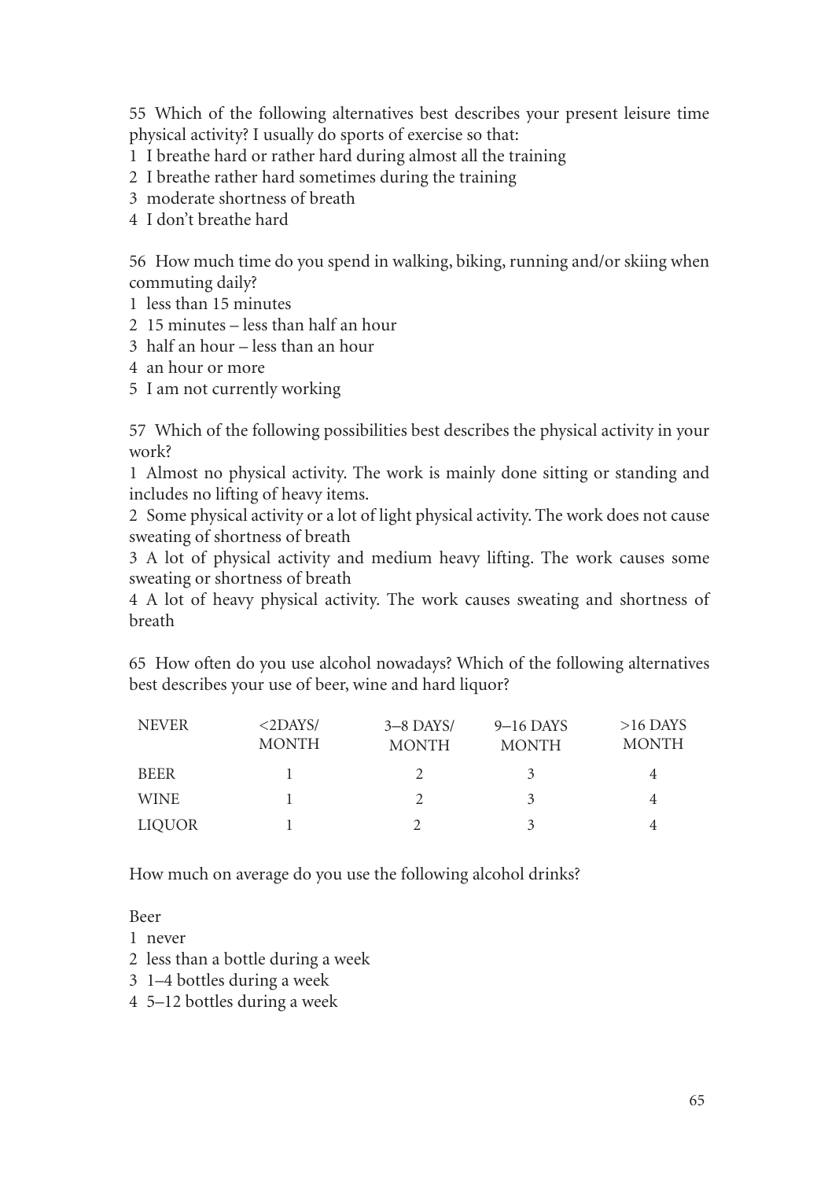55 Which of the following alternatives best describes your present leisure time physical activity? I usually do sports of exercise so that:

1 I breathe hard or rather hard during almost all the training
2 I breathe rather hard sometimes during the training
3 moderate shortness of breath
4 I don't breathe hard

56 How much time do you spend in walking, biking, running and/or skiing when commuting daily?

1 less than 15 minutes
2 15 minutes – less than half an hour
3 half an hour – less than an hour
4 an hour or more
5 I am not currently working

57 Which of the following possibilities best describes the physical activity in your work?

1 Almost no physical activity. The work is mainly done sitting or standing and includes no lifting of heavy items.
2 Some physical activity or a lot of light physical activity. The work does not cause sweating of shortness of breath
3 A lot of physical activity and medium heavy lifting. The work causes some sweating or shortness of breath
4 A lot of heavy physical activity. The work causes sweating and shortness of breath

65 How often do you use alcohol nowadays? Which of the following alternatives best describes your use of beer, wine and hard liquor?

| NEVER | <2DAYS/ MONTH | 3–8 DAYS/ MONTH | 9–16 DAYS MONTH | >16 DAYS MONTH |
|---|---|---|---|---|
| BEER | 1 | 2 | 3 | 4 |
| WINE | 1 | 2 | 3 | 4 |
| LIQUOR | 1 | 2 | 3 | 4 |

How much on average do you use the following alcohol drinks?

Beer

1 never
2 less than a bottle during a week
3 1–4 bottles during a week
4 5–12 bottles during a week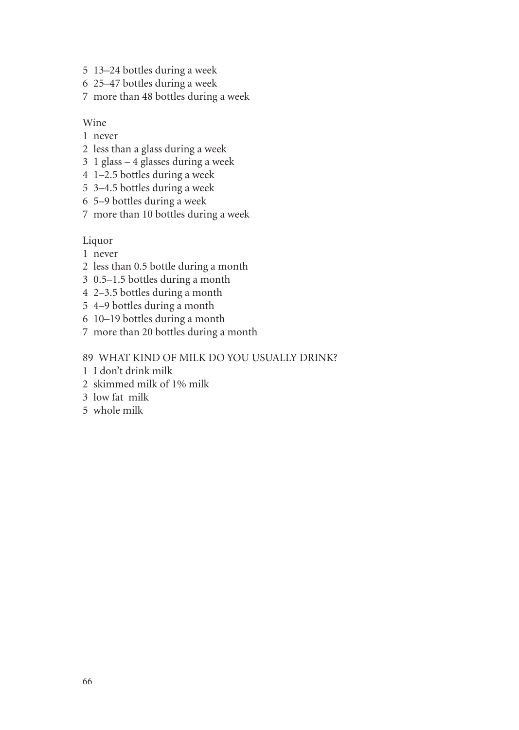5 13–24 bottles during a week
6 25–47 bottles during a week
7 more than 48 bottles during a week

Wine
1 never
2 less than a glass during a week
3 1 glass – 4 glasses during a week
4 1–2.5 bottles during a week
5 3–4.5 bottles during a week
6 5–9 bottles during a week
7 more than 10 bottles during a week

Liquor
1 never
2 less than 0.5 bottle during a month
3 0.5–1.5 bottles during a month
4 2–3.5 bottles during a month
5 4–9 bottles during a month
6 10–19 bottles during a month
7 more than 20 bottles during a month

89 WHAT KIND OF MILK DO YOU USUALLY DRINK?
1 I don't drink milk
2 skimmed milk of 1% milk
3 low fat milk
5 whole milk